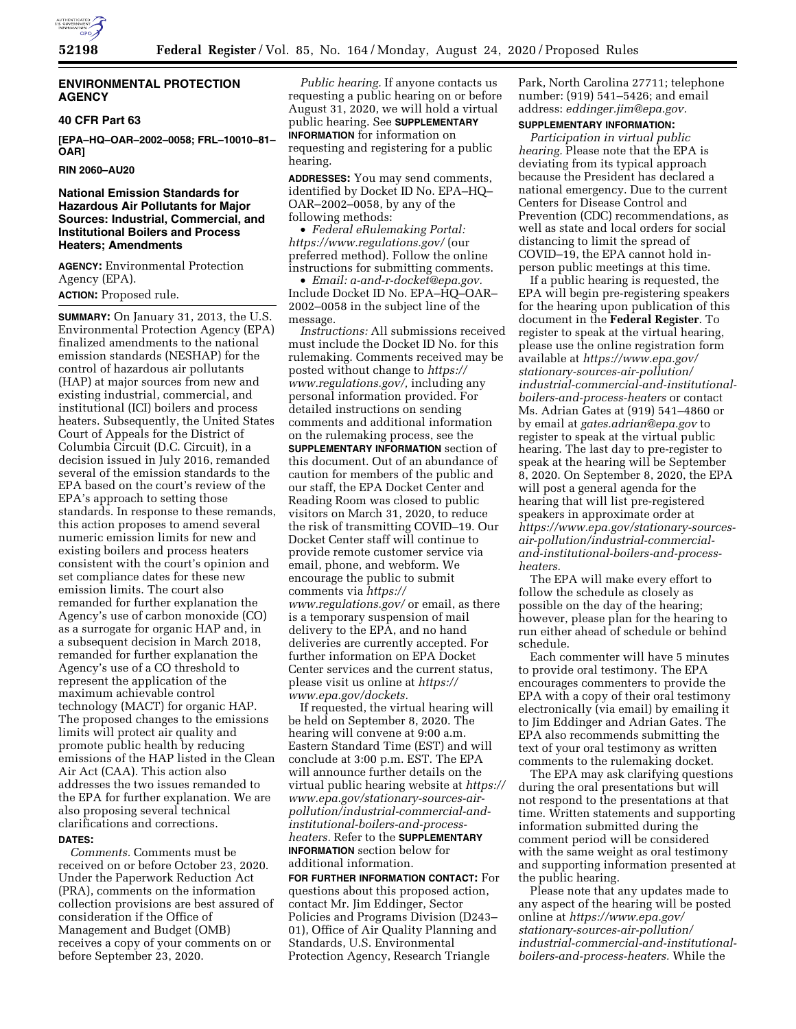## ENVIRONMENTAL PROTECTION AGENCY

### 40 CFR Part 63

**[EPA–HQ–OAR–2002–0058; FRL–10010–81–OAR]**

**RIN 2060–AU20**

### National Emission Standards for Hazardous Air Pollutants for Major Sources: Industrial, Commercial, and Institutional Boilers and Process Heaters; Amendments

**AGENCY:** Environmental Protection Agency (EPA).

**ACTION:** Proposed rule.

**SUMMARY:** On January 31, 2013, the U.S. Environmental Protection Agency (EPA) finalized amendments to the national emission standards (NESHAP) for the control of hazardous air pollutants (HAP) at major sources from new and existing industrial, commercial, and institutional (ICI) boilers and process heaters. Subsequently, the United States Court of Appeals for the District of Columbia Circuit (D.C. Circuit), in a decision issued in July 2016, remanded several of the emission standards to the EPA based on the court's review of the EPA's approach to setting those standards. In response to these remands, this action proposes to amend several numeric emission limits for new and existing boilers and process heaters consistent with the court's opinion and set compliance dates for these new emission limits. The court also remanded for further explanation the Agency's use of carbon monoxide (CO) as a surrogate for organic HAP and, in a subsequent decision in March 2018, remanded for further explanation the Agency's use of a CO threshold to represent the application of the maximum achievable control technology (MACT) for organic HAP. The proposed changes to the emissions limits will protect air quality and promote public health by reducing emissions of the HAP listed in the Clean Air Act (CAA). This action also addresses the two issues remanded to the EPA for further explanation. We are also proposing several technical clarifications and corrections.

**DATES:**

*Comments.* Comments must be received on or before October 23, 2020. Under the Paperwork Reduction Act (PRA), comments on the information collection provisions are best assured of consideration if the Office of Management and Budget (OMB) receives a copy of your comments on or before September 23, 2020.

*Public hearing.* If anyone contacts us requesting a public hearing on or before August 31, 2020, we will hold a virtual public hearing. See **SUPPLEMENTARY INFORMATION** for information on requesting and registering for a public hearing.

**ADDRESSES:** You may send comments, identified by Docket ID No. EPA–HQ–OAR–2002–0058, by any of the following methods:

- *Federal eRulemaking Portal: https://www.regulations.gov/* (our preferred method). Follow the online instructions for submitting comments.
- *Email: a-and-r-docket@epa.gov.* Include Docket ID No. EPA–HQ–OAR–2002–0058 in the subject line of the message.

*Instructions:* All submissions received must include the Docket ID No. for this rulemaking. Comments received may be posted without change to *https://www.regulations.gov/,* including any personal information provided. For detailed instructions on sending comments and additional information on the rulemaking process, see the **SUPPLEMENTARY INFORMATION** section of this document. Out of an abundance of caution for members of the public and our staff, the EPA Docket Center and Reading Room was closed to public visitors on March 31, 2020, to reduce the risk of transmitting COVID–19. Our Docket Center staff will continue to provide remote customer service via email, phone, and webform. We encourage the public to submit comments via *https://www.regulations.gov/* or email, as there is a temporary suspension of mail delivery to the EPA, and no hand deliveries are currently accepted. For further information on EPA Docket Center services and the current status, please visit us online at *https://www.epa.gov/dockets.*

If requested, the virtual hearing will be held on September 8, 2020. The hearing will convene at 9:00 a.m. Eastern Standard Time (EST) and will conclude at 3:00 p.m. EST. The EPA will announce further details on the virtual public hearing website at *https://www.epa.gov/stationary-sources-air-pollution/industrial-commercial-and-institutional-boilers-and-process-heaters.* Refer to the **SUPPLEMENTARY INFORMATION** section below for additional information.

**FOR FURTHER INFORMATION CONTACT:** For questions about this proposed action, contact Mr. Jim Eddinger, Sector Policies and Programs Division (D243–01), Office of Air Quality Planning and Standards, U.S. Environmental Protection Agency, Research Triangle Park, North Carolina 27711; telephone number: (919) 541–5426; and email address: *eddinger.jim@epa.gov.*

**SUPPLEMENTARY INFORMATION:**

*Participation in virtual public hearing.* Please note that the EPA is deviating from its typical approach because the President has declared a national emergency. Due to the current Centers for Disease Control and Prevention (CDC) recommendations, as well as state and local orders for social distancing to limit the spread of COVID–19, the EPA cannot hold in-person public meetings at this time.

If a public hearing is requested, the EPA will begin pre-registering speakers for the hearing upon publication of this document in the **Federal Register**. To register to speak at the virtual hearing, please use the online registration form available at *https://www.epa.gov/stationary-sources-air-pollution/industrial-commercial-and-institutional-boilers-and-process-heaters* or contact Ms. Adrian Gates at (919) 541–4860 or by email at *gates.adrian@epa.gov* to register to speak at the virtual public hearing. The last day to pre-register to speak at the hearing will be September 8, 2020. On September 8, 2020, the EPA will post a general agenda for the hearing that will list pre-registered speakers in approximate order at *https://www.epa.gov/stationary-sources-air-pollution/industrial-commercial-and-institutional-boilers-and-process-heaters.*

The EPA will make every effort to follow the schedule as closely as possible on the day of the hearing; however, please plan for the hearing to run either ahead of schedule or behind schedule.

Each commenter will have 5 minutes to provide oral testimony. The EPA encourages commenters to provide the EPA with a copy of their oral testimony electronically (via email) by emailing it to Jim Eddinger and Adrian Gates. The EPA also recommends submitting the text of your oral testimony as written comments to the rulemaking docket.

The EPA may ask clarifying questions during the oral presentations but will not respond to the presentations at that time. Written statements and supporting information submitted during the comment period will be considered with the same weight as oral testimony and supporting information presented at the public hearing.

Please note that any updates made to any aspect of the hearing will be posted online at *https://www.epa.gov/stationary-sources-air-pollution/industrial-commercial-and-institutional-boilers-and-process-heaters.* While the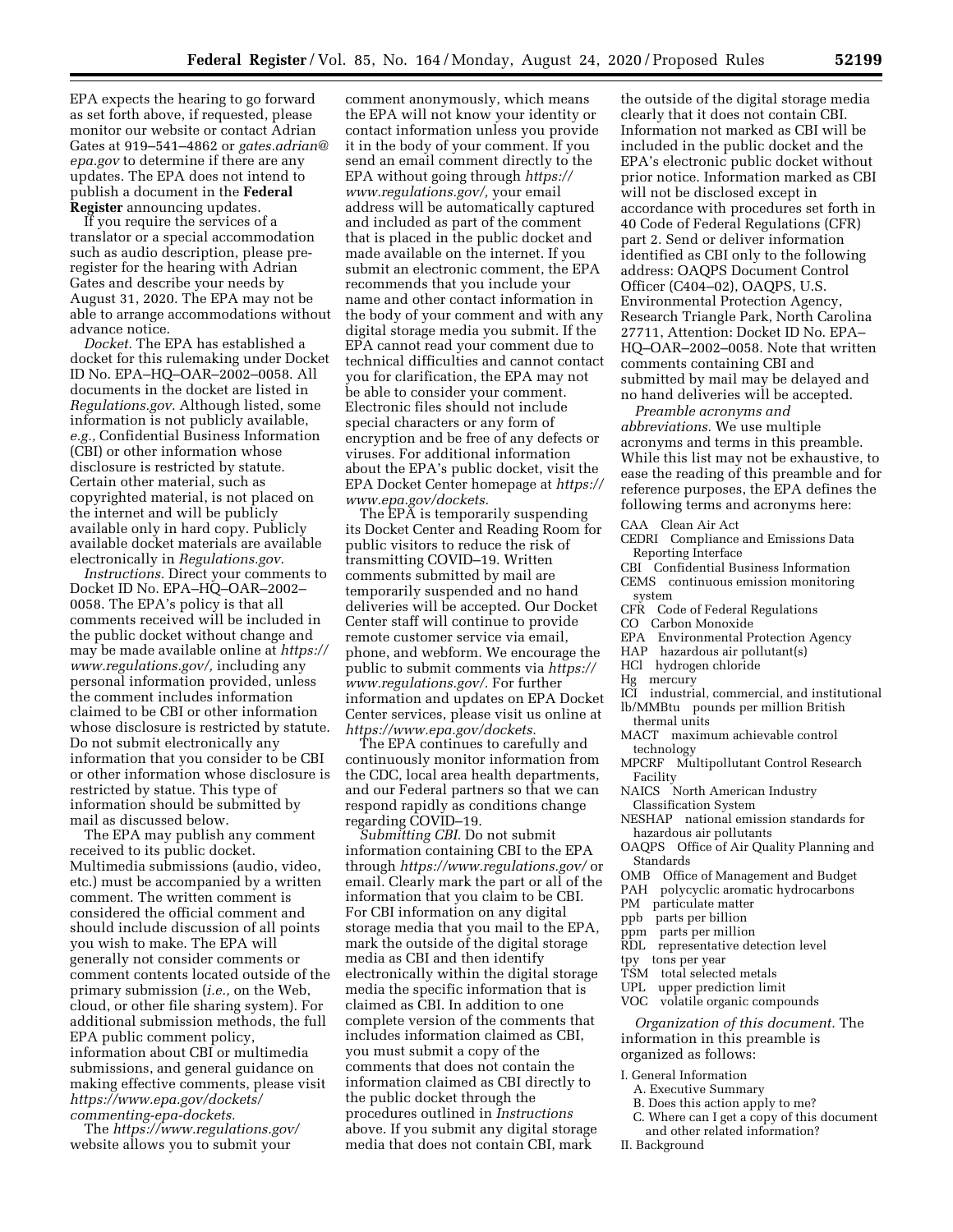EPA expects the hearing to go forward as set forth above, if requested, please monitor our website or contact Adrian Gates at 919–541–4862 or *gates.adrian@epa.gov* to determine if there are any updates. The EPA does not intend to publish a document in the **Federal Register** announcing updates.

If you require the services of a translator or a special accommodation such as audio description, please pre-register for the hearing with Adrian Gates and describe your needs by August 31, 2020. The EPA may not be able to arrange accommodations without advance notice.

*Docket.* The EPA has established a docket for this rulemaking under Docket ID No. EPA–HQ–OAR–2002–0058. All documents in the docket are listed in *Regulations.gov.* Although listed, some information is not publicly available, *e.g.,* Confidential Business Information (CBI) or other information whose disclosure is restricted by statute. Certain other material, such as copyrighted material, is not placed on the internet and will be publicly available only in hard copy. Publicly available docket materials are available electronically in *Regulations.gov.*

*Instructions.* Direct your comments to Docket ID No. EPA–HQ–OAR–2002–0058. The EPA's policy is that all comments received will be included in the public docket without change and may be made available online at *https://www.regulations.gov/,* including any personal information provided, unless the comment includes information claimed to be CBI or other information whose disclosure is restricted by statute. Do not submit electronically any information that you consider to be CBI or other information whose disclosure is restricted by statue. This type of information should be submitted by mail as discussed below.

The EPA may publish any comment received to its public docket. Multimedia submissions (audio, video, etc.) must be accompanied by a written comment. The written comment is considered the official comment and should include discussion of all points you wish to make. The EPA will generally not consider comments or comment contents located outside of the primary submission (*i.e.,* on the Web, cloud, or other file sharing system). For additional submission methods, the full EPA public comment policy, information about CBI or multimedia submissions, and general guidance on making effective comments, please visit *https://www.epa.gov/dockets/commenting-epa-dockets.*

The *https://www.regulations.gov/* website allows you to submit your comment anonymously, which means the EPA will not know your identity or contact information unless you provide it in the body of your comment. If you send an email comment directly to the EPA without going through *https://www.regulations.gov/,* your email address will be automatically captured and included as part of the comment that is placed in the public docket and made available on the internet. If you submit an electronic comment, the EPA recommends that you include your name and other contact information in the body of your comment and with any digital storage media you submit. If the EPA cannot read your comment due to technical difficulties and cannot contact you for clarification, the EPA may not be able to consider your comment. Electronic files should not include special characters or any form of encryption and be free of any defects or viruses. For additional information about the EPA's public docket, visit the EPA Docket Center homepage at *https://www.epa.gov/dockets.*

The EPA is temporarily suspending its Docket Center and Reading Room for public visitors to reduce the risk of transmitting COVID–19. Written comments submitted by mail are temporarily suspended and no hand deliveries will be accepted. Our Docket Center staff will continue to provide remote customer service via email, phone, and webform. We encourage the public to submit comments via *https://www.regulations.gov/.* For further information and updates on EPA Docket Center services, please visit us online at *https://www.epa.gov/dockets.*

The EPA continues to carefully and continuously monitor information from the CDC, local area health departments, and our Federal partners so that we can respond rapidly as conditions change regarding COVID–19.

*Submitting CBI.* Do not submit information containing CBI to the EPA through *https://www.regulations.gov/* or email. Clearly mark the part or all of the information that you claim to be CBI. For CBI information on any digital storage media that you mail to the EPA, mark the outside of the digital storage media as CBI and then identify electronically within the digital storage media the specific information that is claimed as CBI. In addition to one complete version of the comments that includes information claimed as CBI, you must submit a copy of the comments that does not contain the information claimed as CBI directly to the public docket through the procedures outlined in *Instructions* above. If you submit any digital storage media that does not contain CBI, mark the outside of the digital storage media clearly that it does not contain CBI. Information not marked as CBI will be included in the public docket and the EPA's electronic public docket without prior notice. Information marked as CBI will not be disclosed except in accordance with procedures set forth in 40 Code of Federal Regulations (CFR) part 2. Send or deliver information identified as CBI only to the following address: OAQPS Document Control Officer (C404–02), OAQPS, U.S. Environmental Protection Agency, Research Triangle Park, North Carolina 27711, Attention: Docket ID No. EPA–HQ–OAR–2002–0058. Note that written comments containing CBI and submitted by mail may be delayed and no hand deliveries will be accepted.

*Preamble acronyms and abbreviations.* We use multiple acronyms and terms in this preamble. While this list may not be exhaustive, to ease the reading of this preamble and for reference purposes, the EPA defines the following terms and acronyms here:

CAA Clean Air Act
CEDRI Compliance and Emissions Data Reporting Interface
CBI Confidential Business Information
CEMS continuous emission monitoring system
CFR Code of Federal Regulations
CO Carbon Monoxide
EPA Environmental Protection Agency
HAP hazardous air pollutant(s)
HCl hydrogen chloride
Hg mercury
ICI industrial, commercial, and institutional
lb/MMBtu pounds per million British thermal units
MACT maximum achievable control technology
MPCRF Multipollutant Control Research Facility
NAICS North American Industry Classification System
NESHAP national emission standards for hazardous air pollutants
OAQPS Office of Air Quality Planning and Standards
OMB Office of Management and Budget
PAH polycyclic aromatic hydrocarbons
PM particulate matter
ppb parts per billion
ppm parts per million
RDL representative detection level
tpy tons per year
TSM total selected metals
UPL upper prediction limit
VOC volatile organic compounds

*Organization of this document.* The information in this preamble is organized as follows:

I. General Information
 A. Executive Summary
 B. Does this action apply to me?
 C. Where can I get a copy of this document and other related information?
II. Background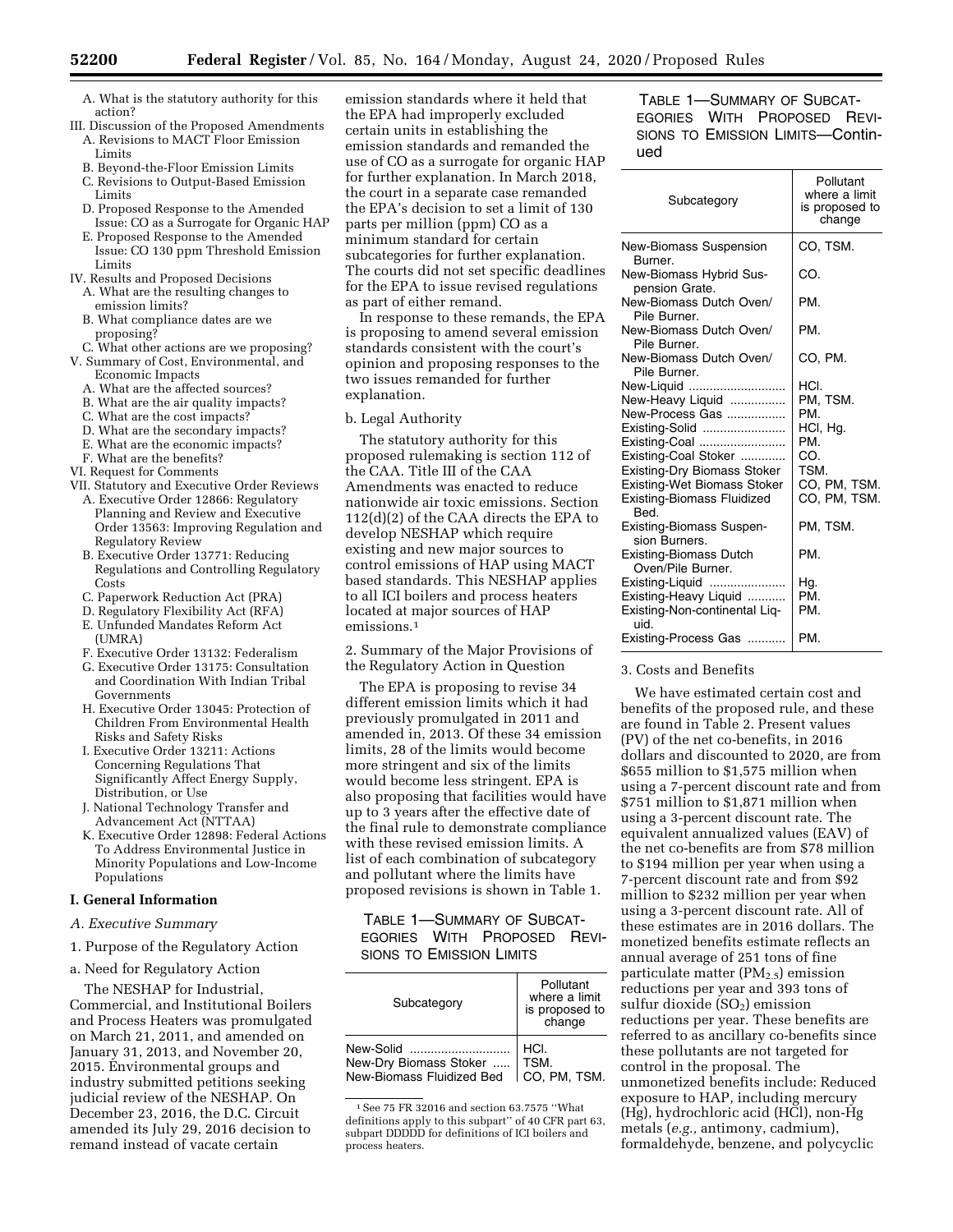A. What is the statutory authority for this action?
III. Discussion of the Proposed Amendments
   A. Revisions to MACT Floor Emission Limits
   B. Beyond-the-Floor Emission Limits
   C. Revisions to Output-Based Emission Limits
   D. Proposed Response to the Amended Issue: CO as a Surrogate for Organic HAP
   E. Proposed Response to the Amended Issue: CO 130 ppm Threshold Emission Limits
IV. Results and Proposed Decisions
   A. What are the resulting changes to emission limits?
   B. What compliance dates are we proposing?
   C. What other actions are we proposing?
V. Summary of Cost, Environmental, and Economic Impacts
   A. What are the affected sources?
   B. What are the air quality impacts?
   C. What are the cost impacts?
   D. What are the secondary impacts?
   E. What are the economic impacts?
   F. What are the benefits?
VI. Request for Comments
VII. Statutory and Executive Order Reviews
   A. Executive Order 12866: Regulatory Planning and Review and Executive Order 13563: Improving Regulation and Regulatory Review
   B. Executive Order 13771: Reducing Regulations and Controlling Regulatory Costs
   C. Paperwork Reduction Act (PRA)
   D. Regulatory Flexibility Act (RFA)
   E. Unfunded Mandates Reform Act (UMRA)
   F. Executive Order 13132: Federalism
   G. Executive Order 13175: Consultation and Coordination With Indian Tribal Governments
   H. Executive Order 13045: Protection of Children From Environmental Health Risks and Safety Risks
   I. Executive Order 13211: Actions Concerning Regulations That Significantly Affect Energy Supply, Distribution, or Use
   J. National Technology Transfer and Advancement Act (NTTAA)
   K. Executive Order 12898: Federal Actions To Address Environmental Justice in Minority Populations and Low-Income Populations

## I. General Information

### A. Executive Summary

1. Purpose of the Regulatory Action

a. Need for Regulatory Action

The NESHAP for Industrial, Commercial, and Institutional Boilers and Process Heaters was promulgated on March 21, 2011, and amended on January 31, 2013, and November 20, 2015. Environmental groups and industry submitted petitions seeking judicial review of the NESHAP. On December 23, 2016, the D.C. Circuit amended its July 29, 2016 decision to remand instead of vacate certain emission standards where it held that the EPA had improperly excluded certain units in establishing the emission standards and remanded the use of CO as a surrogate for organic HAP for further explanation. In March 2018, the court in a separate case remanded the EPA's decision to set a limit of 130 parts per million (ppm) CO as a minimum standard for certain subcategories for further explanation. The courts did not set specific deadlines for the EPA to issue revised regulations as part of either remand.

In response to these remands, the EPA is proposing to amend several emission standards consistent with the court's opinion and proposing responses to the two issues remanded for further explanation.

b. Legal Authority

The statutory authority for this proposed rulemaking is section 112 of the CAA. Title III of the CAA Amendments was enacted to reduce nationwide air toxic emissions. Section 112(d)(2) of the CAA directs the EPA to develop NESHAP which require existing and new major sources to control emissions of HAP using MACT based standards. This NESHAP applies to all ICI boilers and process heaters located at major sources of HAP emissions.[1]

2. Summary of the Major Provisions of the Regulatory Action in Question

The EPA is proposing to revise 34 different emission limits which it had previously promulgated in 2011 and amended in, 2013. Of these 34 emission limits, 28 of the limits would become more stringent and six of the limits would become less stringent. EPA is also proposing that facilities would have up to 3 years after the effective date of the final rule to demonstrate compliance with these revised emission limits. A list of each combination of subcategory and pollutant where the limits have proposed revisions is shown in Table 1.

TABLE 1—SUMMARY OF SUBCATEGORIES WITH PROPOSED REVISIONS TO EMISSION LIMITS

| Subcategory | Pollutant where a limit is proposed to change |
|---|---|
| New-Solid | HCl. |
| New-Dry Biomass Stoker | TSM. |
| New-Biomass Fluidized Bed | CO, PM, TSM. |
| New-Biomass Suspension Burner. | CO, TSM. |
| New-Biomass Hybrid Suspension Grate. | CO. |
| New-Biomass Dutch Oven/Pile Burner. | PM. |
| New-Biomass Dutch Oven/Pile Burner. | PM. |
| New-Biomass Dutch Oven/Pile Burner. | CO, PM. |
| New-Liquid | HCl. |
| New-Heavy Liquid | PM, TSM. |
| New-Process Gas | PM. |
| Existing-Solid | HCl, Hg. |
| Existing-Coal | PM. |
| Existing-Coal Stoker | CO. |
| Existing-Dry Biomass Stoker | TSM. |
| Existing-Wet Biomass Stoker | CO, PM, TSM. |
| Existing-Biomass Fluidized Bed. | CO, PM, TSM. |
| Existing-Biomass Suspension Burners. | PM, TSM. |
| Existing-Biomass Dutch Oven/Pile Burner. | PM. |
| Existing-Liquid | Hg. |
| Existing-Heavy Liquid | PM. |
| Existing-Non-continental Liquid. | PM. |
| Existing-Process Gas | PM. |

3. Costs and Benefits

We have estimated certain cost and benefits of the proposed rule, and these are found in Table 2. Present values (PV) of the net co-benefits, in 2016 dollars and discounted to 2020, are from \$655 million to \$1,575 million when using a 7-percent discount rate and from \$751 million to \$1,871 million when using a 3-percent discount rate. The equivalent annualized values (EAV) of the net co-benefits are from \$78 million to \$194 million per year when using a 7-percent discount rate and from \$92 million to \$232 million per year when using a 3-percent discount rate. All of these estimates are in 2016 dollars. The monetized benefits estimate reflects an annual average of 251 tons of fine particulate matter ($PM_{2.5}$) emission reductions per year and 393 tons of sulfur dioxide ($SO_2$) emission reductions per year. These benefits are referred to as ancillary co-benefits since these pollutants are not targeted for control in the proposal. The unmonetized benefits include: Reduced exposure to HAP, including mercury (Hg), hydrochloric acid (HCl), non-Hg metals (*e.g.,* antimony, cadmium), formaldehyde, benzene, and polycyclic

[1] See 75 FR 32016 and section 63.7575 "What definitions apply to this subpart" of 40 CFR part 63, subpart DDDDD for definitions of ICI boilers and process heaters.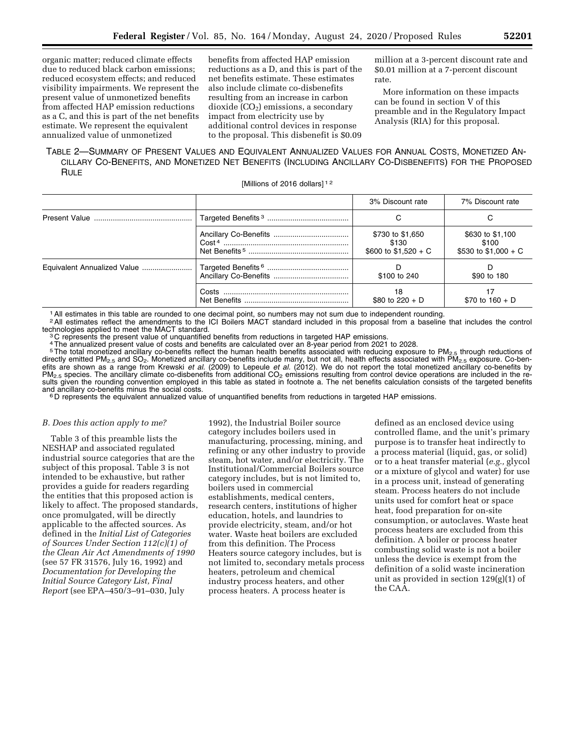organic matter; reduced climate effects due to reduced black carbon emissions; reduced ecosystem effects; and reduced visibility impairments. We represent the present value of unmonetized benefits from affected HAP emission reductions as a C, and this is part of the net benefits estimate. We represent the equivalent annualized value of unmonetized benefits from affected HAP emission reductions as a D, and this is part of the net benefits estimate. These estimates also include climate co-disbenefits resulting from an increase in carbon dioxide ($CO_2$) emissions, a secondary impact from electricity use by additional control devices in response to the proposal. This disbenefit is $0.09 million at a 3-percent discount rate and $0.01 million at a 7-percent discount rate.

More information on these impacts can be found in section V of this preamble and in the Regulatory Impact Analysis (RIA) for this proposal.

TABLE 2—SUMMARY OF PRESENT VALUES AND EQUIVALENT ANNUALIZED VALUES FOR ANNUAL COSTS, MONETIZED ANCILLARY CO-BENEFITS, AND MONETIZED NET BENEFITS (INCLUDING ANCILLARY CO-DISBENEFITS) FOR THE PROPOSED RULE

[Millions of 2016 dollars] [1] [2]

| | | 3% Discount rate | 7% Discount rate |
|---|---|---|---|
| Present Value | Targeted Benefits [3] | C | C |
| | Ancillary Co-Benefits | $730 to $1,650 | $630 to $1,100 |
| | Cost [4] | $130 | $100 |
| | Net Benefits [5] | $600 to $1,520 + C | $530 to $1,000 + C |
| Equivalent Annualized Value | Targeted Benefits [6] | D | D |
| | Ancillary Co-Benefits | $100 to 240 | $90 to 180 |
| | Costs | 18 | 17 |
| | Net Benefits | $80 to 220 + D | $70 to 160 + D |

[1] All estimates in this table are rounded to one decimal point, so numbers may not sum due to independent rounding.

[2] All estimates reflect the amendments to the ICI Boilers MACT standard included in this proposal from a baseline that includes the control technologies applied to meet the MACT standard.

[3] C represents the present value of unquantified benefits from reductions in targeted HAP emissions.

[4] The annualized present value of costs and benefits are calculated over an 8-year period from 2021 to 2028.

[5] The total monetized ancillary co-benefits reflect the human health benefits associated with reducing exposure to $PM_{2.5}$ through reductions of directly emitted $PM_{2.5}$ and $SO_2$. Monetized ancillary co-benefits include many, but not all, health effects associated with $PM_{2.5}$ exposure. Co-benefits are shown as a range from Krewski *et al.* (2009) to Lepeule *et al.* (2012). We do not report the total monetized ancillary co-benefits by $PM_{2.5}$ species. The ancillary climate co-disbenefits from additional $CO_2$ emissions resulting from control device operations are included in the results given the rounding convention employed in this table as stated in footnote a. The net benefits calculation consists of the targeted benefits and ancillary co-benefits minus the social costs.

[6] D represents the equivalent annualized value of unquantified benefits from reductions in targeted HAP emissions.

### *B. Does this action apply to me?*

Table 3 of this preamble lists the NESHAP and associated regulated industrial source categories that are the subject of this proposal. Table 3 is not intended to be exhaustive, but rather provides a guide for readers regarding the entities that this proposed action is likely to affect. The proposed standards, once promulgated, will be directly applicable to the affected sources. As defined in the *Initial List of Categories of Sources Under Section 112(c)(1) of the Clean Air Act Amendments of 1990* (see 57 FR 31576, July 16, 1992) and *Documentation for Developing the Initial Source Category List, Final Report* (see EPA–450/3–91–030, July 1992), the Industrial Boiler source category includes boilers used in manufacturing, processing, mining, and refining or any other industry to provide steam, hot water, and/or electricity. The Institutional/Commercial Boilers source category includes, but is not limited to, boilers used in commercial establishments, medical centers, research centers, institutions of higher education, hotels, and laundries to provide electricity, steam, and/or hot water. Waste heat boilers are excluded from this definition. The Process Heaters source category includes, but is not limited to, secondary metals process heaters, petroleum and chemical industry process heaters, and other process heaters. A process heater is defined as an enclosed device using controlled flame, and the unit's primary purpose is to transfer heat indirectly to a process material (liquid, gas, or solid) or to a heat transfer material (*e.g.,* glycol or a mixture of glycol and water) for use in a process unit, instead of generating steam. Process heaters do not include units used for comfort heat or space heat, food preparation for on-site consumption, or autoclaves. Waste heat process heaters are excluded from this definition. A boiler or process heater combusting solid waste is not a boiler unless the device is exempt from the definition of a solid waste incineration unit as provided in section 129(g)(1) of the CAA.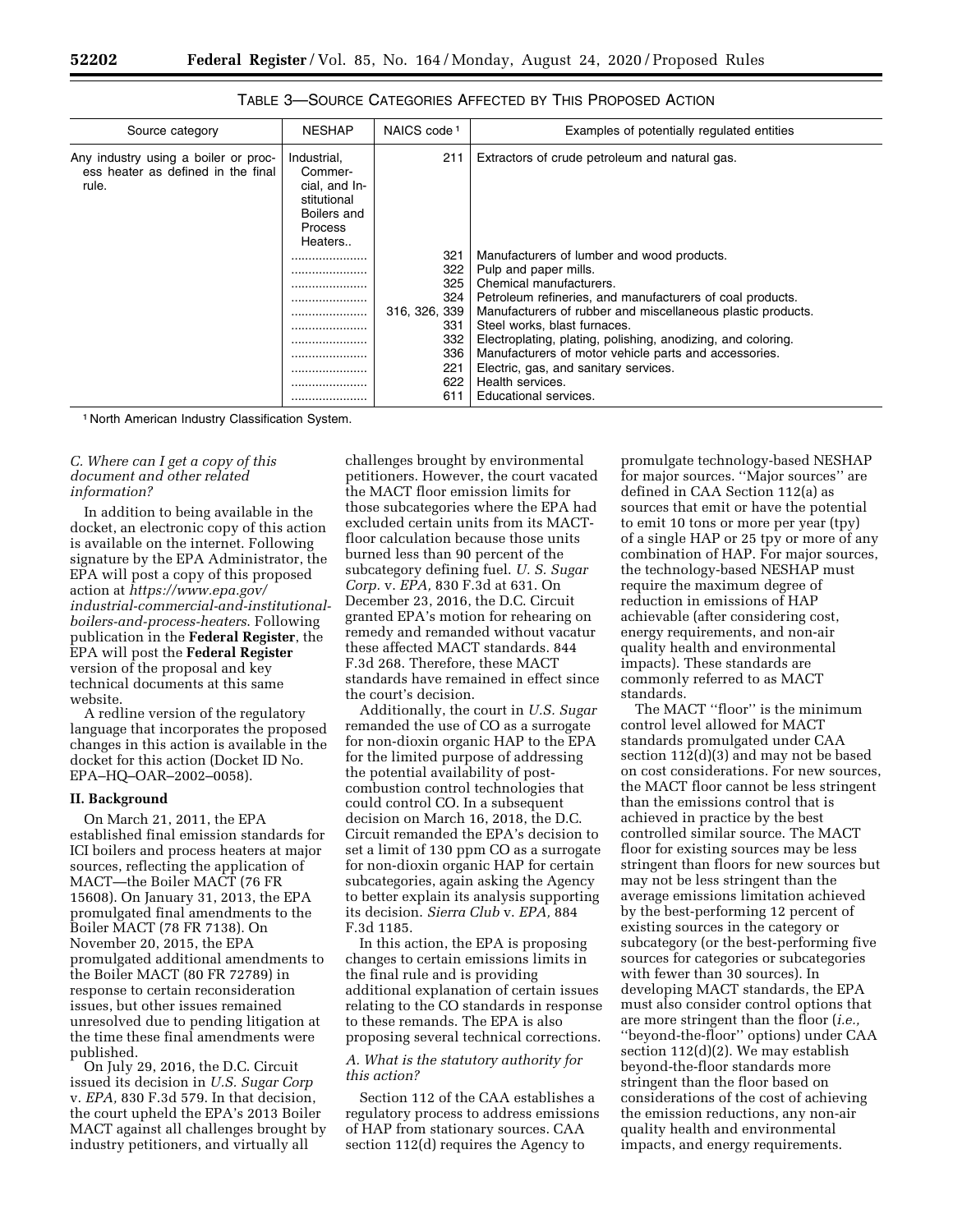TABLE 3—SOURCE CATEGORIES AFFECTED BY THIS PROPOSED ACTION

| Source category | NESHAP | NAICS code [1] | Examples of potentially regulated entities |
| --- | --- | --- | --- |
| Any industry using a boiler or process heater as defined in the final rule. | Industrial, Commercial, and Institutional Boilers and Process Heaters.. | 211 | Extractors of crude petroleum and natural gas. |
| | ...................... | 321 | Manufacturers of lumber and wood products. |
| | ...................... | 322 | Pulp and paper mills. |
| | ...................... | 325 | Chemical manufacturers. |
| | ...................... | 324 | Petroleum refineries, and manufacturers of coal products. |
| | ...................... | 316, 326, 339 | Manufacturers of rubber and miscellaneous plastic products. |
| | ...................... | 331 | Steel works, blast furnaces. |
| | ...................... | 332 | Electroplating, plating, polishing, anodizing, and coloring. |
| | ...................... | 336 | Manufacturers of motor vehicle parts and accessories. |
| | ...................... | 221 | Electric, gas, and sanitary services. |
| | ...................... | 622 | Health services. |
| | ...................... | 611 | Educational services. |

[1] North American Industry Classification System.

### C. Where can I get a copy of this document and other related information?

In addition to being available in the docket, an electronic copy of this action is available on the internet. Following signature by the EPA Administrator, the EPA will post a copy of this proposed action at *https://www.epa.gov/industrial-commercial-and-institutional-boilers-and-process-heaters*. Following publication in the **Federal Register**, the EPA will post the **Federal Register** version of the proposal and key technical documents at this same website.

A redline version of the regulatory language that incorporates the proposed changes in this action is available in the docket for this action (Docket ID No. EPA–HQ–OAR–2002–0058).

## II. Background

On March 21, 2011, the EPA established final emission standards for ICI boilers and process heaters at major sources, reflecting the application of MACT—the Boiler MACT (76 FR 15608). On January 31, 2013, the EPA promulgated final amendments to the Boiler MACT (78 FR 7138). On November 20, 2015, the EPA promulgated additional amendments to the Boiler MACT (80 FR 72789) in response to certain reconsideration issues, but other issues remained unresolved due to pending litigation at the time these final amendments were published.

On July 29, 2016, the D.C. Circuit issued its decision in *U.S. Sugar Corp* v. *EPA,* 830 F.3d 579. In that decision, the court upheld the EPA's 2013 Boiler MACT against all challenges brought by industry petitioners, and virtually all challenges brought by environmental petitioners. However, the court vacated the MACT floor emission limits for those subcategories where the EPA had excluded certain units from its MACT-floor calculation because those units burned less than 90 percent of the subcategory defining fuel. *U. S. Sugar Corp.* v. *EPA,* 830 F.3d at 631. On December 23, 2016, the D.C. Circuit granted EPA's motion for rehearing on remedy and remanded without vacatur these affected MACT standards. 844 F.3d 268. Therefore, these MACT standards have remained in effect since the court's decision.

Additionally, the court in *U.S. Sugar* remanded the use of CO as a surrogate for non-dioxin organic HAP to the EPA for the limited purpose of addressing the potential availability of post-combustion control technologies that could control CO. In a subsequent decision on March 16, 2018, the D.C. Circuit remanded the EPA's decision to set a limit of 130 ppm CO as a surrogate for non-dioxin organic HAP for certain subcategories, again asking the Agency to better explain its analysis supporting its decision. *Sierra Club* v. *EPA,* 884 F.3d 1185.

In this action, the EPA is proposing changes to certain emissions limits in the final rule and is providing additional explanation of certain issues relating to the CO standards in response to these remands. The EPA is also proposing several technical corrections.

### A. What is the statutory authority for this action?

Section 112 of the CAA establishes a regulatory process to address emissions of HAP from stationary sources. CAA section 112(d) requires the Agency to promulgate technology-based NESHAP for major sources. "Major sources" are defined in CAA Section 112(a) as sources that emit or have the potential to emit 10 tons or more per year (tpy) of a single HAP or 25 tpy or more of any combination of HAP. For major sources, the technology-based NESHAP must require the maximum degree of reduction in emissions of HAP achievable (after considering cost, energy requirements, and non-air quality health and environmental impacts). These standards are commonly referred to as MACT standards.

The MACT "floor" is the minimum control level allowed for MACT standards promulgated under CAA section 112(d)(3) and may not be based on cost considerations. For new sources, the MACT floor cannot be less stringent than the emissions control that is achieved in practice by the best controlled similar source. The MACT floor for existing sources may be less stringent than floors for new sources but may not be less stringent than the average emissions limitation achieved by the best-performing 12 percent of existing sources in the category or subcategory (or the best-performing five sources for categories or subcategories with fewer than 30 sources). In developing MACT standards, the EPA must also consider control options that are more stringent than the floor (*i.e.,* "beyond-the-floor" options) under CAA section 112(d)(2). We may establish beyond-the-floor standards more stringent than the floor based on considerations of the cost of achieving the emission reductions, any non-air quality health and environmental impacts, and energy requirements.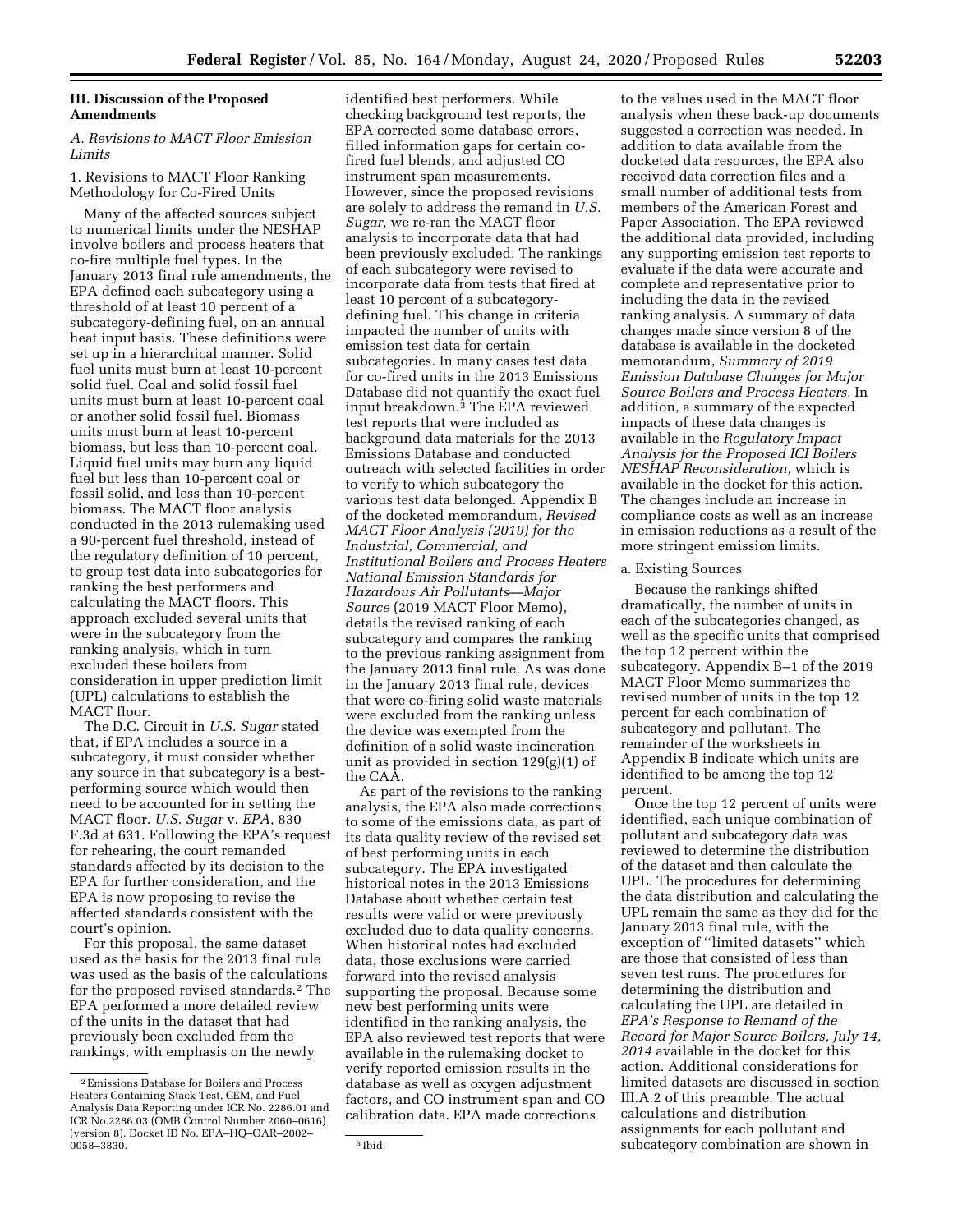## III. Discussion of the Proposed Amendments

### A. Revisions to MACT Floor Emission Limits

#### 1. Revisions to MACT Floor Ranking Methodology for Co-Fired Units

Many of the affected sources subject to numerical limits under the NESHAP involve boilers and process heaters that co-fire multiple fuel types. In the January 2013 final rule amendments, the EPA defined each subcategory using a threshold of at least 10 percent of a subcategory-defining fuel, on an annual heat input basis. These definitions were set up in a hierarchical manner. Solid fuel units must burn at least 10-percent solid fuel. Coal and solid fossil fuel units must burn at least 10-percent coal or another solid fossil fuel. Biomass units must burn at least 10-percent biomass, but less than 10-percent coal. Liquid fuel units may burn any liquid fuel but less than 10-percent coal or fossil solid, and less than 10-percent biomass. The MACT floor analysis conducted in the 2013 rulemaking used a 90-percent fuel threshold, instead of the regulatory definition of 10 percent, to group test data into subcategories for ranking the best performers and calculating the MACT floors. This approach excluded several units that were in the subcategory from the ranking analysis, which in turn excluded these boilers from consideration in upper prediction limit (UPL) calculations to establish the MACT floor.

The D.C. Circuit in *U.S. Sugar* stated that, if EPA includes a source in a subcategory, it must consider whether any source in that subcategory is a best-performing source which would then need to be accounted for in setting the MACT floor. *U.S. Sugar* v. *EPA,* 830 F.3d at 631. Following the EPA's request for rehearing, the court remanded standards affected by its decision to the EPA for further consideration, and the EPA is now proposing to revise the affected standards consistent with the court's opinion.

For this proposal, the same dataset used as the basis for the 2013 final rule was used as the basis of the calculations for the proposed revised standards.[2] The EPA performed a more detailed review of the units in the dataset that had previously been excluded from the rankings, with emphasis on the newly identified best performers. While checking background test reports, the EPA corrected some database errors, filled information gaps for certain co-fired fuel blends, and adjusted CO instrument span measurements. However, since the proposed revisions are solely to address the remand in *U.S. Sugar,* we re-ran the MACT floor analysis to incorporate data that had been previously excluded. The rankings of each subcategory were revised to incorporate data from tests that fired at least 10 percent of a subcategory-defining fuel. This change in criteria impacted the number of units with emission test data for certain subcategories. In many cases test data for co-fired units in the 2013 Emissions Database did not quantify the exact fuel input breakdown.[3] The EPA reviewed test reports that were included as background data materials for the 2013 Emissions Database and conducted outreach with selected facilities in order to verify to which subcategory the various test data belonged. Appendix B of the docketed memorandum, *Revised MACT Floor Analysis (2019) for the Industrial, Commercial, and Institutional Boilers and Process Heaters National Emission Standards for Hazardous Air Pollutants—Major Source* (2019 MACT Floor Memo), details the revised ranking of each subcategory and compares the ranking to the previous ranking assignment from the January 2013 final rule. As was done in the January 2013 final rule, devices that were co-firing solid waste materials were excluded from the ranking unless the device was exempted from the definition of a solid waste incineration unit as provided in section 129(g)(1) of the CAA.

As part of the revisions to the ranking analysis, the EPA also made corrections to some of the emissions data, as part of its data quality review of the revised set of best performing units in each subcategory. The EPA investigated historical notes in the 2013 Emissions Database about whether certain test results were valid or were previously excluded due to data quality concerns. When historical notes had excluded data, those exclusions were carried forward into the revised analysis supporting the proposal. Because some new best performing units were identified in the ranking analysis, the EPA also reviewed test reports that were available in the rulemaking docket to verify reported emission results in the database as well as oxygen adjustment factors, and CO instrument span and CO calibration data. EPA made corrections to the values used in the MACT floor analysis when these back-up documents suggested a correction was needed. In addition to data available from the docketed data resources, the EPA also received data correction files and a small number of additional tests from members of the American Forest and Paper Association. The EPA reviewed the additional data provided, including any supporting emission test reports to evaluate if the data were accurate and complete and representative prior to including the data in the revised ranking analysis. A summary of data changes made since version 8 of the database is available in the docketed memorandum, *Summary of 2019 Emission Database Changes for Major Source Boilers and Process Heaters.* In addition, a summary of the expected impacts of these data changes is available in the *Regulatory Impact Analysis for the Proposed ICI Boilers NESHAP Reconsideration,* which is available in the docket for this action. The changes include an increase in compliance costs as well as an increase in emission reductions as a result of the more stringent emission limits.

##### a. Existing Sources

Because the rankings shifted dramatically, the number of units in each of the subcategories changed, as well as the specific units that comprised the top 12 percent within the subcategory. Appendix B–1 of the 2019 MACT Floor Memo summarizes the revised number of units in the top 12 percent for each combination of subcategory and pollutant. The remainder of the worksheets in Appendix B indicate which units are identified to be among the top 12 percent.

Once the top 12 percent of units were identified, each unique combination of pollutant and subcategory data was reviewed to determine the distribution of the dataset and then calculate the UPL. The procedures for determining the data distribution and calculating the UPL remain the same as they did for the January 2013 final rule, with the exception of "limited datasets" which are those that consisted of less than seven test runs. The procedures for determining the distribution and calculating the UPL are detailed in *EPA's Response to Remand of the Record for Major Source Boilers, July 14, 2014* available in the docket for this action. Additional considerations for limited datasets are discussed in section III.A.2 of this preamble. The actual calculations and distribution assignments for each pollutant and subcategory combination are shown in

---

[2] Emissions Database for Boilers and Process Heaters Containing Stack Test, CEM, and Fuel Analysis Data Reporting under ICR No. 2286.01 and ICR No.2286.03 (OMB Control Number 2060–0616) (version 8). Docket ID No. EPA–HQ–OAR–2002–0058–3830.

[3] Ibid.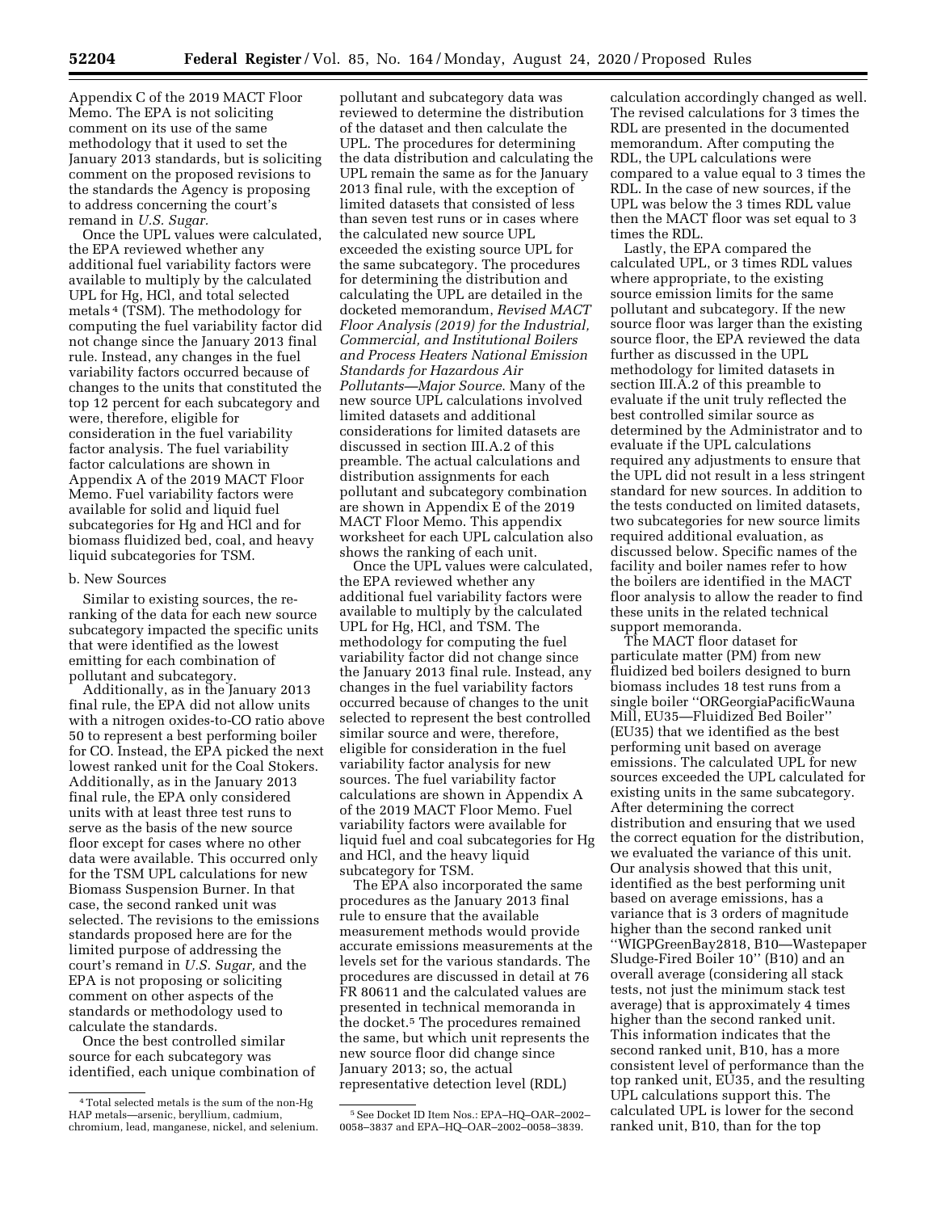Appendix C of the 2019 MACT Floor Memo. The EPA is not soliciting comment on its use of the same methodology that it used to set the January 2013 standards, but is soliciting comment on the proposed revisions to the standards the Agency is proposing to address concerning the court's remand in *U.S. Sugar.*

Once the UPL values were calculated, the EPA reviewed whether any additional fuel variability factors were available to multiply by the calculated UPL for Hg, HCl, and total selected metals [4] (TSM). The methodology for computing the fuel variability factor did not change since the January 2013 final rule. Instead, any changes in the fuel variability factors occurred because of changes to the units that constituted the top 12 percent for each subcategory and were, therefore, eligible for consideration in the fuel variability factor analysis. The fuel variability factor calculations are shown in Appendix A of the 2019 MACT Floor Memo. Fuel variability factors were available for solid and liquid fuel subcategories for Hg and HCl and for biomass fluidized bed, coal, and heavy liquid subcategories for TSM.

b. New Sources

Similar to existing sources, the re-ranking of the data for each new source subcategory impacted the specific units that were identified as the lowest emitting for each combination of pollutant and subcategory.

Additionally, as in the January 2013 final rule, the EPA did not allow units with a nitrogen oxides-to-CO ratio above 50 to represent a best performing boiler for CO. Instead, the EPA picked the next lowest ranked unit for the Coal Stokers. Additionally, as in the January 2013 final rule, the EPA only considered units with at least three test runs to serve as the basis of the new source floor except for cases where no other data were available. This occurred only for the TSM UPL calculations for new Biomass Suspension Burner. In that case, the second ranked unit was selected. The revisions to the emissions standards proposed here are for the limited purpose of addressing the court's remand in *U.S. Sugar,* and the EPA is not proposing or soliciting comment on other aspects of the standards or methodology used to calculate the standards.

Once the best controlled similar source for each subcategory was identified, each unique combination of pollutant and subcategory data was reviewed to determine the distribution of the dataset and then calculate the UPL. The procedures for determining the data distribution and calculating the UPL remain the same as for the January 2013 final rule, with the exception of limited datasets that consisted of less than seven test runs or in cases where the calculated new source UPL exceeded the existing source UPL for the same subcategory. The procedures for determining the distribution and calculating the UPL are detailed in the docketed memorandum, *Revised MACT Floor Analysis (2019) for the Industrial, Commercial, and Institutional Boilers and Process Heaters National Emission Standards for Hazardous Air Pollutants—Major Source*. Many of the new source UPL calculations involved limited datasets and additional considerations for limited datasets are discussed in section III.A.2 of this preamble. The actual calculations and distribution assignments for each pollutant and subcategory combination are shown in Appendix E of the 2019 MACT Floor Memo. This appendix worksheet for each UPL calculation also shows the ranking of each unit.

Once the UPL values were calculated, the EPA reviewed whether any additional fuel variability factors were available to multiply by the calculated UPL for Hg, HCl, and TSM. The methodology for computing the fuel variability factor did not change since the January 2013 final rule. Instead, any changes in the fuel variability factors occurred because of changes to the unit selected to represent the best controlled similar source and were, therefore, eligible for consideration in the fuel variability factor analysis for new sources. The fuel variability factor calculations are shown in Appendix A of the 2019 MACT Floor Memo. Fuel variability factors were available for liquid fuel and coal subcategories for Hg and HCl, and the heavy liquid subcategory for TSM.

The EPA also incorporated the same procedures as the January 2013 final rule to ensure that the available measurement methods would provide accurate emissions measurements at the levels set for the various standards. The procedures are discussed in detail at 76 FR 80611 and the calculated values are presented in technical memoranda in the docket.[5] The procedures remained the same, but which unit represents the new source floor did change since January 2013; so, the actual representative detection level (RDL) calculation accordingly changed as well. The revised calculations for 3 times the RDL are presented in the documented memorandum. After computing the RDL, the UPL calculations were compared to a value equal to 3 times the RDL. In the case of new sources, if the UPL was below the 3 times RDL value then the MACT floor was set equal to 3 times the RDL.

Lastly, the EPA compared the calculated UPL, or 3 times RDL values where appropriate, to the existing source emission limits for the same pollutant and subcategory. If the new source floor was larger than the existing source floor, the EPA reviewed the data further as discussed in the UPL methodology for limited datasets in section III.A.2 of this preamble to evaluate if the unit truly reflected the best controlled similar source as determined by the Administrator and to evaluate if the UPL calculations required any adjustments to ensure that the UPL did not result in a less stringent standard for new sources. In addition to the tests conducted on limited datasets, two subcategories for new source limits required additional evaluation, as discussed below. Specific names of the facility and boiler names refer to how the boilers are identified in the MACT floor analysis to allow the reader to find these units in the related technical support memoranda.

The MACT floor dataset for particulate matter (PM) from new fluidized bed boilers designed to burn biomass includes 18 test runs from a single boiler ''ORGeorgiaPacificWauna Mill, EU35—Fluidized Bed Boiler'' (EU35) that we identified as the best performing unit based on average emissions. The calculated UPL for new sources exceeded the UPL calculated for existing units in the same subcategory. After determining the correct distribution and ensuring that we used the correct equation for the distribution, we evaluated the variance of this unit. Our analysis showed that this unit, identified as the best performing unit based on average emissions, has a variance that is 3 orders of magnitude higher than the second ranked unit ''WIGPGreenBay2818, B10—Wastepaper Sludge-Fired Boiler 10'' (B10) and an overall average (considering all stack tests, not just the minimum stack test average) that is approximately 4 times higher than the second ranked unit. This information indicates that the second ranked unit, B10, has a more consistent level of performance than the top ranked unit, EU35, and the resulting UPL calculations support this. The calculated UPL is lower for the second ranked unit, B10, than for the top

---

[4] Total selected metals is the sum of the non-Hg HAP metals—arsenic, beryllium, cadmium, chromium, lead, manganese, nickel, and selenium.

[5] See Docket ID Item Nos.: EPA–HQ–OAR–2002–0058–3837 and EPA–HQ–OAR–2002–0058–3839.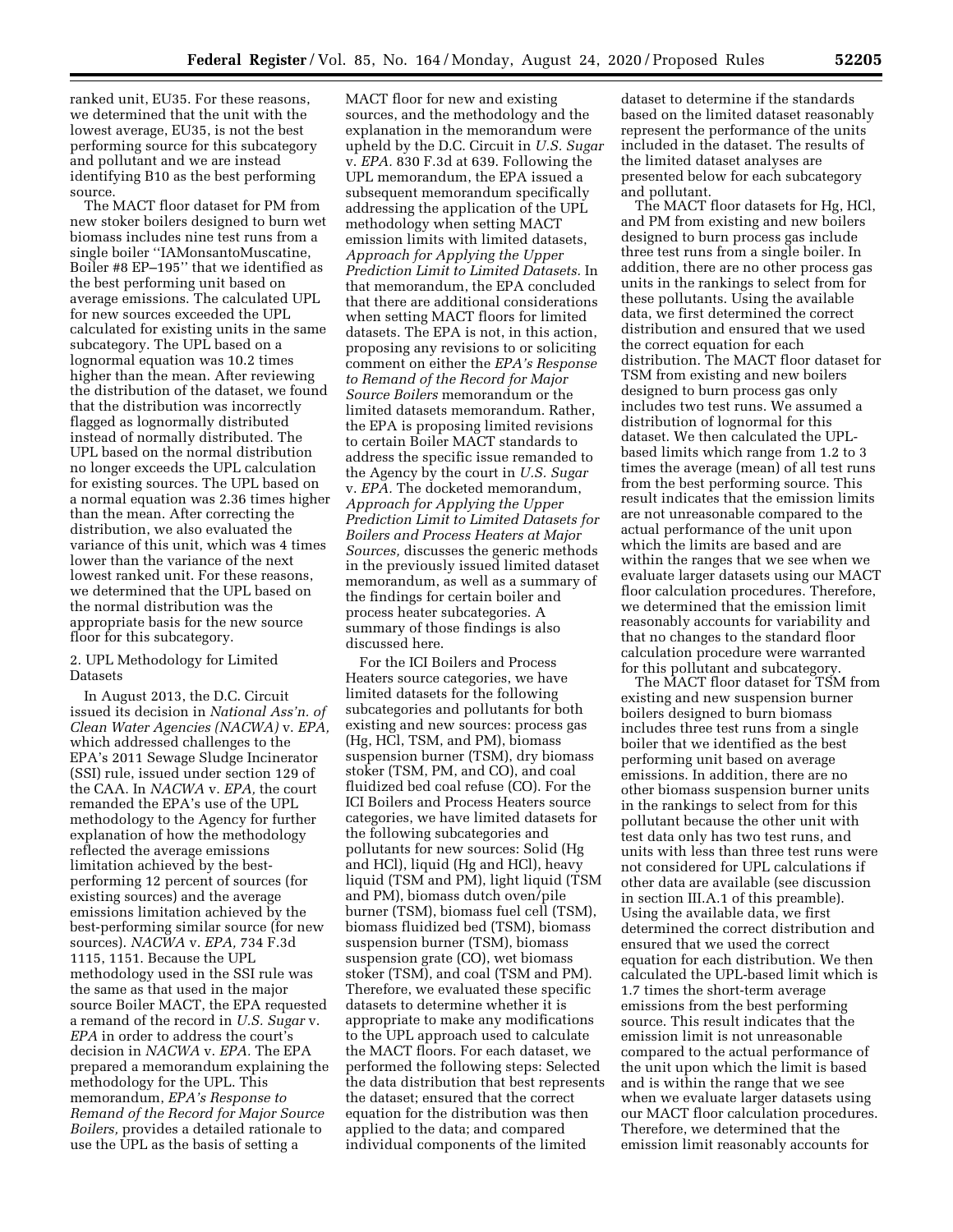ranked unit, EU35. For these reasons, we determined that the unit with the lowest average, EU35, is not the best performing source for this subcategory and pollutant and we are instead identifying B10 as the best performing source.

The MACT floor dataset for PM from new stoker boilers designed to burn wet biomass includes nine test runs from a single boiler ''IAMonsantoMuscatine, Boiler #8 EP–195'' that we identified as the best performing unit based on average emissions. The calculated UPL for new sources exceeded the UPL calculated for existing units in the same subcategory. The UPL based on a lognormal equation was 10.2 times higher than the mean. After reviewing the distribution of the dataset, we found that the distribution was incorrectly flagged as lognormally distributed instead of normally distributed. The UPL based on the normal distribution no longer exceeds the UPL calculation for existing sources. The UPL based on a normal equation was 2.36 times higher than the mean. After correcting the distribution, we also evaluated the variance of this unit, which was 4 times lower than the variance of the next lowest ranked unit. For these reasons, we determined that the UPL based on the normal distribution was the appropriate basis for the new source floor for this subcategory.

2. UPL Methodology for Limited Datasets

In August 2013, the D.C. Circuit issued its decision in *National Ass'n. of Clean Water Agencies (NACWA)* v. *EPA,* which addressed challenges to the EPA's 2011 Sewage Sludge Incinerator (SSI) rule, issued under section 129 of the CAA. In *NACWA* v. *EPA,* the court remanded the EPA's use of the UPL methodology to the Agency for further explanation of how the methodology reflected the average emissions limitation achieved by the best-performing 12 percent of sources (for existing sources) and the average emissions limitation achieved by the best-performing similar source (for new sources). *NACWA* v. *EPA,* 734 F.3d 1115, 1151. Because the UPL methodology used in the SSI rule was the same as that used in the major source Boiler MACT, the EPA requested a remand of the record in *U.S. Sugar* v. *EPA* in order to address the court's decision in *NACWA* v. *EPA.* The EPA prepared a memorandum explaining the methodology for the UPL. This memorandum, *EPA's Response to Remand of the Record for Major Source Boilers,* provides a detailed rationale to use the UPL as the basis of setting a MACT floor for new and existing sources, and the methodology and the explanation in the memorandum were upheld by the D.C. Circuit in *U.S. Sugar* v. *EPA.* 830 F.3d at 639. Following the UPL memorandum, the EPA issued a subsequent memorandum specifically addressing the application of the UPL methodology when setting MACT emission limits with limited datasets, *Approach for Applying the Upper Prediction Limit to Limited Datasets.* In that memorandum, the EPA concluded that there are additional considerations when setting MACT floors for limited datasets. The EPA is not, in this action, proposing any revisions to or soliciting comment on either the *EPA's Response to Remand of the Record for Major Source Boilers* memorandum or the limited datasets memorandum. Rather, the EPA is proposing limited revisions to certain Boiler MACT standards to address the specific issue remanded to the Agency by the court in *U.S. Sugar* v. *EPA.* The docketed memorandum, *Approach for Applying the Upper Prediction Limit to Limited Datasets for Boilers and Process Heaters at Major Sources,* discusses the generic methods in the previously issued limited dataset memorandum, as well as a summary of the findings for certain boiler and process heater subcategories. A summary of those findings is also discussed here.

For the ICI Boilers and Process Heaters source categories, we have limited datasets for the following subcategories and pollutants for both existing and new sources: process gas (Hg, HCl, TSM, and PM), biomass suspension burner (TSM), dry biomass stoker (TSM, PM, and CO), and coal fluidized bed coal refuse (CO). For the ICI Boilers and Process Heaters source categories, we have limited datasets for the following subcategories and pollutants for new sources: Solid (Hg and HCl), liquid (Hg and HCl), heavy liquid (TSM and PM), light liquid (TSM and PM), biomass dutch oven/pile burner (TSM), biomass fuel cell (TSM), biomass fluidized bed (TSM), biomass suspension burner (TSM), biomass suspension grate (CO), wet biomass stoker (TSM), and coal (TSM and PM). Therefore, we evaluated these specific datasets to determine whether it is appropriate to make any modifications to the UPL approach used to calculate the MACT floors. For each dataset, we performed the following steps: Selected the data distribution that best represents the dataset; ensured that the correct equation for the distribution was then applied to the data; and compared individual components of the limited dataset to determine if the standards based on the limited dataset reasonably represent the performance of the units included in the dataset. The results of the limited dataset analyses are presented below for each subcategory and pollutant.

The MACT floor datasets for Hg, HCl, and PM from existing and new boilers designed to burn process gas include three test runs from a single boiler. In addition, there are no other process gas units in the rankings to select from for these pollutants. Using the available data, we first determined the correct distribution and ensured that we used the correct equation for each distribution. The MACT floor dataset for TSM from existing and new boilers designed to burn process gas only includes two test runs. We assumed a distribution of lognormal for this dataset. We then calculated the UPL-based limits which range from 1.2 to 3 times the average (mean) of all test runs from the best performing source. This result indicates that the emission limits are not unreasonable compared to the actual performance of the unit upon which the limits are based and are within the ranges that we see when we evaluate larger datasets using our MACT floor calculation procedures. Therefore, we determined that the emission limit reasonably accounts for variability and that no changes to the standard floor calculation procedure were warranted for this pollutant and subcategory.

The MACT floor dataset for TSM from existing and new suspension burner boilers designed to burn biomass includes three test runs from a single boiler that we identified as the best performing unit based on average emissions. In addition, there are no other biomass suspension burner units in the rankings to select from for this pollutant because the other unit with test data only has two test runs, and units with less than three test runs were not considered for UPL calculations if other data are available (see discussion in section III.A.1 of this preamble). Using the available data, we first determined the correct distribution and ensured that we used the correct equation for each distribution. We then calculated the UPL-based limit which is 1.7 times the short-term average emissions from the best performing source. This result indicates that the emission limit is not unreasonable compared to the actual performance of the unit upon which the limit is based and is within the range that we see when we evaluate larger datasets using our MACT floor calculation procedures. Therefore, we determined that the emission limit reasonably accounts for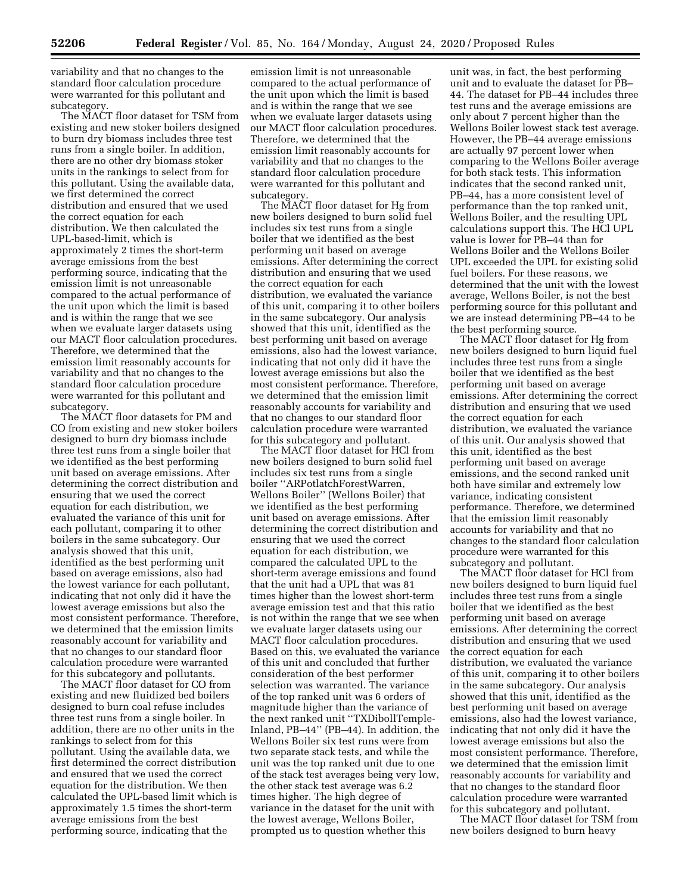variability and that no changes to the standard floor calculation procedure were warranted for this pollutant and subcategory.

The MACT floor dataset for TSM from existing and new stoker boilers designed to burn dry biomass includes three test runs from a single boiler. In addition, there are no other dry biomass stoker units in the rankings to select from for this pollutant. Using the available data, we first determined the correct distribution and ensured that we used the correct equation for each distribution. We then calculated the UPL-based-limit, which is approximately 2 times the short-term average emissions from the best performing source, indicating that the emission limit is not unreasonable compared to the actual performance of the unit upon which the limit is based and is within the range that we see when we evaluate larger datasets using our MACT floor calculation procedures. Therefore, we determined that the emission limit reasonably accounts for variability and that no changes to the standard floor calculation procedure were warranted for this pollutant and subcategory.

The MACT floor datasets for PM and CO from existing and new stoker boilers designed to burn dry biomass include three test runs from a single boiler that we identified as the best performing unit based on average emissions. After determining the correct distribution and ensuring that we used the correct equation for each distribution, we evaluated the variance of this unit for each pollutant, comparing it to other boilers in the same subcategory. Our analysis showed that this unit, identified as the best performing unit based on average emissions, also had the lowest variance for each pollutant, indicating that not only did it have the lowest average emissions but also the most consistent performance. Therefore, we determined that the emission limits reasonably account for variability and that no changes to our standard floor calculation procedure were warranted for this subcategory and pollutants.

The MACT floor dataset for CO from existing and new fluidized bed boilers designed to burn coal refuse includes three test runs from a single boiler. In addition, there are no other units in the rankings to select from for this pollutant. Using the available data, we first determined the correct distribution and ensured that we used the correct equation for the distribution. We then calculated the UPL-based limit which is approximately 1.5 times the short-term average emissions from the best performing source, indicating that the emission limit is not unreasonable compared to the actual performance of the unit upon which the limit is based and is within the range that we see when we evaluate larger datasets using our MACT floor calculation procedures. Therefore, we determined that the emission limit reasonably accounts for variability and that no changes to the standard floor calculation procedure were warranted for this pollutant and subcategory.

The MACT floor dataset for Hg from new boilers designed to burn solid fuel includes six test runs from a single boiler that we identified as the best performing unit based on average emissions. After determining the correct distribution and ensuring that we used the correct equation for each distribution, we evaluated the variance of this unit, comparing it to other boilers in the same subcategory. Our analysis showed that this unit, identified as the best performing unit based on average emissions, also had the lowest variance, indicating that not only did it have the lowest average emissions but also the most consistent performance. Therefore, we determined that the emission limit reasonably accounts for variability and that no changes to our standard floor calculation procedure were warranted for this subcategory and pollutant.

The MACT floor dataset for HCl from new boilers designed to burn solid fuel includes six test runs from a single boiler ''ARPotlatchForestWarren, Wellons Boiler'' (Wellons Boiler) that we identified as the best performing unit based on average emissions. After determining the correct distribution and ensuring that we used the correct equation for each distribution, we compared the calculated UPL to the short-term average emissions and found that the unit had a UPL that was 81 times higher than the lowest short-term average emission test and that this ratio is not within the range that we see when we evaluate larger datasets using our MACT floor calculation procedures. Based on this, we evaluated the variance of this unit and concluded that further consideration of the best performer selection was warranted. The variance of the top ranked unit was 6 orders of magnitude higher than the variance of the next ranked unit ''TXDibollTemple-Inland, PB–44'' (PB–44). In addition, the Wellons Boiler six test runs were from two separate stack tests, and while the unit was the top ranked unit due to one of the stack test averages being very low, the other stack test average was 6.2 times higher. The high degree of variance in the dataset for the unit with the lowest average, Wellons Boiler, prompted us to question whether this unit was, in fact, the best performing unit and to evaluate the dataset for PB–44. The dataset for PB–44 includes three test runs and the average emissions are only about 7 percent higher than the Wellons Boiler lowest stack test average. However, the PB–44 average emissions are actually 97 percent lower when comparing to the Wellons Boiler average for both stack tests. This information indicates that the second ranked unit, PB–44, has a more consistent level of performance than the top ranked unit, Wellons Boiler, and the resulting UPL calculations support this. The HCl UPL value is lower for PB–44 than for Wellons Boiler and the Wellons Boiler UPL exceeded the UPL for existing solid fuel boilers. For these reasons, we determined that the unit with the lowest average, Wellons Boiler, is not the best performing source for this pollutant and we are instead determining PB–44 to be the best performing source.

The MACT floor dataset for Hg from new boilers designed to burn liquid fuel includes three test runs from a single boiler that we identified as the best performing unit based on average emissions. After determining the correct distribution and ensuring that we used the correct equation for each distribution, we evaluated the variance of this unit. Our analysis showed that this unit, identified as the best performing unit based on average emissions, and the second ranked unit both have similar and extremely low variance, indicating consistent performance. Therefore, we determined that the emission limit reasonably accounts for variability and that no changes to the standard floor calculation procedure were warranted for this subcategory and pollutant.

The MACT floor dataset for HCl from new boilers designed to burn liquid fuel includes three test runs from a single boiler that we identified as the best performing unit based on average emissions. After determining the correct distribution and ensuring that we used the correct equation for each distribution, we evaluated the variance of this unit, comparing it to other boilers in the same subcategory. Our analysis showed that this unit, identified as the best performing unit based on average emissions, also had the lowest variance, indicating that not only did it have the lowest average emissions but also the most consistent performance. Therefore, we determined that the emission limit reasonably accounts for variability and that no changes to the standard floor calculation procedure were warranted for this subcategory and pollutant.

The MACT floor dataset for TSM from new boilers designed to burn heavy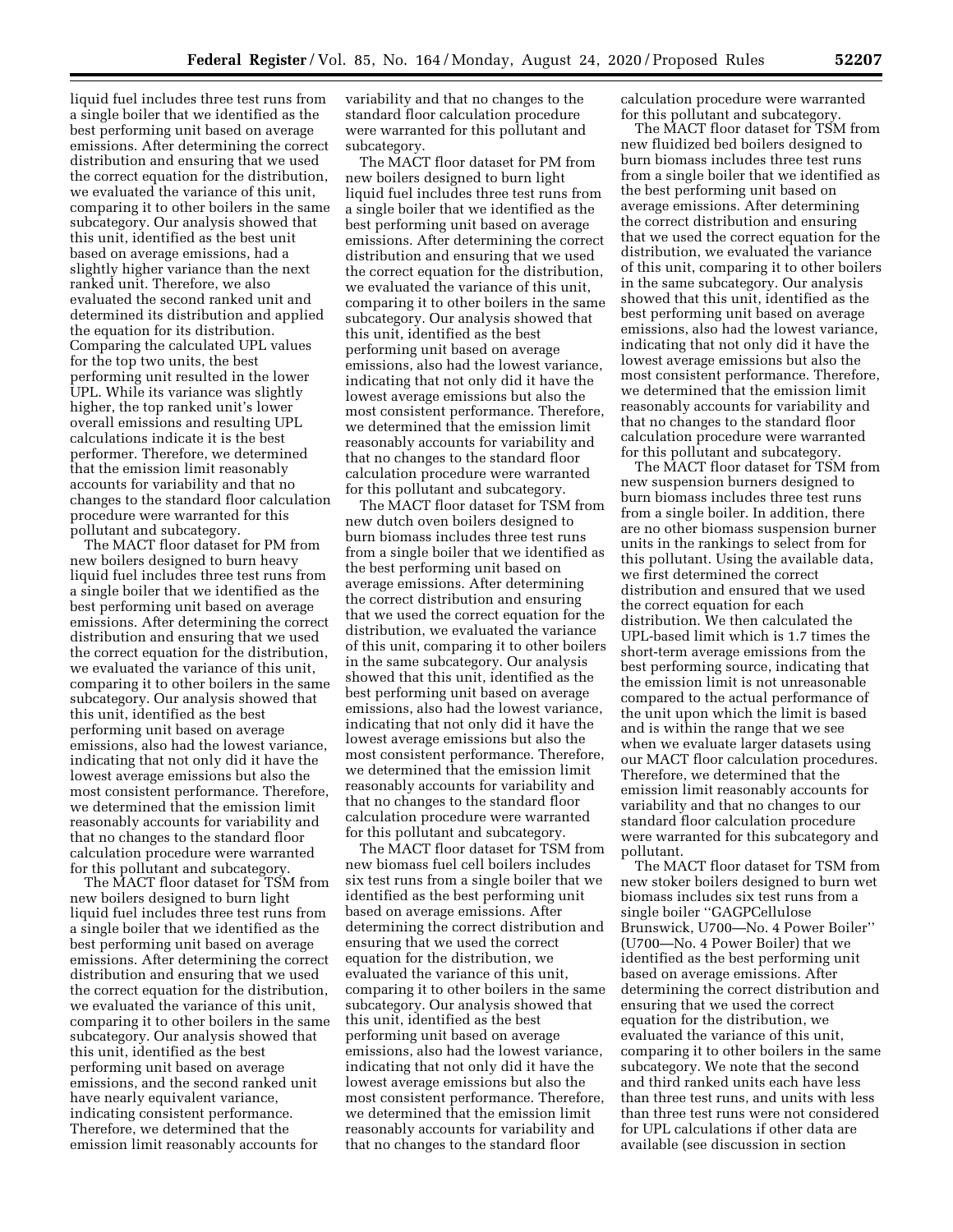liquid fuel includes three test runs from a single boiler that we identified as the best performing unit based on average emissions. After determining the correct distribution and ensuring that we used the correct equation for the distribution, we evaluated the variance of this unit, comparing it to other boilers in the same subcategory. Our analysis showed that this unit, identified as the best unit based on average emissions, had a slightly higher variance than the next ranked unit. Therefore, we also evaluated the second ranked unit and determined its distribution and applied the equation for its distribution. Comparing the calculated UPL values for the top two units, the best performing unit resulted in the lower UPL. While its variance was slightly higher, the top ranked unit's lower overall emissions and resulting UPL calculations indicate it is the best performer. Therefore, we determined that the emission limit reasonably accounts for variability and that no changes to the standard floor calculation procedure were warranted for this pollutant and subcategory.

The MACT floor dataset for PM from new boilers designed to burn heavy liquid fuel includes three test runs from a single boiler that we identified as the best performing unit based on average emissions. After determining the correct distribution and ensuring that we used the correct equation for the distribution, we evaluated the variance of this unit, comparing it to other boilers in the same subcategory. Our analysis showed that this unit, identified as the best performing unit based on average emissions, also had the lowest variance, indicating that not only did it have the lowest average emissions but also the most consistent performance. Therefore, we determined that the emission limit reasonably accounts for variability and that no changes to the standard floor calculation procedure were warranted for this pollutant and subcategory.

The MACT floor dataset for TSM from new boilers designed to burn light liquid fuel includes three test runs from a single boiler that we identified as the best performing unit based on average emissions. After determining the correct distribution and ensuring that we used the correct equation for the distribution, we evaluated the variance of this unit, comparing it to other boilers in the same subcategory. Our analysis showed that this unit, identified as the best performing unit based on average emissions, and the second ranked unit have nearly equivalent variance, indicating consistent performance. Therefore, we determined that the emission limit reasonably accounts for variability and that no changes to the standard floor calculation procedure were warranted for this pollutant and subcategory.

The MACT floor dataset for PM from new boilers designed to burn light liquid fuel includes three test runs from a single boiler that we identified as the best performing unit based on average emissions. After determining the correct distribution and ensuring that we used the correct equation for the distribution, we evaluated the variance of this unit, comparing it to other boilers in the same subcategory. Our analysis showed that this unit, identified as the best performing unit based on average emissions, also had the lowest variance, indicating that not only did it have the lowest average emissions but also the most consistent performance. Therefore, we determined that the emission limit reasonably accounts for variability and that no changes to the standard floor calculation procedure were warranted for this pollutant and subcategory.

The MACT floor dataset for TSM from new dutch oven boilers designed to burn biomass includes three test runs from a single boiler that we identified as the best performing unit based on average emissions. After determining the correct distribution and ensuring that we used the correct equation for the distribution, we evaluated the variance of this unit, comparing it to other boilers in the same subcategory. Our analysis showed that this unit, identified as the best performing unit based on average emissions, also had the lowest variance, indicating that not only did it have the lowest average emissions but also the most consistent performance. Therefore, we determined that the emission limit reasonably accounts for variability and that no changes to the standard floor calculation procedure were warranted for this pollutant and subcategory.

The MACT floor dataset for TSM from new biomass fuel cell boilers includes six test runs from a single boiler that we identified as the best performing unit based on average emissions. After determining the correct distribution and ensuring that we used the correct equation for the distribution, we evaluated the variance of this unit, comparing it to other boilers in the same subcategory. Our analysis showed that this unit, identified as the best performing unit based on average emissions, also had the lowest variance, indicating that not only did it have the lowest average emissions but also the most consistent performance. Therefore, we determined that the emission limit reasonably accounts for variability and that no changes to the standard floor calculation procedure were warranted for this pollutant and subcategory.

The MACT floor dataset for TSM from new fluidized bed boilers designed to burn biomass includes three test runs from a single boiler that we identified as the best performing unit based on average emissions. After determining the correct distribution and ensuring that we used the correct equation for the distribution, we evaluated the variance of this unit, comparing it to other boilers in the same subcategory. Our analysis showed that this unit, identified as the best performing unit based on average emissions, also had the lowest variance, indicating that not only did it have the lowest average emissions but also the most consistent performance. Therefore, we determined that the emission limit reasonably accounts for variability and that no changes to the standard floor calculation procedure were warranted for this pollutant and subcategory.

The MACT floor dataset for TSM from new suspension burners designed to burn biomass includes three test runs from a single boiler. In addition, there are no other biomass suspension burner units in the rankings to select from for this pollutant. Using the available data, we first determined the correct distribution and ensured that we used the correct equation for each distribution. We then calculated the UPL-based limit which is 1.7 times the short-term average emissions from the best performing source, indicating that the emission limit is not unreasonable compared to the actual performance of the unit upon which the limit is based and is within the range that we see when we evaluate larger datasets using our MACT floor calculation procedures. Therefore, we determined that the emission limit reasonably accounts for variability and that no changes to our standard floor calculation procedure were warranted for this subcategory and pollutant.

The MACT floor dataset for TSM from new stoker boilers designed to burn wet biomass includes six test runs from a single boiler "GAGPCellulose Brunswick, U700—No. 4 Power Boiler" (U700—No. 4 Power Boiler) that we identified as the best performing unit based on average emissions. After determining the correct distribution and ensuring that we used the correct equation for the distribution, we evaluated the variance of this unit, comparing it to other boilers in the same subcategory. We note that the second and third ranked units each have less than three test runs, and units with less than three test runs were not considered for UPL calculations if other data are available (see discussion in section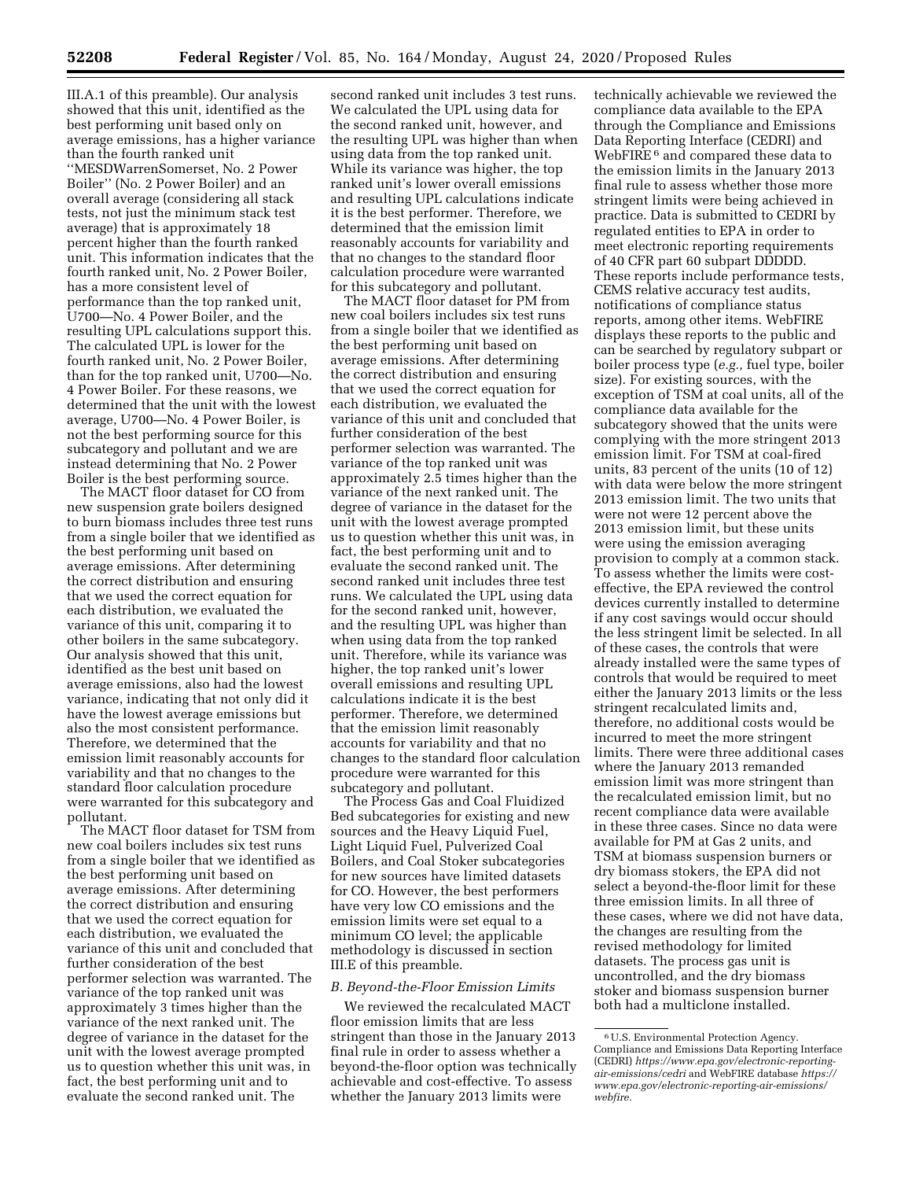III.A.1 of this preamble). Our analysis showed that this unit, identified as the best performing unit based only on average emissions, has a higher variance than the fourth ranked unit ''MESDWarrenSomerset, No. 2 Power Boiler'' (No. 2 Power Boiler) and an overall average (considering all stack tests, not just the minimum stack test average) that is approximately 18 percent higher than the fourth ranked unit. This information indicates that the fourth ranked unit, No. 2 Power Boiler, has a more consistent level of performance than the top ranked unit, U700—No. 4 Power Boiler, and the resulting UPL calculations support this. The calculated UPL is lower for the fourth ranked unit, No. 2 Power Boiler, than for the top ranked unit, U700—No. 4 Power Boiler. For these reasons, we determined that the unit with the lowest average, U700—No. 4 Power Boiler, is not the best performing source for this subcategory and pollutant and we are instead determining that No. 2 Power Boiler is the best performing source.

The MACT floor dataset for CO from new suspension grate boilers designed to burn biomass includes three test runs from a single boiler that we identified as the best performing unit based on average emissions. After determining the correct distribution and ensuring that we used the correct equation for each distribution, we evaluated the variance of this unit, comparing it to other boilers in the same subcategory. Our analysis showed that this unit, identified as the best unit based on average emissions, also had the lowest variance, indicating that not only did it have the lowest average emissions but also the most consistent performance. Therefore, we determined that the emission limit reasonably accounts for variability and that no changes to the standard floor calculation procedure were warranted for this subcategory and pollutant.

The MACT floor dataset for TSM from new coal boilers includes six test runs from a single boiler that we identified as the best performing unit based on average emissions. After determining the correct distribution and ensuring that we used the correct equation for each distribution, we evaluated the variance of this unit and concluded that further consideration of the best performer selection was warranted. The variance of the top ranked unit was approximately 3 times higher than the variance of the next ranked unit. The degree of variance in the dataset for the unit with the lowest average prompted us to question whether this unit was, in fact, the best performing unit and to evaluate the second ranked unit. The second ranked unit includes 3 test runs. We calculated the UPL using data for the second ranked unit, however, and the resulting UPL was higher than when using data from the top ranked unit. While its variance was higher, the top ranked unit's lower overall emissions and resulting UPL calculations indicate it is the best performer. Therefore, we determined that the emission limit reasonably accounts for variability and that no changes to the standard floor calculation procedure were warranted for this subcategory and pollutant.

The MACT floor dataset for PM from new coal boilers includes six test runs from a single boiler that we identified as the best performing unit based on average emissions. After determining the correct distribution and ensuring that we used the correct equation for each distribution, we evaluated the variance of this unit and concluded that further consideration of the best performer selection was warranted. The variance of the top ranked unit was approximately 2.5 times higher than the variance of the next ranked unit. The degree of variance in the dataset for the unit with the lowest average prompted us to question whether this unit was, in fact, the best performing unit and to evaluate the second ranked unit. The second ranked unit includes three test runs. We calculated the UPL using data for the second ranked unit, however, and the resulting UPL was higher than when using data from the top ranked unit. Therefore, while its variance was higher, the top ranked unit's lower overall emissions and resulting UPL calculations indicate it is the best performer. Therefore, we determined that the emission limit reasonably accounts for variability and that no changes to the standard floor calculation procedure were warranted for this subcategory and pollutant.

The Process Gas and Coal Fluidized Bed subcategories for existing and new sources and the Heavy Liquid Fuel, Light Liquid Fuel, Pulverized Coal Boilers, and Coal Stoker subcategories for new sources have limited datasets for CO. However, the best performers have very low CO emissions and the emission limits were set equal to a minimum CO level; the applicable methodology is discussed in section III.E of this preamble.

### *B. Beyond-the-Floor Emission Limits*

We reviewed the recalculated MACT floor emission limits that are less stringent than those in the January 2013 final rule in order to assess whether a beyond-the-floor option was technically achievable and cost-effective. To assess whether the January 2013 limits were technically achievable we reviewed the compliance data available to the EPA through the Compliance and Emissions Data Reporting Interface (CEDRI) and WebFIRE [6] and compared these data to the emission limits in the January 2013 final rule to assess whether those more stringent limits were being achieved in practice. Data is submitted to CEDRI by regulated entities to EPA in order to meet electronic reporting requirements of 40 CFR part 60 subpart DDDDD. These reports include performance tests, CEMS relative accuracy test audits, notifications of compliance status reports, among other items. WebFIRE displays these reports to the public and can be searched by regulatory subpart or boiler process type (*e.g.,* fuel type, boiler size). For existing sources, with the exception of TSM at coal units, all of the compliance data available for the subcategory showed that the units were complying with the more stringent 2013 emission limit. For TSM at coal-fired units, 83 percent of the units (10 of 12) with data were below the more stringent 2013 emission limit. The two units that were not were 12 percent above the 2013 emission limit, but these units were using the emission averaging provision to comply at a common stack. To assess whether the limits were cost-effective, the EPA reviewed the control devices currently installed to determine if any cost savings would occur should the less stringent limit be selected. In all of these cases, the controls that were already installed were the same types of controls that would be required to meet either the January 2013 limits or the less stringent recalculated limits and, therefore, no additional costs would be incurred to meet the more stringent limits. There were three additional cases where the January 2013 remanded emission limit was more stringent than the recalculated emission limit, but no recent compliance data were available in these three cases. Since no data were available for PM at Gas 2 units, and TSM at biomass suspension burners or dry biomass stokers, the EPA did not select a beyond-the-floor limit for these three emission limits. In all three of these cases, where we did not have data, the changes are resulting from the revised methodology for limited datasets. The process gas unit is uncontrolled, and the dry biomass stoker and biomass suspension burner both had a multiclone installed.

[6] U.S. Environmental Protection Agency. Compliance and Emissions Data Reporting Interface (CEDRI) *https://www.epa.gov/electronic-reporting-air-emissions/cedri* and WebFIRE database *https://www.epa.gov/electronic-reporting-air-emissions/webfire.*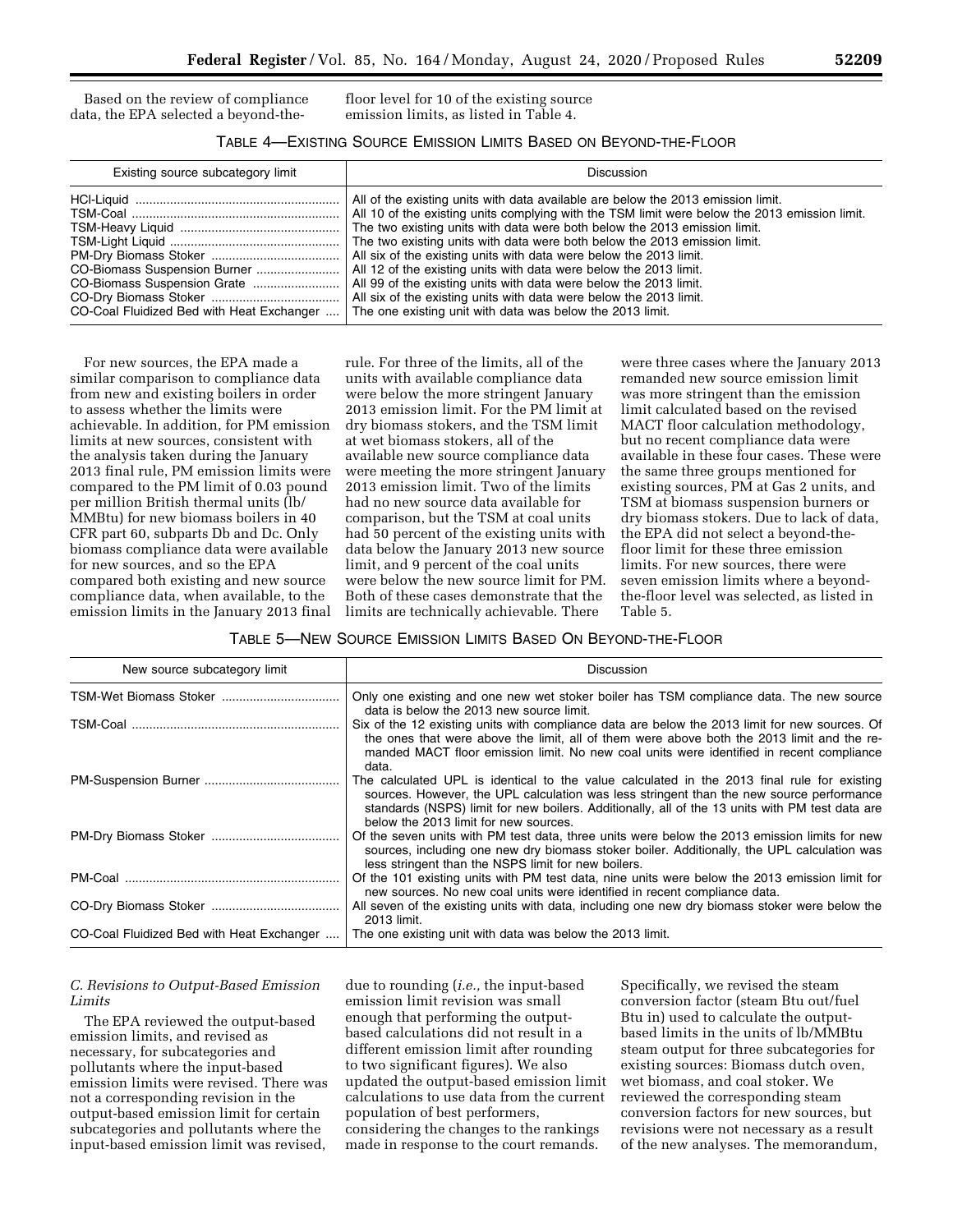Based on the review of compliance data, the EPA selected a beyond-the-floor level for 10 of the existing source emission limits, as listed in Table 4.

TABLE 4—EXISTING SOURCE EMISSION LIMITS BASED ON BEYOND-THE-FLOOR

| Existing source subcategory limit | Discussion |
| --- | --- |
| HCl-Liquid | All of the existing units with data available are below the 2013 emission limit. |
| TSM-Coal | All 10 of the existing units complying with the TSM limit were below the 2013 emission limit. |
| TSM-Heavy Liquid | The two existing units with data were both below the 2013 emission limit. |
| TSM-Light Liquid | The two existing units with data were both below the 2013 emission limit. |
| PM-Dry Biomass Stoker | All six of the existing units with data were below the 2013 limit. |
| CO-Biomass Suspension Burner | All 12 of the existing units with data were below the 2013 limit. |
| CO-Biomass Suspension Grate | All 99 of the existing units with data were below the 2013 limit. |
| CO-Dry Biomass Stoker | All six of the existing units with data were below the 2013 limit. |
| CO-Coal Fluidized Bed with Heat Exchanger | The one existing unit with data was below the 2013 limit. |

For new sources, the EPA made a similar comparison to compliance data from new and existing boilers in order to assess whether the limits were achievable. In addition, for PM emission limits at new sources, consistent with the analysis taken during the January 2013 final rule, PM emission limits were compared to the PM limit of 0.03 pound per million British thermal units (lb/MMBtu) for new biomass boilers in 40 CFR part 60, subparts Db and Dc. Only biomass compliance data were available for new sources, and so the EPA compared both existing and new source compliance data, when available, to the emission limits in the January 2013 final rule. For three of the limits, all of the units with available compliance data were below the more stringent January 2013 emission limit. For the PM limit at dry biomass stokers, and the TSM limit at wet biomass stokers, all of the available new source compliance data were meeting the more stringent January 2013 emission limit. Two of the limits had no new source data available for comparison, but the TSM at coal units had 50 percent of the existing units with data below the January 2013 new source limit, and 9 percent of the coal units were below the new source limit for PM. Both of these cases demonstrate that the limits are technically achievable. There were three cases where the January 2013 remanded new source emission limit was more stringent than the emission limit calculated based on the revised MACT floor calculation methodology, but no recent compliance data were available in these four cases. These were the same three groups mentioned for existing sources, PM at Gas 2 units, and TSM at biomass suspension burners or dry biomass stokers. Due to lack of data, the EPA did not select a beyond-the-floor limit for these three emission limits. For new sources, there were seven emission limits where a beyond-the-floor level was selected, as listed in Table 5.

TABLE 5—NEW SOURCE EMISSION LIMITS BASED ON BEYOND-THE-FLOOR

| New source subcategory limit | Discussion |
| --- | --- |
| TSM-Wet Biomass Stoker | Only one existing and one new wet stoker boiler has TSM compliance data. The new source data is below the 2013 new source limit. |
| TSM-Coal | Six of the 12 existing units with compliance data are below the 2013 limit for new sources. Of the ones that were above the limit, all of them were above both the 2013 limit and the remanded MACT floor emission limit. No new coal units were identified in recent compliance data. |
| PM-Suspension Burner | The calculated UPL is identical to the value calculated in the 2013 final rule for existing sources. However, the UPL calculation was less stringent than the new source performance standards (NSPS) limit for new boilers. Additionally, all of the 13 units with PM test data are below the 2013 limit for new sources. |
| PM-Dry Biomass Stoker | Of the seven units with PM test data, three units were below the 2013 emission limits for new sources, including one new dry biomass stoker boiler. Additionally, the UPL calculation was less stringent than the NSPS limit for new boilers. |
| PM-Coal | Of the 101 existing units with PM test data, nine units were below the 2013 emission limit for new sources. No new coal units were identified in recent compliance data. |
| CO-Dry Biomass Stoker | All seven of the existing units with data, including one new dry biomass stoker were below the 2013 limit. |
| CO-Coal Fluidized Bed with Heat Exchanger | The one existing unit with data was below the 2013 limit. |

### *C. Revisions to Output-Based Emission Limits*

The EPA reviewed the output-based emission limits, and revised as necessary, for subcategories and pollutants where the input-based emission limits were revised. There was not a corresponding revision in the output-based emission limit for certain subcategories and pollutants where the input-based emission limit was revised, due to rounding (*i.e.,* the input-based emission limit revision was small enough that performing the output-based calculations did not result in a different emission limit after rounding to two significant figures). We also updated the output-based emission limit calculations to use data from the current population of best performers, considering the changes to the rankings made in response to the court remands. Specifically, we revised the steam conversion factor (steam Btu out/fuel Btu in) used to calculate the output-based limits in the units of lb/MMBtu steam output for three subcategories for existing sources: Biomass dutch oven, wet biomass, and coal stoker. We reviewed the corresponding steam conversion factors for new sources, but revisions were not necessary as a result of the new analyses. The memorandum,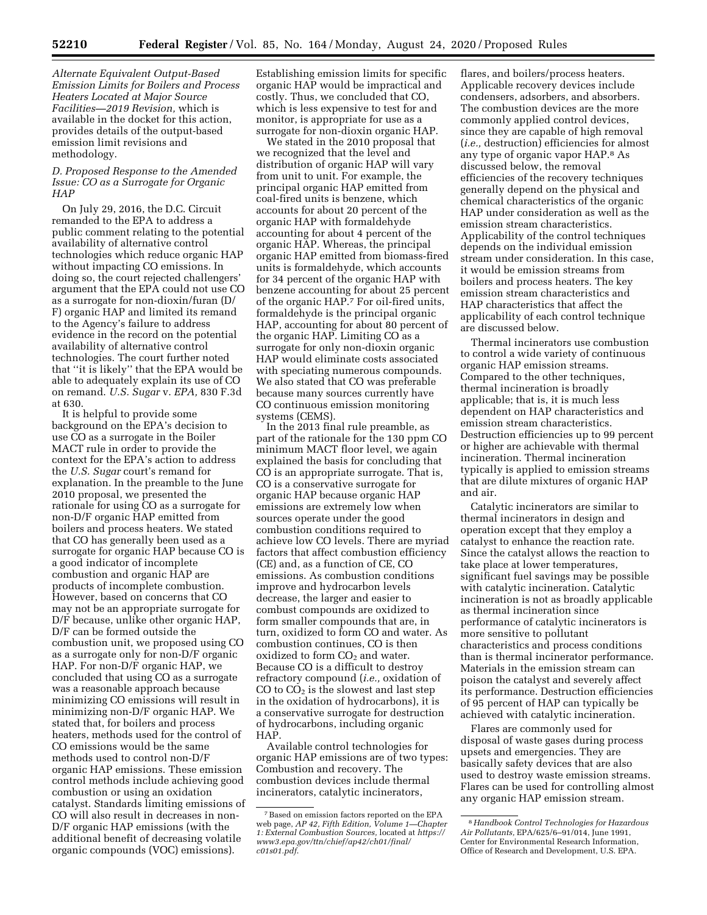*Alternate Equivalent Output-Based Emission Limits for Boilers and Process Heaters Located at Major Source Facilities—2019 Revision,* which is available in the docket for this action, provides details of the output-based emission limit revisions and methodology.

### D. Proposed Response to the Amended Issue: CO as a Surrogate for Organic HAP

On July 29, 2016, the D.C. Circuit remanded to the EPA to address a public comment relating to the potential availability of alternative control technologies which reduce organic HAP without impacting CO emissions. In doing so, the court rejected challengers' argument that the EPA could not use CO as a surrogate for non-dioxin/furan (D/F) organic HAP and limited its remand to the Agency's failure to address evidence in the record on the potential availability of alternative control technologies. The court further noted that ''it is likely'' that the EPA would be able to adequately explain its use of CO on remand. *U.S. Sugar* v. *EPA,* 830 F.3d at 630.

It is helpful to provide some background on the EPA's decision to use CO as a surrogate in the Boiler MACT rule in order to provide the context for the EPA's action to address the *U.S. Sugar* court's remand for explanation. In the preamble to the June 2010 proposal, we presented the rationale for using CO as a surrogate for non-D/F organic HAP emitted from boilers and process heaters. We stated that CO has generally been used as a surrogate for organic HAP because CO is a good indicator of incomplete combustion and organic HAP are products of incomplete combustion. However, based on concerns that CO may not be an appropriate surrogate for D/F because, unlike other organic HAP, D/F can be formed outside the combustion unit, we proposed using CO as a surrogate only for non-D/F organic HAP. For non-D/F organic HAP, we concluded that using CO as a surrogate was a reasonable approach because minimizing CO emissions will result in minimizing non-D/F organic HAP. We stated that, for boilers and process heaters, methods used for the control of CO emissions would be the same methods used to control non-D/F organic HAP emissions. These emission control methods include achieving good combustion or using an oxidation catalyst. Standards limiting emissions of CO will also result in decreases in non-D/F organic HAP emissions (with the additional benefit of decreasing volatile organic compounds (VOC) emissions). Establishing emission limits for specific organic HAP would be impractical and costly. Thus, we concluded that CO, which is less expensive to test for and monitor, is appropriate for use as a surrogate for non-dioxin organic HAP.

We stated in the 2010 proposal that we recognized that the level and distribution of organic HAP will vary from unit to unit. For example, the principal organic HAP emitted from coal-fired units is benzene, which accounts for about 20 percent of the organic HAP with formaldehyde accounting for about 4 percent of the organic HAP. Whereas, the principal organic HAP emitted from biomass-fired units is formaldehyde, which accounts for 34 percent of the organic HAP with benzene accounting for about 25 percent of the organic HAP.[7] For oil-fired units, formaldehyde is the principal organic HAP, accounting for about 80 percent of the organic HAP. Limiting CO as a surrogate for only non-dioxin organic HAP would eliminate costs associated with speciating numerous compounds. We also stated that CO was preferable because many sources currently have CO continuous emission monitoring systems (CEMS).

In the 2013 final rule preamble, as part of the rationale for the 130 ppm CO minimum MACT floor level, we again explained the basis for concluding that CO is an appropriate surrogate. That is, CO is a conservative surrogate for organic HAP because organic HAP emissions are extremely low when sources operate under the good combustion conditions required to achieve low CO levels. There are myriad factors that affect combustion efficiency (CE) and, as a function of CE, CO emissions. As combustion conditions improve and hydrocarbon levels decrease, the larger and easier to combust compounds are oxidized to form smaller compounds that are, in turn, oxidized to form CO and water. As combustion continues, CO is then oxidized to form $CO_2$ and water. Because CO is a difficult to destroy refractory compound (*i.e.,* oxidation of CO to $CO_2$ is the slowest and last step in the oxidation of hydrocarbons), it is a conservative surrogate for destruction of hydrocarbons, including organic HAP.

Available control technologies for organic HAP emissions are of two types: Combustion and recovery. The combustion devices include thermal incinerators, catalytic incinerators, flares, and boilers/process heaters. Applicable recovery devices include condensers, adsorbers, and absorbers. The combustion devices are the more commonly applied control devices, since they are capable of high removal (*i.e.,* destruction) efficiencies for almost any type of organic vapor HAP.[8] As discussed below, the removal efficiencies of the recovery techniques generally depend on the physical and chemical characteristics of the organic HAP under consideration as well as the emission stream characteristics. Applicability of the control techniques depends on the individual emission stream under consideration. In this case, it would be emission streams from boilers and process heaters. The key emission stream characteristics and HAP characteristics that affect the applicability of each control technique are discussed below.

Thermal incinerators use combustion to control a wide variety of continuous organic HAP emission streams. Compared to the other techniques, thermal incineration is broadly applicable; that is, it is much less dependent on HAP characteristics and emission stream characteristics. Destruction efficiencies up to 99 percent or higher are achievable with thermal incineration. Thermal incineration typically is applied to emission streams that are dilute mixtures of organic HAP and air.

Catalytic incinerators are similar to thermal incinerators in design and operation except that they employ a catalyst to enhance the reaction rate. Since the catalyst allows the reaction to take place at lower temperatures, significant fuel savings may be possible with catalytic incineration. Catalytic incineration is not as broadly applicable as thermal incineration since performance of catalytic incinerators is more sensitive to pollutant characteristics and process conditions than is thermal incinerator performance. Materials in the emission stream can poison the catalyst and severely affect its performance. Destruction efficiencies of 95 percent of HAP can typically be achieved with catalytic incineration.

Flares are commonly used for disposal of waste gases during process upsets and emergencies. They are basically safety devices that are also used to destroy waste emission streams. Flares can be used for controlling almost any organic HAP emission stream.

---

[7] Based on emission factors reported on the EPA web page, *AP 42, Fifth Edition, Volume 1—Chapter 1: External Combustion Sources,* located at *https://www3.epa.gov/ttn/chief/ap42/ch01/final/c01s01.pdf.*

[8] *Handbook Control Technologies for Hazardous Air Pollutants,* EPA/625/6–91/014, June 1991, Center for Environmental Research Information, Office of Research and Development, U.S. EPA.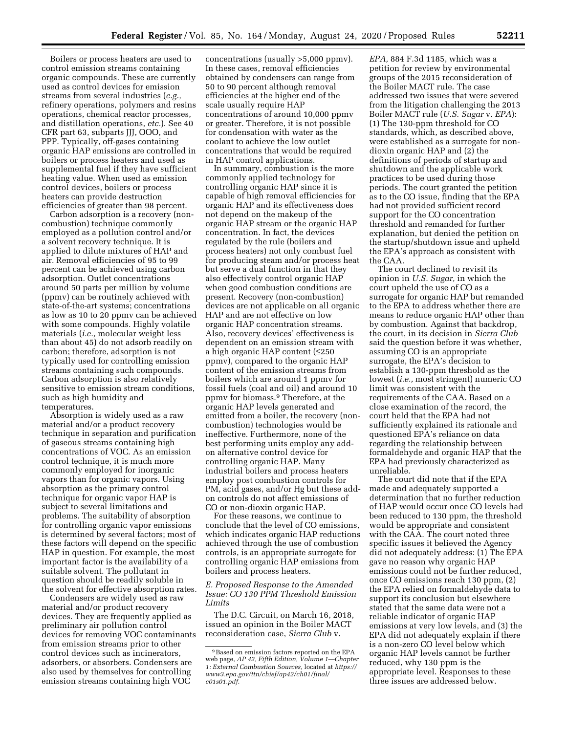Boilers or process heaters are used to control emission streams containing organic compounds. These are currently used as control devices for emission streams from several industries (*e.g.,* refinery operations, polymers and resins operations, chemical reactor processes, and distillation operations, *etc.*). See 40 CFR part 63, subparts JJJ, OOO, and PPP. Typically, off-gases containing organic HAP emissions are controlled in boilers or process heaters and used as supplemental fuel if they have sufficient heating value. When used as emission control devices, boilers or process heaters can provide destruction efficiencies of greater than 98 percent.

Carbon adsorption is a recovery (non-combustion) technique commonly employed as a pollution control and/or a solvent recovery technique. It is applied to dilute mixtures of HAP and air. Removal efficiencies of 95 to 99 percent can be achieved using carbon adsorption. Outlet concentrations around 50 parts per million by volume (ppmv) can be routinely achieved with state-of-the-art systems; concentrations as low as 10 to 20 ppmv can be achieved with some compounds. Highly volatile materials (*i.e.,* molecular weight less than about 45) do not adsorb readily on carbon; therefore, adsorption is not typically used for controlling emission streams containing such compounds. Carbon adsorption is also relatively sensitive to emission stream conditions, such as high humidity and temperatures.

Absorption is widely used as a raw material and/or a product recovery technique in separation and purification of gaseous streams containing high concentrations of VOC. As an emission control technique, it is much more commonly employed for inorganic vapors than for organic vapors. Using absorption as the primary control technique for organic vapor HAP is subject to several limitations and problems. The suitability of absorption for controlling organic vapor emissions is determined by several factors; most of these factors will depend on the specific HAP in question. For example, the most important factor is the availability of a suitable solvent. The pollutant in question should be readily soluble in the solvent for effective absorption rates.

Condensers are widely used as raw material and/or product recovery devices. They are frequently applied as preliminary air pollution control devices for removing VOC contaminants from emission streams prior to other control devices such as incinerators, adsorbers, or absorbers. Condensers are also used by themselves for controlling emission streams containing high VOC concentrations (usually >5,000 ppmv). In these cases, removal efficiencies obtained by condensers can range from 50 to 90 percent although removal efficiencies at the higher end of the scale usually require HAP concentrations of around 10,000 ppmv or greater. Therefore, it is not possible for condensation with water as the coolant to achieve the low outlet concentrations that would be required in HAP control applications.

In summary, combustion is the more commonly applied technology for controlling organic HAP since it is capable of high removal efficiencies for organic HAP and its effectiveness does not depend on the makeup of the organic HAP stream or the organic HAP concentration. In fact, the devices regulated by the rule (boilers and process heaters) not only combust fuel for producing steam and/or process heat but serve a dual function in that they also effectively control organic HAP when good combustion conditions are present. Recovery (non-combustion) devices are not applicable on all organic HAP and are not effective on low organic HAP concentration streams. Also, recovery devices' effectiveness is dependent on an emission stream with a high organic HAP content (≤250 ppmv), compared to the organic HAP content of the emission streams from boilers which are around 1 ppmv for fossil fuels (coal and oil) and around 10 ppmv for biomass.[9] Therefore, at the organic HAP levels generated and emitted from a boiler, the recovery (non-combustion) technologies would be ineffective. Furthermore, none of the best performing units employ any add-on alternative control device for controlling organic HAP. Many industrial boilers and process heaters employ post combustion controls for PM, acid gases, and/or Hg but these add-on controls do not affect emissions of CO or non-dioxin organic HAP.

For these reasons, we continue to conclude that the level of CO emissions, which indicates organic HAP reductions achieved through the use of combustion controls, is an appropriate surrogate for controlling organic HAP emissions from boilers and process heaters.

### *E. Proposed Response to the Amended Issue: CO 130 PPM Threshold Emission Limits*

The D.C. Circuit, on March 16, 2018, issued an opinion in the Boiler MACT reconsideration case, *Sierra Club* v. *EPA,* 884 F.3d 1185, which was a petition for review by environmental groups of the 2015 reconsideration of the Boiler MACT rule. The case addressed two issues that were severed from the litigation challenging the 2013 Boiler MACT rule (*U.S. Sugar* v. *EPA*): (1) The 130-ppm threshold for CO standards, which, as described above, were established as a surrogate for non-dioxin organic HAP and (2) the definitions of periods of startup and shutdown and the applicable work practices to be used during those periods. The court granted the petition as to the CO issue, finding that the EPA had not provided sufficient record support for the CO concentration threshold and remanded for further explanation, but denied the petition on the startup/shutdown issue and upheld the EPA's approach as consistent with the CAA.

The court declined to revisit its opinion in *U.S. Sugar,* in which the court upheld the use of CO as a surrogate for organic HAP but remanded to the EPA to address whether there are means to reduce organic HAP other than by combustion. Against that backdrop, the court, in its decision in *Sierra Club* said the question before it was whether, assuming CO is an appropriate surrogate, the EPA's decision to establish a 130-ppm threshold as the lowest (*i.e.,* most stringent) numeric CO limit was consistent with the requirements of the CAA. Based on a close examination of the record, the court held that the EPA had not sufficiently explained its rationale and questioned EPA's reliance on data regarding the relationship between formaldehyde and organic HAP that the EPA had previously characterized as unreliable.

The court did note that if the EPA made and adequately supported a determination that no further reduction of HAP would occur once CO levels had been reduced to 130 ppm, the threshold would be appropriate and consistent with the CAA. The court noted three specific issues it believed the Agency did not adequately address: (1) The EPA gave no reason why organic HAP emissions could not be further reduced, once CO emissions reach 130 ppm, (2) the EPA relied on formaldehyde data to support its conclusion but elsewhere stated that the same data were not a reliable indicator of organic HAP emissions at very low levels, and (3) the EPA did not adequately explain if there is a non-zero CO level below which organic HAP levels cannot be further reduced, why 130 ppm is the appropriate level. Responses to these three issues are addressed below.

[9] Based on emission factors reported on the EPA web page, *AP 42, Fifth Edition, Volume 1—Chapter 1: External Combustion Sources,* located at *https://www3.epa.gov/ttn/chief/ap42/ch01/final/c01s01.pdf.*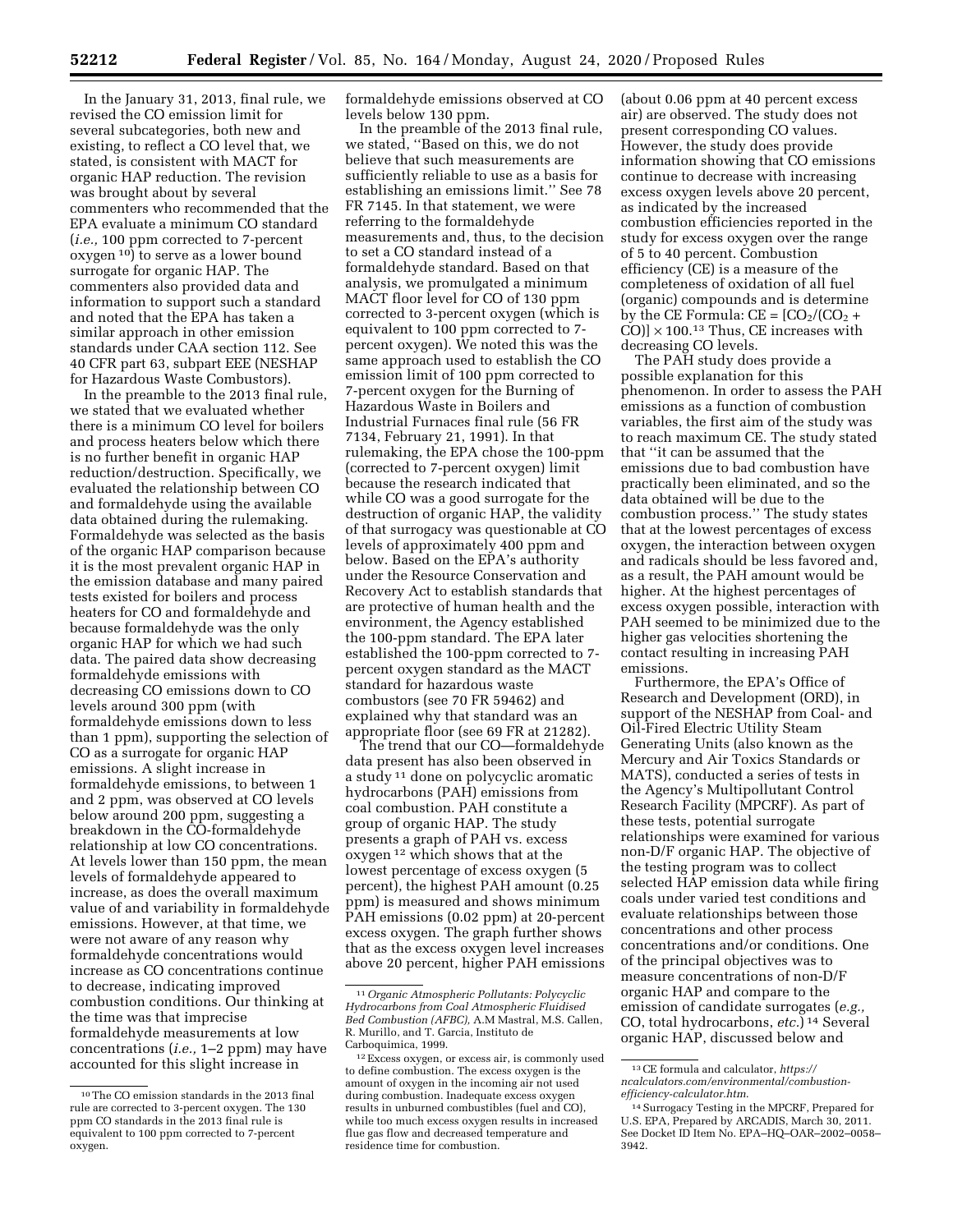In the January 31, 2013, final rule, we revised the CO emission limit for several subcategories, both new and existing, to reflect a CO level that, we stated, is consistent with MACT for organic HAP reduction. The revision was brought about by several commenters who recommended that the EPA evaluate a minimum CO standard (*i.e.,* 100 ppm corrected to 7-percent oxygen [10]) to serve as a lower bound surrogate for organic HAP. The commenters also provided data and information to support such a standard and noted that the EPA has taken a similar approach in other emission standards under CAA section 112. See 40 CFR part 63, subpart EEE (NESHAP for Hazardous Waste Combustors).

In the preamble to the 2013 final rule, we stated that we evaluated whether there is a minimum CO level for boilers and process heaters below which there is no further benefit in organic HAP reduction/destruction. Specifically, we evaluated the relationship between CO and formaldehyde using the available data obtained during the rulemaking. Formaldehyde was selected as the basis of the organic HAP comparison because it is the most prevalent organic HAP in the emission database and many paired tests existed for boilers and process heaters for CO and formaldehyde and because formaldehyde was the only organic HAP for which we had such data. The paired data show decreasing formaldehyde emissions with decreasing CO emissions down to CO levels around 300 ppm (with formaldehyde emissions down to less than 1 ppm), supporting the selection of CO as a surrogate for organic HAP emissions. A slight increase in formaldehyde emissions, to between 1 and 2 ppm, was observed at CO levels below around 200 ppm, suggesting a breakdown in the CO-formaldehyde relationship at low CO concentrations. At levels lower than 150 ppm, the mean levels of formaldehyde appeared to increase, as does the overall maximum value of and variability in formaldehyde emissions. However, at that time, we were not aware of any reason why formaldehyde concentrations would increase as CO concentrations continue to decrease, indicating improved combustion conditions. Our thinking at the time was that imprecise formaldehyde measurements at low concentrations (*i.e.,* 1–2 ppm) may have accounted for this slight increase in formaldehyde emissions observed at CO levels below 130 ppm.

In the preamble of the 2013 final rule, we stated, ''Based on this, we do not believe that such measurements are sufficiently reliable to use as a basis for establishing an emissions limit.'' See 78 FR 7145. In that statement, we were referring to the formaldehyde measurements and, thus, to the decision to set a CO standard instead of a formaldehyde standard. Based on that analysis, we promulgated a minimum MACT floor level for CO of 130 ppm corrected to 3-percent oxygen (which is equivalent to 100 ppm corrected to 7-percent oxygen). We noted this was the same approach used to establish the CO emission limit of 100 ppm corrected to 7-percent oxygen for the Burning of Hazardous Waste in Boilers and Industrial Furnaces final rule (56 FR 7134, February 21, 1991). In that rulemaking, the EPA chose the 100-ppm (corrected to 7-percent oxygen) limit because the research indicated that while CO was a good surrogate for the destruction of organic HAP, the validity of that surrogacy was questionable at CO levels of approximately 400 ppm and below. Based on the EPA's authority under the Resource Conservation and Recovery Act to establish standards that are protective of human health and the environment, the Agency established the 100-ppm standard. The EPA later established the 100-ppm corrected to 7-percent oxygen standard as the MACT standard for hazardous waste combustors (see 70 FR 59462) and explained why that standard was an appropriate floor (see 69 FR at 21282).

The trend that our CO—formaldehyde data present has also been observed in a study [11] done on polycyclic aromatic hydrocarbons (PAH) emissions from coal combustion. PAH constitute a group of organic HAP. The study presents a graph of PAH vs. excess oxygen [12] which shows that at the lowest percentage of excess oxygen (5 percent), the highest PAH amount (0.25 ppm) is measured and shows minimum PAH emissions (0.02 ppm) at 20-percent excess oxygen. The graph further shows that as the excess oxygen level increases above 20 percent, higher PAH emissions (about 0.06 ppm at 40 percent excess air) are observed. The study does not present corresponding CO values. However, the study does provide information showing that CO emissions continue to decrease with increasing excess oxygen levels above 20 percent, as indicated by the increased combustion efficiencies reported in the study for excess oxygen over the range of 5 to 40 percent. Combustion efficiency (CE) is a measure of the completeness of oxidation of all fuel (organic) compounds and is determine by the CE Formula: $CE = [CO_2/(CO_2 + CO)] \times 100$.[13] Thus, CE increases with decreasing CO levels.

The PAH study does provide a possible explanation for this phenomenon. In order to assess the PAH emissions as a function of combustion variables, the first aim of the study was to reach maximum CE. The study stated that ''it can be assumed that the emissions due to bad combustion have practically been eliminated, and so the data obtained will be due to the combustion process.'' The study states that at the lowest percentages of excess oxygen, the interaction between oxygen and radicals should be less favored and, as a result, the PAH amount would be higher. At the highest percentages of excess oxygen possible, interaction with PAH seemed to be minimized due to the higher gas velocities shortening the contact resulting in increasing PAH emissions.

Furthermore, the EPA's Office of Research and Development (ORD), in support of the NESHAP from Coal- and Oil-Fired Electric Utility Steam Generating Units (also known as the Mercury and Air Toxics Standards or MATS), conducted a series of tests in the Agency's Multipollutant Control Research Facility (MPCRF). As part of these tests, potential surrogate relationships were examined for various non-D/F organic HAP. The objective of the testing program was to collect selected HAP emission data while firing coals under varied test conditions and evaluate relationships between those concentrations and other process concentrations and/or conditions. One of the principal objectives was to measure concentrations of non-D/F organic HAP and compare to the emission of candidate surrogates (*e.g.,* CO, total hydrocarbons, *etc.*) [14] Several organic HAP, discussed below and

---

[10] The CO emission standards in the 2013 final rule are corrected to 3-percent oxygen. The 130 ppm CO standards in the 2013 final rule is equivalent to 100 ppm corrected to 7-percent oxygen.

[11] *Organic Atmospheric Pollutants: Polycyclic Hydrocarbons from Coal Atmospheric Fluidised Bed Combustion (AFBC),* A.M Mastral, M.S. Callen, R. Murillo, and T. Garcia, Instituto de Carboquimica, 1999.

[12] Excess oxygen, or excess air, is commonly used to define combustion. The excess oxygen is the amount of oxygen in the incoming air not used during combustion. Inadequate excess oxygen results in unburned combustibles (fuel and CO), while too much excess oxygen results in increased flue gas flow and decreased temperature and residence time for combustion.

[13] CE formula and calculator, *https://ncalculators.com/environmental/combustion-efficiency-calculator.htm.*

[14] Surrogacy Testing in the MPCRF, Prepared for U.S. EPA, Prepared by ARCADIS, March 30, 2011. See Docket ID Item No. EPA–HQ–OAR–2002–0058–3942.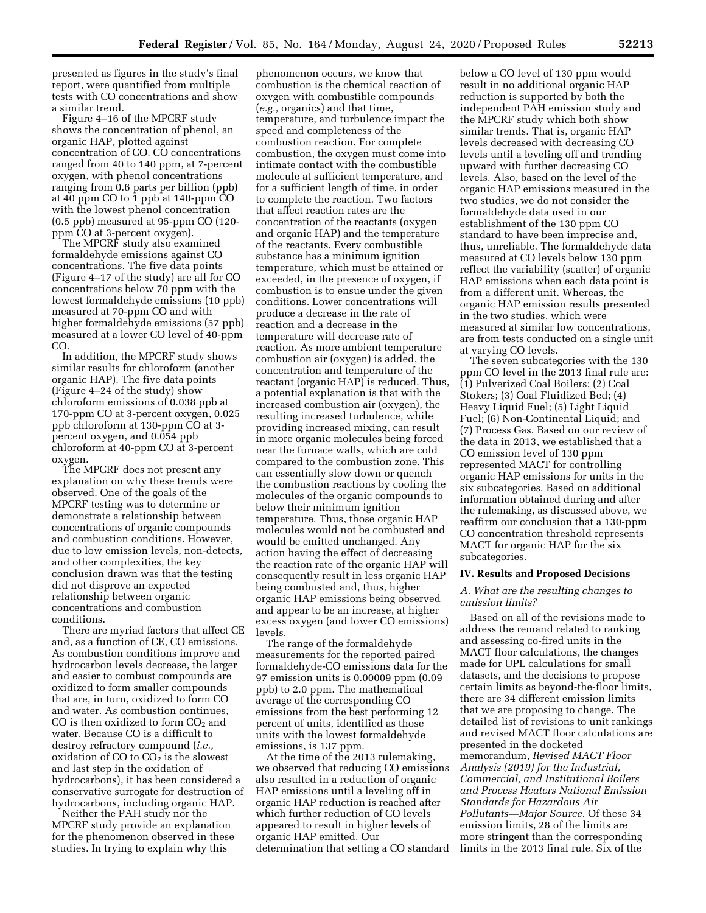presented as figures in the study's final report, were quantified from multiple tests with CO concentrations and show a similar trend.

Figure 4–16 of the MPCRF study shows the concentration of phenol, an organic HAP, plotted against concentration of CO. CO concentrations ranged from 40 to 140 ppm, at 7-percent oxygen, with phenol concentrations ranging from 0.6 parts per billion (ppb) at 40 ppm CO to 1 ppb at 140-ppm CO with the lowest phenol concentration (0.5 ppb) measured at 95-ppm CO (120-ppm CO at 3-percent oxygen).

The MPCRF study also examined formaldehyde emissions against CO concentrations. The five data points (Figure 4–17 of the study) are all for CO concentrations below 70 ppm with the lowest formaldehyde emissions (10 ppb) measured at 70-ppm CO and with higher formaldehyde emissions (57 ppb) measured at a lower CO level of 40-ppm CO.

In addition, the MPCRF study shows similar results for chloroform (another organic HAP). The five data points (Figure 4–24 of the study) show chloroform emissions of 0.038 ppb at 170-ppm CO at 3-percent oxygen, 0.025 ppb chloroform at 130-ppm CO at 3-percent oxygen, and 0.054 ppb chloroform at 40-ppm CO at 3-percent oxygen.

The MPCRF does not present any explanation on why these trends were observed. One of the goals of the MPCRF testing was to determine or demonstrate a relationship between concentrations of organic compounds and combustion conditions. However, due to low emission levels, non-detects, and other complexities, the key conclusion drawn was that the testing did not disprove an expected relationship between organic concentrations and combustion conditions.

There are myriad factors that affect CE and, as a function of CE, CO emissions. As combustion conditions improve and hydrocarbon levels decrease, the larger and easier to combust compounds are oxidized to form smaller compounds that are, in turn, oxidized to form CO and water. As combustion continues, CO is then oxidized to form $CO_2$ and water. Because CO is a difficult to destroy refractory compound (*i.e.,* oxidation of CO to $CO_2$ is the slowest and last step in the oxidation of hydrocarbons), it has been considered a conservative surrogate for destruction of hydrocarbons, including organic HAP.

Neither the PAH study nor the MPCRF study provide an explanation for the phenomenon observed in these studies. In trying to explain why this phenomenon occurs, we know that combustion is the chemical reaction of oxygen with combustible compounds (*e.g.,* organics) and that time, temperature, and turbulence impact the speed and completeness of the combustion reaction. For complete combustion, the oxygen must come into intimate contact with the combustible molecule at sufficient temperature, and for a sufficient length of time, in order to complete the reaction. Two factors that affect reaction rates are the concentration of the reactants (oxygen and organic HAP) and the temperature of the reactants. Every combustible substance has a minimum ignition temperature, which must be attained or exceeded, in the presence of oxygen, if combustion is to ensue under the given conditions. Lower concentrations will produce a decrease in the rate of reaction and a decrease in the temperature will decrease rate of reaction. As more ambient temperature combustion air (oxygen) is added, the concentration and temperature of the reactant (organic HAP) is reduced. Thus, a potential explanation is that with the increased combustion air (oxygen), the resulting increased turbulence, while providing increased mixing, can result in more organic molecules being forced near the furnace walls, which are cold compared to the combustion zone. This can essentially slow down or quench the combustion reactions by cooling the molecules of the organic compounds to below their minimum ignition temperature. Thus, those organic HAP molecules would not be combusted and would be emitted unchanged. Any action having the effect of decreasing the reaction rate of the organic HAP will consequently result in less organic HAP being combusted and, thus, higher organic HAP emissions being observed and appear to be an increase, at higher excess oxygen (and lower CO emissions) levels.

The range of the formaldehyde measurements for the reported paired formaldehyde-CO emissions data for the 97 emission units is 0.00009 ppm (0.09 ppb) to 2.0 ppm. The mathematical average of the corresponding CO emissions from the best performing 12 percent of units, identified as those units with the lowest formaldehyde emissions, is 137 ppm.

At the time of the 2013 rulemaking, we observed that reducing CO emissions also resulted in a reduction of organic HAP emissions until a leveling off in organic HAP reduction is reached after which further reduction of CO levels appeared to result in higher levels of organic HAP emitted. Our determination that setting a CO standard below a CO level of 130 ppm would result in no additional organic HAP reduction is supported by both the independent PAH emission study and the MPCRF study which both show similar trends. That is, organic HAP levels decreased with decreasing CO levels until a leveling off and trending upward with further decreasing CO levels. Also, based on the level of the organic HAP emissions measured in the two studies, we do not consider the formaldehyde data used in our establishment of the 130 ppm CO standard to have been imprecise and, thus, unreliable. The formaldehyde data measured at CO levels below 130 ppm reflect the variability (scatter) of organic HAP emissions when each data point is from a different unit. Whereas, the organic HAP emission results presented in the two studies, which were measured at similar low concentrations, are from tests conducted on a single unit at varying CO levels.

The seven subcategories with the 130 ppm CO level in the 2013 final rule are: (1) Pulverized Coal Boilers; (2) Coal Stokers; (3) Coal Fluidized Bed; (4) Heavy Liquid Fuel; (5) Light Liquid Fuel; (6) Non-Continental Liquid; and (7) Process Gas. Based on our review of the data in 2013, we established that a CO emission level of 130 ppm represented MACT for controlling organic HAP emissions for units in the six subcategories. Based on additional information obtained during and after the rulemaking, as discussed above, we reaffirm our conclusion that a 130-ppm CO concentration threshold represents MACT for organic HAP for the six subcategories.

## IV. Results and Proposed Decisions

### *A. What are the resulting changes to emission limits?*

Based on all of the revisions made to address the remand related to ranking and assessing co-fired units in the MACT floor calculations, the changes made for UPL calculations for small datasets, and the decisions to propose certain limits as beyond-the-floor limits, there are 34 different emission limits that we are proposing to change. The detailed list of revisions to unit rankings and revised MACT floor calculations are presented in the docketed memorandum, *Revised MACT Floor Analysis (2019) for the Industrial, Commercial, and Institutional Boilers and Process Heaters National Emission Standards for Hazardous Air Pollutants—Major Source.* Of these 34 emission limits, 28 of the limits are more stringent than the corresponding limits in the 2013 final rule. Six of the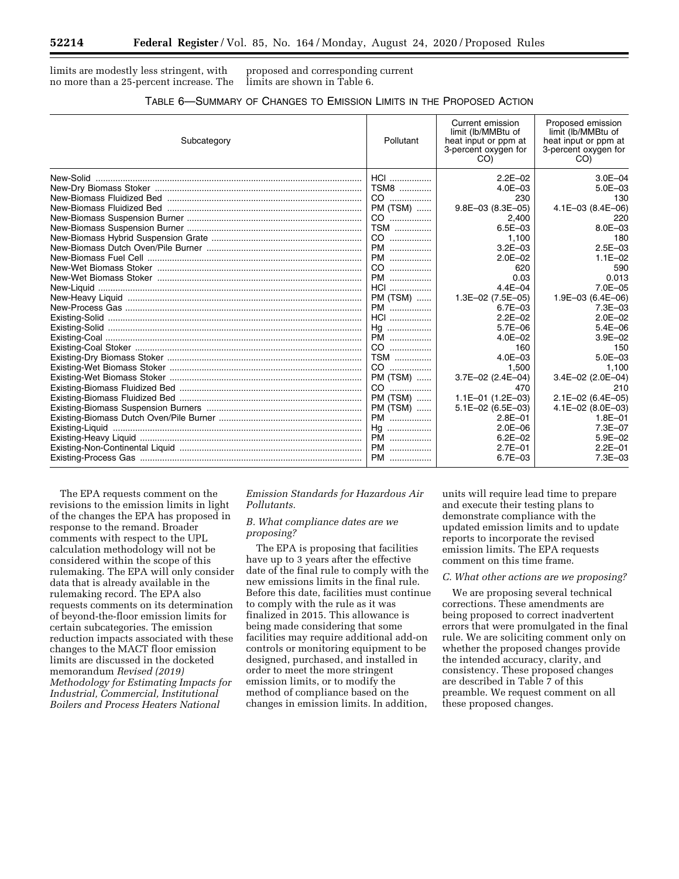limits are modestly less stringent, with no more than a 25-percent increase. The proposed and corresponding current limits are shown in Table 6.

TABLE 6—SUMMARY OF CHANGES TO EMISSION LIMITS IN THE PROPOSED ACTION

| Subcategory | Pollutant | Current emission limit (lb/MMBtu of heat input or ppm at 3-percent oxygen for CO) | Proposed emission limit (lb/MMBtu of heat input or ppm at 3-percent oxygen for CO) |
|---|---|---|---|
| New-Solid | HCl | 2.2E–02 | 3.0E–04 |
| New-Dry Biomass Stoker | TSM8 | 4.0E–03 | 5.0E–03 |
| New-Biomass Fluidized Bed | CO | 230 | 130 |
| New-Biomass Fluidized Bed | PM (TSM) | 9.8E–03 (8.3E–05) | 4.1E–03 (8.4E–06) |
| New-Biomass Suspension Burner | CO | 2,400 | 220 |
| New-Biomass Suspension Burner | TSM | 6.5E–03 | 8.0E–03 |
| New-Biomass Hybrid Suspension Grate | CO | 1,100 | 180 |
| New-Biomass Dutch Oven/Pile Burner | PM | 3.2E–03 | 2.5E–03 |
| New-Biomass Fuel Cell | PM | 2.0E–02 | 1.1E–02 |
| New-Wet Biomass Stoker | CO | 620 | 590 |
| New-Wet Biomass Stoker | PM | 0.03 | 0.013 |
| New-Liquid | HCl | 4.4E–04 | 7.0E–05 |
| New-Heavy Liquid | PM (TSM) | 1.3E–02 (7.5E–05) | 1.9E–03 (6.4E–06) |
| New-Process Gas | PM | 6.7E–03 | 7.3E–03 |
| Existing-Solid | HCl | 2.2E–02 | 2.0E–02 |
| Existing-Solid | Hg | 5.7E–06 | 5.4E–06 |
| Existing-Coal | PM | 4.0E–02 | 3.9E–02 |
| Existing-Coal Stoker | CO | 160 | 150 |
| Existing-Dry Biomass Stoker | TSM | 4.0E–03 | 5.0E–03 |
| Existing-Wet Biomass Stoker | CO | 1,500 | 1,100 |
| Existing-Wet Biomass Stoker | PM (TSM) | 3.7E–02 (2.4E–04) | 3.4E–02 (2.0E–04) |
| Existing-Biomass Fluidized Bed | CO | 470 | 210 |
| Existing-Biomass Fluidized Bed | PM (TSM) | 1.1E–01 (1.2E–03) | 2.1E–02 (6.4E–05) |
| Existing-Biomass Suspension Burners | PM (TSM) | 5.1E–02 (6.5E–03) | 4.1E–02 (8.0E–03) |
| Existing-Biomass Dutch Oven/Pile Burner | PM | 2.8E–01 | 1.8E–01 |
| Existing-Liquid | Hg | 2.0E–06 | 7.3E–07 |
| Existing-Heavy Liquid | PM | 6.2E–02 | 5.9E–02 |
| Existing-Non-Continental Liquid | PM | 2.7E–01 | 2.2E–01 |
| Existing-Process Gas | PM | 6.7E–03 | 7.3E–03 |

The EPA requests comment on the revisions to the emission limits in light of the changes the EPA has proposed in response to the remand. Broader comments with respect to the UPL calculation methodology will not be considered within the scope of this rulemaking. The EPA will only consider data that is already available in the rulemaking record. The EPA also requests comments on its determination of beyond-the-floor emission limits for certain subcategories. The emission reduction impacts associated with these changes to the MACT floor emission limits are discussed in the docketed memorandum *Revised (2019) Methodology for Estimating Impacts for Industrial, Commercial, Institutional Boilers and Process Heaters National Emission Standards for Hazardous Air Pollutants.*

### *B. What compliance dates are we proposing?*

The EPA is proposing that facilities have up to 3 years after the effective date of the final rule to comply with the new emissions limits in the final rule. Before this date, facilities must continue to comply with the rule as it was finalized in 2015. This allowance is being made considering that some facilities may require additional add-on controls or monitoring equipment to be designed, purchased, and installed in order to meet the more stringent emission limits, or to modify the method of compliance based on the changes in emission limits. In addition, units will require lead time to prepare and execute their testing plans to demonstrate compliance with the updated emission limits and to update reports to incorporate the revised emission limits. The EPA requests comment on this time frame.

### *C. What other actions are we proposing?*

We are proposing several technical corrections. These amendments are being proposed to correct inadvertent errors that were promulgated in the final rule. We are soliciting comment only on whether the proposed changes provide the intended accuracy, clarity, and consistency. These proposed changes are described in Table 7 of this preamble. We request comment on all these proposed changes.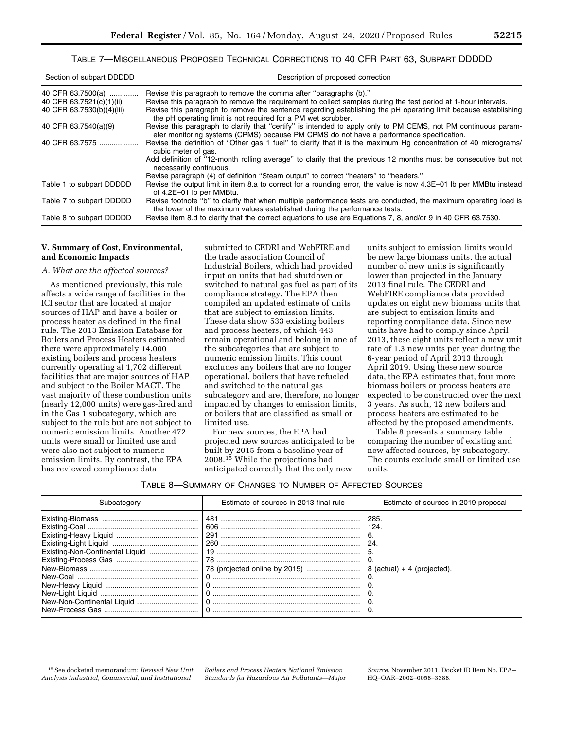TABLE 7—MISCELLANEOUS PROPOSED TECHNICAL CORRECTIONS TO 40 CFR PART 63, SUBPART DDDDD

| Section of subpart DDDDD | Description of proposed correction |
| --- | --- |
| 40 CFR 63.7500(a) | Revise this paragraph to remove the comma after "paragraphs (b)." |
| 40 CFR 63.7521(c)(1)(ii) | Revise this paragraph to remove the requirement to collect samples during the test period at 1-hour intervals. |
| 40 CFR 63.7530(b)(4)(iii) | Revise this paragraph to remove the sentence regarding establishing the pH operating limit because establishing the pH operating limit is not required for a PM wet scrubber. |
| 40 CFR 63.7540(a)(9) | Revise this paragraph to clarify that "certify" is intended to apply only to PM CEMS, not PM continuous parameter monitoring systems (CPMS) because PM CPMS do not have a performance specification. |
| 40 CFR 63.7575 | Revise the definition of "Other gas 1 fuel" to clarify that it is the maximum Hg concentration of 40 micrograms/cubic meter of gas. |
| | Add definition of "12-month rolling average" to clarify that the previous 12 months must be consecutive but not necessarily continuous. |
| | Revise paragraph (4) of definition "Steam output" to correct "heaters" to "headers." |
| Table 1 to subpart DDDDD | Revise the output limit in item 8.a to correct for a rounding error, the value is now 4.3E–01 lb per MMBtu instead of 4.2E–01 lb per MMBtu. |
| Table 7 to subpart DDDDD | Revise footnote "b" to clarify that when multiple performance tests are conducted, the maximum operating load is the lower of the maximum values established during the performance tests. |
| Table 8 to subpart DDDDD | Revise item 8.d to clarify that the correct equations to use are Equations 7, 8, and/or 9 in 40 CFR 63.7530. |

## V. Summary of Cost, Environmental, and Economic Impacts

### A. What are the affected sources?

As mentioned previously, this rule affects a wide range of facilities in the ICI sector that are located at major sources of HAP and have a boiler or process heater as defined in the final rule. The 2013 Emission Database for Boilers and Process Heaters estimated there were approximately 14,000 existing boilers and process heaters currently operating at 1,702 different facilities that are major sources of HAP and subject to the Boiler MACT. The vast majority of these combustion units (nearly 12,000 units) were gas-fired and in the Gas 1 subcategory, which are subject to the rule but are not subject to numeric emission limits. Another 472 units were small or limited use and were also not subject to numeric emission limits. By contrast, the EPA has reviewed compliance data submitted to CEDRI and WebFIRE and the trade association Council of Industrial Boilers, which had provided input on units that had shutdown or switched to natural gas fuel as part of its compliance strategy. The EPA then compiled an updated estimate of units that are subject to emission limits. These data show 533 existing boilers and process heaters, of which 443 remain operational and belong in one of the subcategories that are subject to numeric emission limits. This count excludes any boilers that are no longer operational, boilers that have refueled and switched to the natural gas subcategory and are, therefore, no longer impacted by changes to emission limits, or boilers that are classified as small or limited use.

For new sources, the EPA had projected new sources anticipated to be built by 2015 from a baseline year of 2008.[15] While the projections had anticipated correctly that the only new units subject to emission limits would be new large biomass units, the actual number of new units is significantly lower than projected in the January 2013 final rule. The CEDRI and WebFIRE compliance data provided updates on eight new biomass units that are subject to emission limits and reporting compliance data. Since new units have had to comply since April 2013, these eight units reflect a new unit rate of 1.3 new units per year during the 6-year period of April 2013 through April 2019. Using these new source data, the EPA estimates that, four more biomass boilers or process heaters are expected to be constructed over the next 3 years. As such, 12 new boilers and process heaters are estimated to be affected by the proposed amendments.

Table 8 presents a summary table comparing the number of existing and new affected sources, by subcategory. The counts exclude small or limited use units.

TABLE 8—SUMMARY OF CHANGES TO NUMBER OF AFFECTED SOURCES

| Subcategory | Estimate of sources in 2013 final rule | Estimate of sources in 2019 proposal |
| --- | --- | --- |
| Existing-Biomass | 481 | 285. |
| Existing-Coal | 606 | 124. |
| Existing-Heavy Liquid | 291 | 6. |
| Existing-Light Liquid | 260 | 24. |
| Existing-Non-Continental Liquid | 19 | 5. |
| Existing-Process Gas | 78 | 0. |
| New-Biomass | 78 (projected online by 2015) | 8 (actual) + 4 (projected). |
| New-Coal | 0 | 0. |
| New-Heavy Liquid | 0 | 0. |
| New-Light Liquid | 0 | 0. |
| New-Non-Continental Liquid | 0 | 0. |
| New-Process Gas | 0 | 0. |

[15] See docketed memorandum: *Revised New Unit Analysis Industrial, Commercial, and Institutional Boilers and Process Heaters National Emission Standards for Hazardous Air Pollutants—Major Source.* November 2011. Docket ID Item No. EPA–HQ–OAR–2002–0058–3388.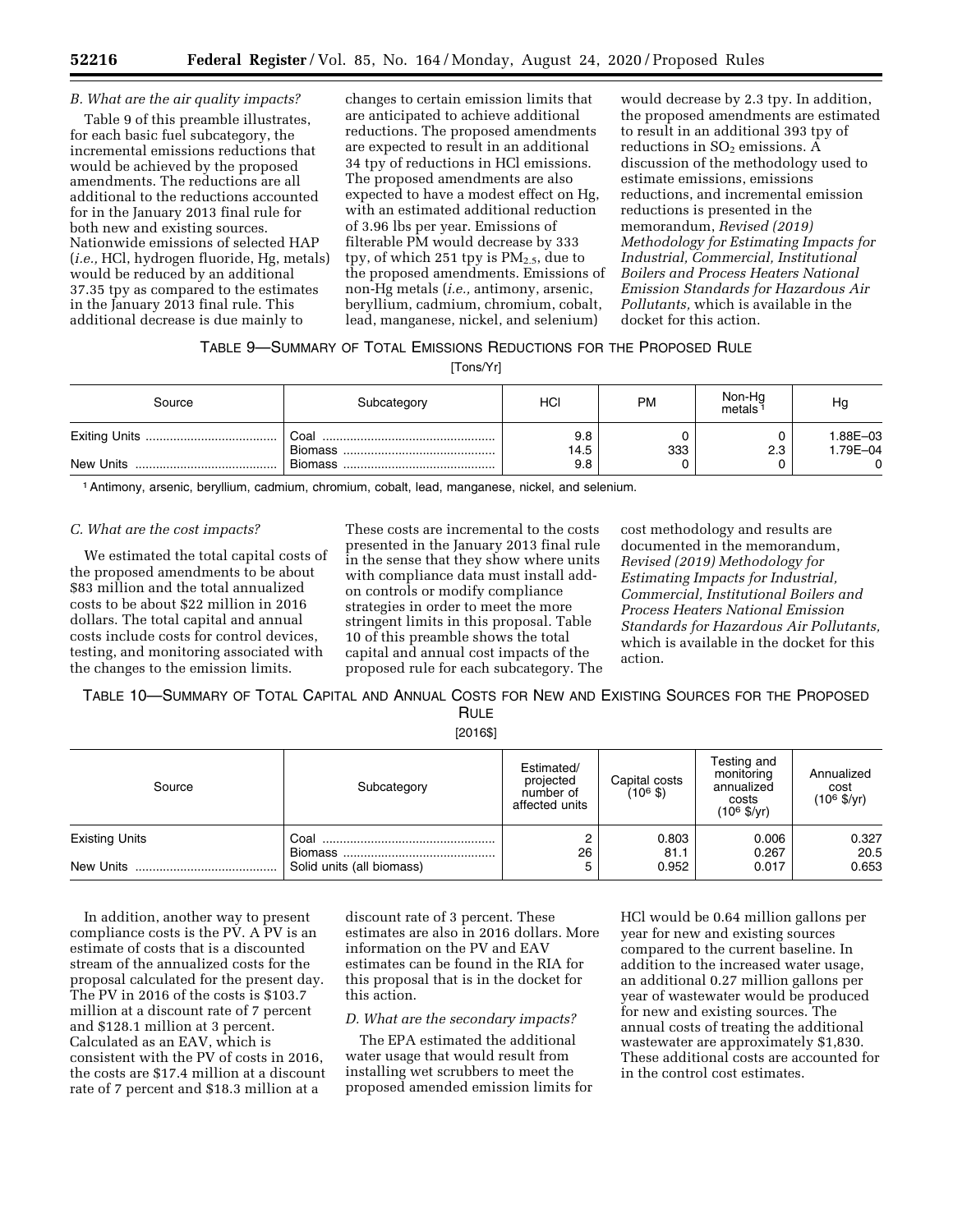### B. What are the air quality impacts?

Table 9 of this preamble illustrates, for each basic fuel subcategory, the incremental emissions reductions that would be achieved by the proposed amendments. The reductions are all additional to the reductions accounted for in the January 2013 final rule for both new and existing sources. Nationwide emissions of selected HAP (*i.e.,* HCl, hydrogen fluoride, Hg, metals) would be reduced by an additional 37.35 tpy as compared to the estimates in the January 2013 final rule. This additional decrease is due mainly to changes to certain emission limits that are anticipated to achieve additional reductions. The proposed amendments are expected to result in an additional 34 tpy of reductions in HCl emissions. The proposed amendments are also expected to have a modest effect on Hg, with an estimated additional reduction of 3.96 lbs per year. Emissions of filterable PM would decrease by 333 tpy, of which 251 tpy is $PM_{2.5}$, due to the proposed amendments. Emissions of non-Hg metals (*i.e.,* antimony, arsenic, beryllium, cadmium, chromium, cobalt, lead, manganese, nickel, and selenium) would decrease by 2.3 tpy. In addition, the proposed amendments are estimated to result in an additional 393 tpy of reductions in $SO_2$ emissions. A discussion of the methodology used to estimate emissions, emissions reductions, and incremental emission reductions is presented in the memorandum, *Revised (2019) Methodology for Estimating Impacts for Industrial, Commercial, Institutional Boilers and Process Heaters National Emission Standards for Hazardous Air Pollutants,* which is available in the docket for this action.

TABLE 9—SUMMARY OF TOTAL EMISSIONS REDUCTIONS FOR THE PROPOSED RULE

[Tons/Yr]

| Source | Subcategory | HCl | PM | Non-Hg metals [1] | Hg |
|---|---|---|---|---|---|
| Exiting Units | Coal | 9.8 | 0 | 0 | 1.88E–03 |
| | Biomass | 14.5 | 333 | 2.3 | 1.79E–04 |
| New Units | Biomass | 9.8 | 0 | 0 | 0 |

[1] Antimony, arsenic, beryllium, cadmium, chromium, cobalt, lead, manganese, nickel, and selenium.

### C. What are the cost impacts?

We estimated the total capital costs of the proposed amendments to be about $83 million and the total annualized costs to be about $22 million in 2016 dollars. The total capital and annual costs include costs for control devices, testing, and monitoring associated with the changes to the emission limits. These costs are incremental to the costs presented in the January 2013 final rule in the sense that they show where units with compliance data must install add-on controls or modify compliance strategies in order to meet the more stringent limits in this proposal. Table 10 of this preamble shows the total capital and annual cost impacts of the proposed rule for each subcategory. The cost methodology and results are documented in the memorandum, *Revised (2019) Methodology for Estimating Impacts for Industrial, Commercial, Institutional Boilers and Process Heaters National Emission Standards for Hazardous Air Pollutants,* which is available in the docket for this action.

TABLE 10—SUMMARY OF TOTAL CAPITAL AND ANNUAL COSTS FOR NEW AND EXISTING SOURCES FOR THE PROPOSED RULE

[2016$]

| Source | Subcategory | Estimated/projected number of affected units | Capital costs ($10^6$ $) | Testing and monitoring annualized costs ($10^6$ $/yr) | Annualized cost ($10^6$ $/yr) |
|---|---|---|---|---|---|
| Existing Units | Coal | 2 | 0.803 | 0.006 | 0.327 |
| | Biomass | 26 | 81.1 | 0.267 | 20.5 |
| New Units | Solid units (all biomass) | 5 | 0.952 | 0.017 | 0.653 |

In addition, another way to present compliance costs is the PV. A PV is an estimate of costs that is a discounted stream of the annualized costs for the proposal calculated for the present day. The PV in 2016 of the costs is $103.7 million at a discount rate of 7 percent and $128.1 million at 3 percent. Calculated as an EAV, which is consistent with the PV of costs in 2016, the costs are $17.4 million at a discount rate of 7 percent and $18.3 million at a discount rate of 3 percent. These estimates are also in 2016 dollars. More information on the PV and EAV estimates can be found in the RIA for this proposal that is in the docket for this action.

### D. What are the secondary impacts?

The EPA estimated the additional water usage that would result from installing wet scrubbers to meet the proposed amended emission limits for HCl would be 0.64 million gallons per year for new and existing sources compared to the current baseline. In addition to the increased water usage, an additional 0.27 million gallons per year of wastewater would be produced for new and existing sources. The annual costs of treating the additional wastewater are approximately $1,830. These additional costs are accounted for in the control cost estimates.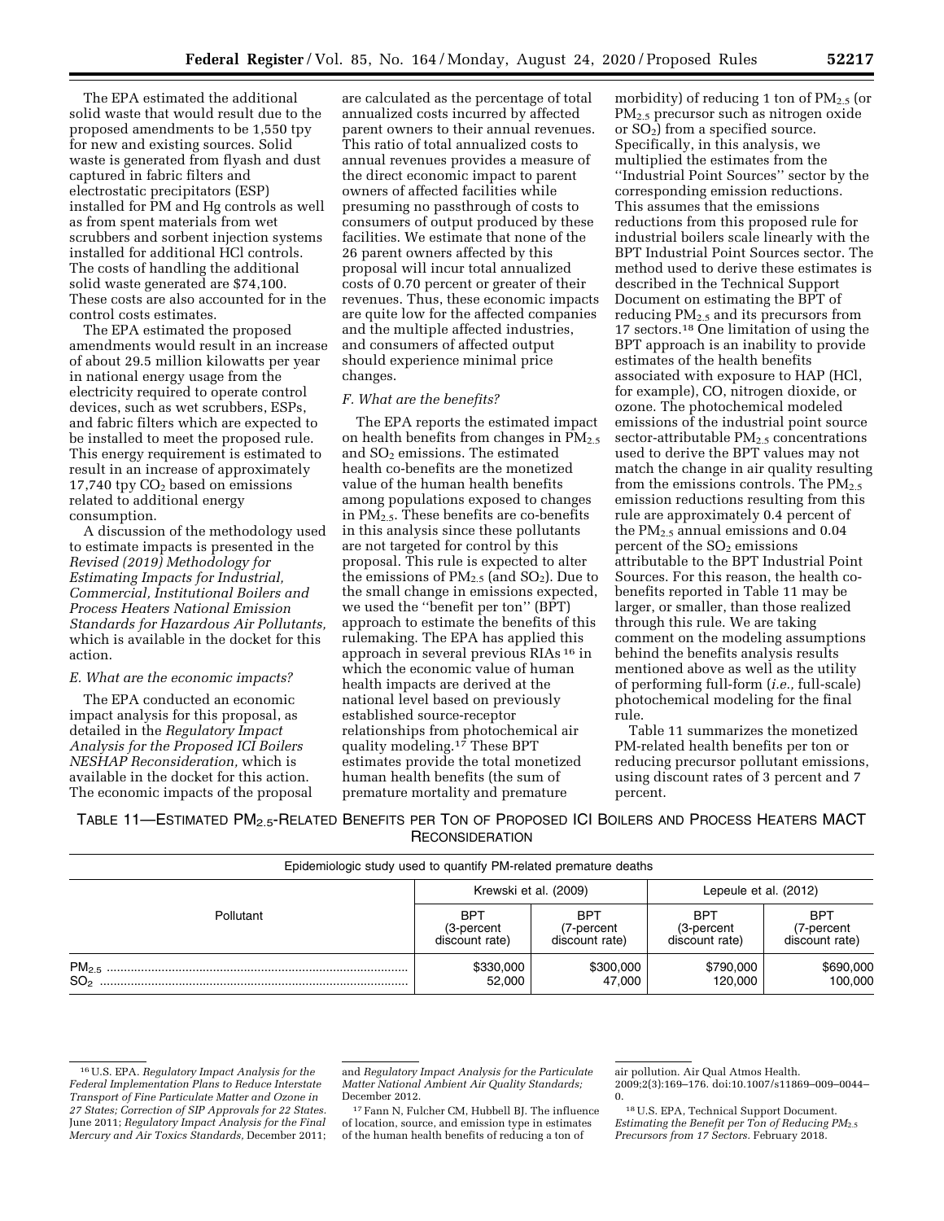The EPA estimated the additional solid waste that would result due to the proposed amendments to be 1,550 tpy for new and existing sources. Solid waste is generated from flyash and dust captured in fabric filters and electrostatic precipitators (ESP) installed for PM and Hg controls as well as from spent materials from wet scrubbers and sorbent injection systems installed for additional HCl controls. The costs of handling the additional solid waste generated are $74,100. These costs are also accounted for in the control costs estimates.

The EPA estimated the proposed amendments would result in an increase of about 29.5 million kilowatts per year in national energy usage from the electricity required to operate control devices, such as wet scrubbers, ESPs, and fabric filters which are expected to be installed to meet the proposed rule. This energy requirement is estimated to result in an increase of approximately 17,740 tpy $CO_2$ based on emissions related to additional energy consumption.

A discussion of the methodology used to estimate impacts is presented in the *Revised (2019) Methodology for Estimating Impacts for Industrial, Commercial, Institutional Boilers and Process Heaters National Emission Standards for Hazardous Air Pollutants,* which is available in the docket for this action.

### E. What are the economic impacts?

The EPA conducted an economic impact analysis for this proposal, as detailed in the *Regulatory Impact Analysis for the Proposed ICI Boilers NESHAP Reconsideration,* which is available in the docket for this action. The economic impacts of the proposal are calculated as the percentage of total annualized costs incurred by affected parent owners to their annual revenues. This ratio of total annualized costs to annual revenues provides a measure of the direct economic impact to parent owners of affected facilities while presuming no passthrough of costs to consumers of output produced by these facilities. We estimate that none of the 26 parent owners affected by this proposal will incur total annualized costs of 0.70 percent or greater of their revenues. Thus, these economic impacts are quite low for the affected companies and the multiple affected industries, and consumers of affected output should experience minimal price changes.

### F. What are the benefits?

The EPA reports the estimated impact on health benefits from changes in $PM_{2.5}$ and $SO_2$ emissions. The estimated health co-benefits are the monetized value of the human health benefits among populations exposed to changes in $PM_{2.5}$. These benefits are co-benefits in this analysis since these pollutants are not targeted for control by this proposal. This rule is expected to alter the emissions of $PM_{2.5}$ (and $SO_2$). Due to the small change in emissions expected, we used the ''benefit per ton'' (BPT) approach to estimate the benefits of this rulemaking. The EPA has applied this approach in several previous RIAs[16] in which the economic value of human health impacts are derived at the national level based on previously established source-receptor relationships from photochemical air quality modeling.[17] These BPT estimates provide the total monetized human health benefits (the sum of premature mortality and premature morbidity) of reducing 1 ton of $PM_{2.5}$ (or $PM_{2.5}$ precursor such as nitrogen oxide or $SO_2$) from a specified source. Specifically, in this analysis, we multiplied the estimates from the ''Industrial Point Sources'' sector by the corresponding emission reductions. This assumes that the emissions reductions from this proposed rule for industrial boilers scale linearly with the BPT Industrial Point Sources sector. The method used to derive these estimates is described in the Technical Support Document on estimating the BPT of reducing $PM_{2.5}$ and its precursors from 17 sectors.[18] One limitation of using the BPT approach is an inability to provide estimates of the health benefits associated with exposure to HAP (HCl, for example), CO, nitrogen dioxide, or ozone. The photochemical modeled emissions of the industrial point source sector-attributable $PM_{2.5}$ concentrations used to derive the BPT values may not match the change in air quality resulting from the emissions controls. The $PM_{2.5}$ emission reductions resulting from this rule are approximately 0.4 percent of the $PM_{2.5}$ annual emissions and 0.04 percent of the $SO_2$ emissions attributable to the BPT Industrial Point Sources. For this reason, the health co-benefits reported in Table 11 may be larger, or smaller, than those realized through this rule. We are taking comment on the modeling assumptions behind the benefits analysis results mentioned above as well as the utility of performing full-form (*i.e.,* full-scale) photochemical modeling for the final rule.

Table 11 summarizes the monetized PM-related health benefits per ton or reducing precursor pollutant emissions, using discount rates of 3 percent and 7 percent.

TABLE 11—ESTIMATED $PM_{2.5}$-RELATED BENEFITS PER TON OF PROPOSED ICI BOILERS AND PROCESS HEATERS MACT RECONSIDERATION

| Pollutant | Epidemiologic study used to quantify PM-related premature deaths | | | |
|---|---|---|---|---|
| | Krewski et al. (2009) | | Lepeule et al. (2012) | |
| | BPT (3-percent discount rate) | BPT (7-percent discount rate) | BPT (3-percent discount rate) | BPT (7-percent discount rate) |
| $PM_{2.5}$ | $330,000 | $300,000 | $790,000 | $690,000 |
| $SO_2$ | 52,000 | 47,000 | 120,000 | 100,000 |

---

[16] U.S. EPA. *Regulatory Impact Analysis for the Federal Implementation Plans to Reduce Interstate Transport of Fine Particulate Matter and Ozone in 27 States; Correction of SIP Approvals for 22 States.* June 2011; *Regulatory Impact Analysis for the Final Mercury and Air Toxics Standards,* December 2011; and *Regulatory Impact Analysis for the Particulate Matter National Ambient Air Quality Standards;* December 2012.

[17] Fann N, Fulcher CM, Hubbell BJ. The influence of location, source, and emission type in estimates of the human health benefits of reducing a ton of air pollution. Air Qual Atmos Health. 2009;2(3):169–176. doi:10.1007/s11869–009–0044–0.

[18] U.S. EPA, Technical Support Document. *Estimating the Benefit per Ton of Reducing $PM_{2.5}$ Precursors from 17 Sectors.* February 2018.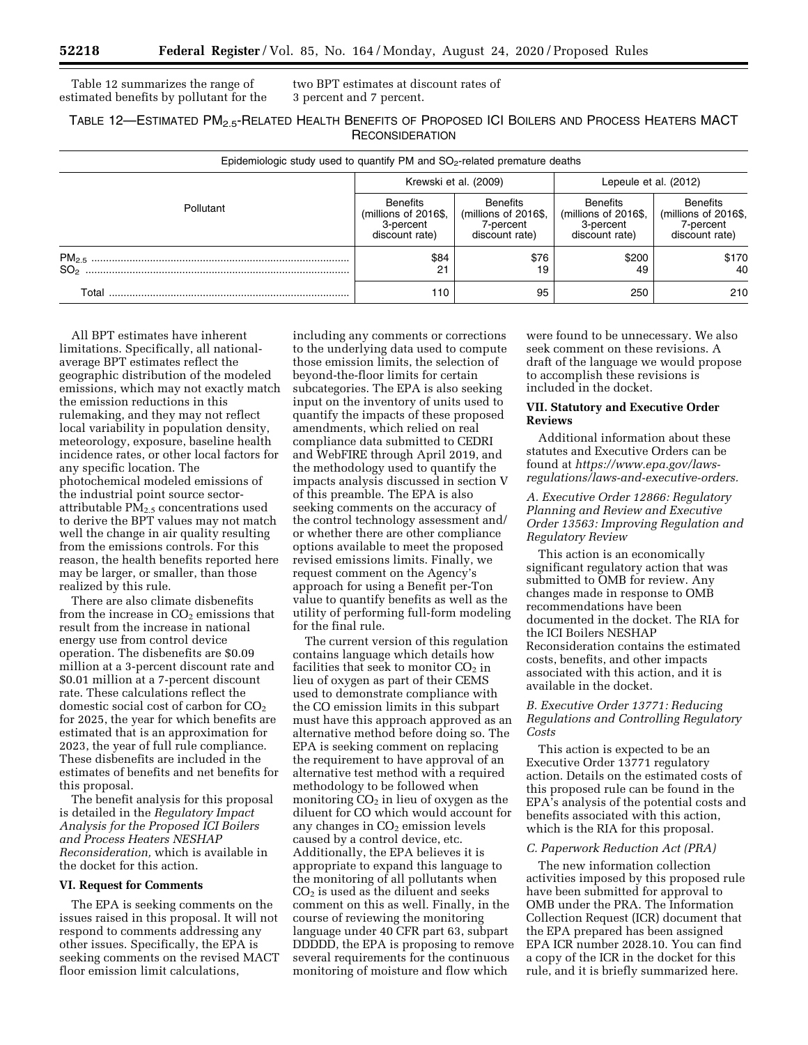Table 12 summarizes the range of estimated benefits by pollutant for the two BPT estimates at discount rates of 3 percent and 7 percent.

### TABLE 12—ESTIMATED $PM_{2.5}$-RELATED HEALTH BENEFITS OF PROPOSED ICI BOILERS AND PROCESS HEATERS MACT RECONSIDERATION

| Pollutant | Epidemiologic study used to quantify PM and $SO_2$-related premature deaths | | | |
|---|---|---|---|---|
| | Krewski et al. (2009) | | Lepeule et al. (2012) | |
| | Benefits (millions of 2016$, 3-percent discount rate) | Benefits (millions of 2016$, 7-percent discount rate) | Benefits (millions of 2016$, 3-percent discount rate) | Benefits (millions of 2016$, 7-percent discount rate) |
| $PM_{2.5}$ | $84 | $76 | $200 | $170 |
| $SO_2$ | 21 | 19 | 49 | 40 |
| Total | 110 | 95 | 250 | 210 |

All BPT estimates have inherent limitations. Specifically, all national-average BPT estimates reflect the geographic distribution of the modeled emissions, which may not exactly match the emission reductions in this rulemaking, and they may not reflect local variability in population density, meteorology, exposure, baseline health incidence rates, or other local factors for any specific location. The photochemical modeled emissions of the industrial point source sector-attributable $PM_{2.5}$ concentrations used to derive the BPT values may not match well the change in air quality resulting from the emissions controls. For this reason, the health benefits reported here may be larger, or smaller, than those realized by this rule.

There are also climate disbenefits from the increase in $CO_2$ emissions that result from the increase in national energy use from control device operation. The disbenefits are $0.09 million at a 3-percent discount rate and $0.01 million at a 7-percent discount rate. These calculations reflect the domestic social cost of carbon for $CO_2$ for 2025, the year for which benefits are estimated that is an approximation for 2023, the year of full rule compliance. These disbenefits are included in the estimates of benefits and net benefits for this proposal.

The benefit analysis for this proposal is detailed in the *Regulatory Impact Analysis for the Proposed ICI Boilers and Process Heaters NESHAP Reconsideration,* which is available in the docket for this action.

## VI. Request for Comments

The EPA is seeking comments on the issues raised in this proposal. It will not respond to comments addressing any other issues. Specifically, the EPA is seeking comments on the revised MACT floor emission limit calculations, including any comments or corrections to the underlying data used to compute those emission limits, the selection of beyond-the-floor limits for certain subcategories. The EPA is also seeking input on the inventory of units used to quantify the impacts of these proposed amendments, which relied on real compliance data submitted to CEDRI and WebFIRE through April 2019, and the methodology used to quantify the impacts analysis discussed in section V of this preamble. The EPA is also seeking comments on the accuracy of the control technology assessment and/or whether there are other compliance options available to meet the proposed revised emissions limits. Finally, we request comment on the Agency's approach for using a Benefit per-Ton value to quantify benefits as well as the utility of performing full-form modeling for the final rule.

The current version of this regulation contains language which details how facilities that seek to monitor $CO_2$ in lieu of oxygen as part of their CEMS used to demonstrate compliance with the CO emission limits in this subpart must have this approach approved as an alternative method before doing so. The EPA is seeking comment on replacing the requirement to have approval of an alternative test method with a required methodology to be followed when monitoring $CO_2$ in lieu of oxygen as the diluent for CO which would account for any changes in $CO_2$ emission levels caused by a control device, etc. Additionally, the EPA believes it is appropriate to expand this language to the monitoring of all pollutants when $CO_2$ is used as the diluent and seeks comment on this as well. Finally, in the course of reviewing the monitoring language under 40 CFR part 63, subpart DDDDD, the EPA is proposing to remove several requirements for the continuous monitoring of moisture and flow which were found to be unnecessary. We also seek comment on these revisions. A draft of the language we would propose to accomplish these revisions is included in the docket.

## VII. Statutory and Executive Order Reviews

Additional information about these statutes and Executive Orders can be found at *https://www.epa.gov/laws-regulations/laws-and-executive-orders.*

### *A. Executive Order 12866: Regulatory Planning and Review and Executive Order 13563: Improving Regulation and Regulatory Review*

This action is an economically significant regulatory action that was submitted to OMB for review. Any changes made in response to OMB recommendations have been documented in the docket. The RIA for the ICI Boilers NESHAP Reconsideration contains the estimated costs, benefits, and other impacts associated with this action, and it is available in the docket.

### *B. Executive Order 13771: Reducing Regulations and Controlling Regulatory Costs*

This action is expected to be an Executive Order 13771 regulatory action. Details on the estimated costs of this proposed rule can be found in the EPA's analysis of the potential costs and benefits associated with this action, which is the RIA for this proposal.

### *C. Paperwork Reduction Act (PRA)*

The new information collection activities imposed by this proposed rule have been submitted for approval to OMB under the PRA. The Information Collection Request (ICR) document that the EPA prepared has been assigned EPA ICR number 2028.10. You can find a copy of the ICR in the docket for this rule, and it is briefly summarized here.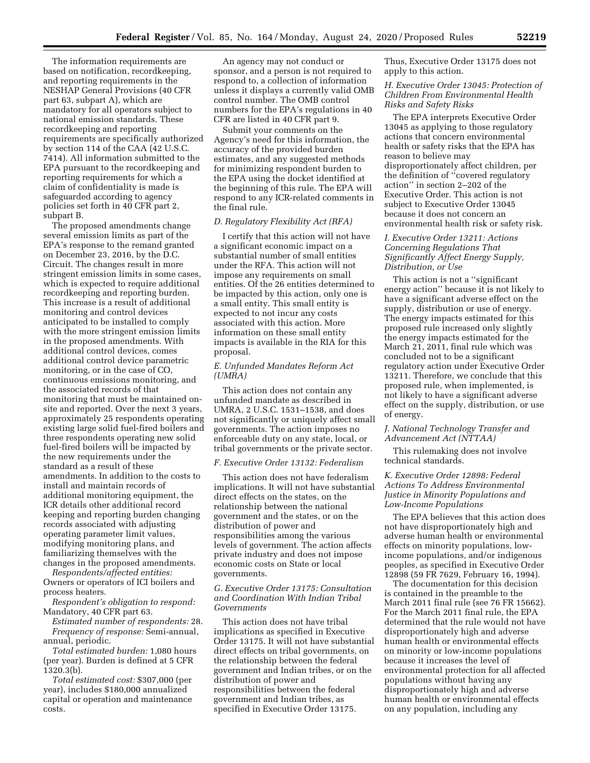The information requirements are based on notification, recordkeeping, and reporting requirements in the NESHAP General Provisions (40 CFR part 63, subpart A), which are mandatory for all operators subject to national emission standards. These recordkeeping and reporting requirements are specifically authorized by section 114 of the CAA (42 U.S.C. 7414). All information submitted to the EPA pursuant to the recordkeeping and reporting requirements for which a claim of confidentiality is made is safeguarded according to agency policies set forth in 40 CFR part 2, subpart B.

The proposed amendments change several emission limits as part of the EPA's response to the remand granted on December 23, 2016, by the D.C. Circuit. The changes result in more stringent emission limits in some cases, which is expected to require additional recordkeeping and reporting burden. This increase is a result of additional monitoring and control devices anticipated to be installed to comply with the more stringent emission limits in the proposed amendments. With additional control devices, comes additional control device parametric monitoring, or in the case of CO, continuous emissions monitoring, and the associated records of that monitoring that must be maintained on-site and reported. Over the next 3 years, approximately 25 respondents operating existing large solid fuel-fired boilers and three respondents operating new solid fuel-fired boilers will be impacted by the new requirements under the standard as a result of these amendments. In addition to the costs to install and maintain records of additional monitoring equipment, the ICR details other additional record keeping and reporting burden changing records associated with adjusting operating parameter limit values, modifying monitoring plans, and familiarizing themselves with the changes in the proposed amendments.

*Respondents/affected entities:* Owners or operators of ICI boilers and process heaters.

*Respondent's obligation to respond:* Mandatory, 40 CFR part 63.

*Estimated number of respondents:* 28.

*Frequency of response:* Semi-annual, annual, periodic.

*Total estimated burden:* 1,080 hours (per year). Burden is defined at 5 CFR 1320.3(b).

*Total estimated cost:* $307,000 (per year), includes $180,000 annualized capital or operation and maintenance costs.

An agency may not conduct or sponsor, and a person is not required to respond to, a collection of information unless it displays a currently valid OMB control number. The OMB control numbers for the EPA's regulations in 40 CFR are listed in 40 CFR part 9.

Submit your comments on the Agency's need for this information, the accuracy of the provided burden estimates, and any suggested methods for minimizing respondent burden to the EPA using the docket identified at the beginning of this rule. The EPA will respond to any ICR-related comments in the final rule.

### *D. Regulatory Flexibility Act (RFA)*

I certify that this action will not have a significant economic impact on a substantial number of small entities under the RFA. This action will not impose any requirements on small entities. Of the 26 entities determined to be impacted by this action, only one is a small entity. This small entity is expected to not incur any costs associated with this action. More information on these small entity impacts is available in the RIA for this proposal.

### *E. Unfunded Mandates Reform Act (UMRA)*

This action does not contain any unfunded mandate as described in UMRA, 2 U.S.C. 1531–1538, and does not significantly or uniquely affect small governments. The action imposes no enforceable duty on any state, local, or tribal governments or the private sector.

### *F. Executive Order 13132: Federalism*

This action does not have federalism implications. It will not have substantial direct effects on the states, on the relationship between the national government and the states, or on the distribution of power and responsibilities among the various levels of government. The action affects private industry and does not impose economic costs on State or local governments.

### *G. Executive Order 13175: Consultation and Coordination With Indian Tribal Governments*

This action does not have tribal implications as specified in Executive Order 13175. It will not have substantial direct effects on tribal governments, on the relationship between the federal government and Indian tribes, or on the distribution of power and responsibilities between the federal government and Indian tribes, as specified in Executive Order 13175. Thus, Executive Order 13175 does not apply to this action.

### *H. Executive Order 13045: Protection of Children From Environmental Health Risks and Safety Risks*

The EPA interprets Executive Order 13045 as applying to those regulatory actions that concern environmental health or safety risks that the EPA has reason to believe may disproportionately affect children, per the definition of "covered regulatory action" in section 2–202 of the Executive Order. This action is not subject to Executive Order 13045 because it does not concern an environmental health risk or safety risk.

### *I. Executive Order 13211: Actions Concerning Regulations That Significantly Affect Energy Supply, Distribution, or Use*

This action is not a "significant energy action" because it is not likely to have a significant adverse effect on the supply, distribution or use of energy. The energy impacts estimated for this proposed rule increased only slightly the energy impacts estimated for the March 21, 2011, final rule which was concluded not to be a significant regulatory action under Executive Order 13211. Therefore, we conclude that this proposed rule, when implemented, is not likely to have a significant adverse effect on the supply, distribution, or use of energy.

### *J. National Technology Transfer and Advancement Act (NTTAA)*

This rulemaking does not involve technical standards.

### *K. Executive Order 12898: Federal Actions To Address Environmental Justice in Minority Populations and Low-Income Populations*

The EPA believes that this action does not have disproportionately high and adverse human health or environmental effects on minority populations, low-income populations, and/or indigenous peoples, as specified in Executive Order 12898 (59 FR 7629, February 16, 1994).

The documentation for this decision is contained in the preamble to the March 2011 final rule (see 76 FR 15662). For the March 2011 final rule, the EPA determined that the rule would not have disproportionately high and adverse human health or environmental effects on minority or low-income populations because it increases the level of environmental protection for all affected populations without having any disproportionately high and adverse human health or environmental effects on any population, including any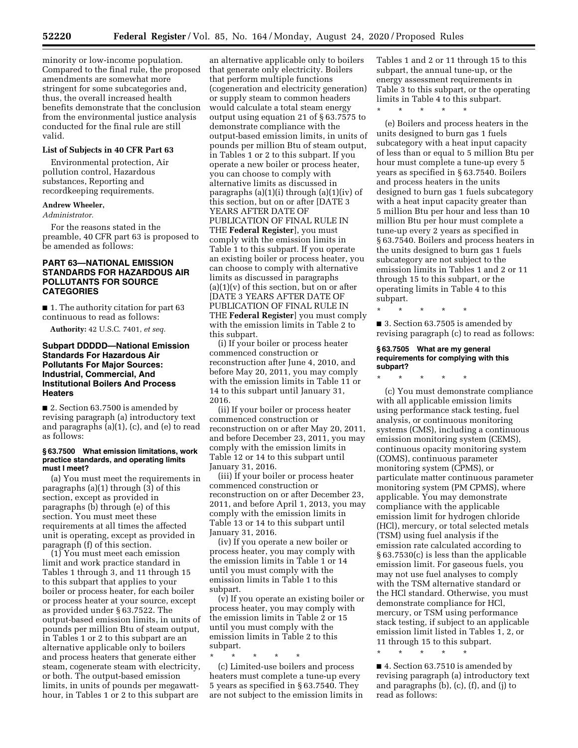minority or low-income population. Compared to the final rule, the proposed amendments are somewhat more stringent for some subcategories and, thus, the overall increased health benefits demonstrate that the conclusion from the environmental justice analysis conducted for the final rule are still valid.

### List of Subjects in 40 CFR Part 63

Environmental protection, Air pollution control, Hazardous substances, Reporting and recordkeeping requirements.

**Andrew Wheeler,**

*Administrator.*

For the reasons stated in the preamble, 40 CFR part 63 is proposed to be amended as follows:

## PART 63—NATIONAL EMISSION STANDARDS FOR HAZARDOUS AIR POLLUTANTS FOR SOURCE CATEGORIES

■ 1. The authority citation for part 63 continuous to read as follows:

**Authority:** 42 U.S.C. 7401, *et seq.*

### Subpart DDDDD—National Emission Standards For Hazardous Air Pollutants For Major Sources: Industrial, Commercial, And Institutional Boilers And Process Heaters

■ 2. Section 63.7500 is amended by revising paragraph (a) introductory text and paragraphs (a)(1), (c), and (e) to read as follows:

#### § 63.7500 What emission limitations, work practice standards, and operating limits must I meet?

(a) You must meet the requirements in paragraphs (a)(1) through (3) of this section, except as provided in paragraphs (b) through (e) of this section. You must meet these requirements at all times the affected unit is operating, except as provided in paragraph (f) of this section.

(1) You must meet each emission limit and work practice standard in Tables 1 through 3, and 11 through 15 to this subpart that applies to your boiler or process heater, for each boiler or process heater at your source, except as provided under § 63.7522. The output-based emission limits, in units of pounds per million Btu of steam output, in Tables 1 or 2 to this subpart are an alternative applicable only to boilers and process heaters that generate either steam, cogenerate steam with electricity, or both. The output-based emission limits, in units of pounds per megawatt-hour, in Tables 1 or 2 to this subpart are an alternative applicable only to boilers that generate only electricity. Boilers that perform multiple functions (cogeneration and electricity generation) or supply steam to common headers would calculate a total steam energy output using equation 21 of § 63.7575 to demonstrate compliance with the output-based emission limits, in units of pounds per million Btu of steam output, in Tables 1 or 2 to this subpart. If you operate a new boiler or process heater, you can choose to comply with alternative limits as discussed in paragraphs (a)(1)(i) through (a)(1)(iv) of this section, but on or after [DATE 3 YEARS AFTER DATE OF PUBLICATION OF FINAL RULE IN THE **Federal Register**], you must comply with the emission limits in Table 1 to this subpart. If you operate an existing boiler or process heater, you can choose to comply with alternative limits as discussed in paragraphs (a)(1)(v) of this section, but on or after [DATE 3 YEARS AFTER DATE OF PUBLICATION OF FINAL RULE IN THE **Federal Register**] you must comply with the emission limits in Table 2 to this subpart.

(i) If your boiler or process heater commenced construction or reconstruction after June 4, 2010, and before May 20, 2011, you may comply with the emission limits in Table 11 or 14 to this subpart until January 31, 2016.

(ii) If your boiler or process heater commenced construction or reconstruction on or after May 20, 2011, and before December 23, 2011, you may comply with the emission limits in Table 12 or 14 to this subpart until January 31, 2016.

(iii) If your boiler or process heater commenced construction or reconstruction on or after December 23, 2011, and before April 1, 2013, you may comply with the emission limits in Table 13 or 14 to this subpart until January 31, 2016.

(iv) If you operate a new boiler or process heater, you may comply with the emission limits in Table 1 or 14 until you must comply with the emission limits in Table 1 to this subpart.

(v) If you operate an existing boiler or process heater, you may comply with the emission limits in Table 2 or 15 until you must comply with the emission limits in Table 2 to this subpart.

\* \* \* \* \*

(c) Limited-use boilers and process heaters must complete a tune-up every 5 years as specified in § 63.7540. They are not subject to the emission limits in Tables 1 and 2 or 11 through 15 to this subpart, the annual tune-up, or the energy assessment requirements in Table 3 to this subpart, or the operating limits in Table 4 to this subpart.

\* \* \* \* \*

(e) Boilers and process heaters in the units designed to burn gas 1 fuels subcategory with a heat input capacity of less than or equal to 5 million Btu per hour must complete a tune-up every 5 years as specified in § 63.7540. Boilers and process heaters in the units designed to burn gas 1 fuels subcategory with a heat input capacity greater than 5 million Btu per hour and less than 10 million Btu per hour must complete a tune-up every 2 years as specified in § 63.7540. Boilers and process heaters in the units designed to burn gas 1 fuels subcategory are not subject to the emission limits in Tables 1 and 2 or 11 through 15 to this subpart, or the operating limits in Table 4 to this subpart.

\* \* \* \* \*

■ 3. Section 63.7505 is amended by revising paragraph (c) to read as follows:

#### § 63.7505 What are my general requirements for complying with this subpart?

\* \* \* \* \*

(c) You must demonstrate compliance with all applicable emission limits using performance stack testing, fuel analysis, or continuous monitoring systems (CMS), including a continuous emission monitoring system (CEMS), continuous opacity monitoring system (COMS), continuous parameter monitoring system (CPMS), or particulate matter continuous parameter monitoring system (PM CPMS), where applicable. You may demonstrate compliance with the applicable emission limit for hydrogen chloride (HCl), mercury, or total selected metals (TSM) using fuel analysis if the emission rate calculated according to § 63.7530(c) is less than the applicable emission limit. For gaseous fuels, you may not use fuel analyses to comply with the TSM alternative standard or the HCl standard. Otherwise, you must demonstrate compliance for HCl, mercury, or TSM using performance stack testing, if subject to an applicable emission limit listed in Tables 1, 2, or 11 through 15 to this subpart.

\* \* \* \* \*

■ 4. Section 63.7510 is amended by revising paragraph (a) introductory text and paragraphs (b), (c), (f), and (j) to read as follows: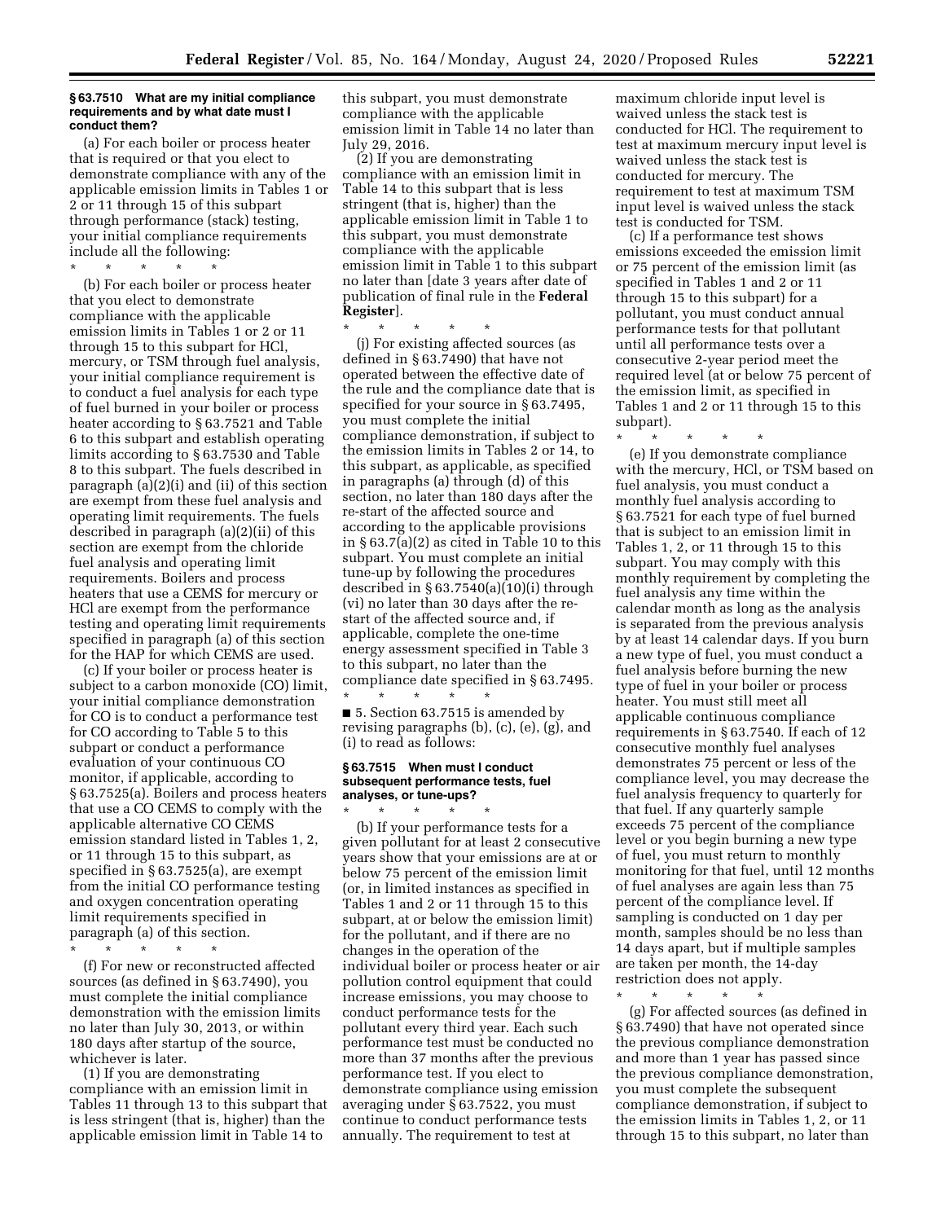**§ 63.7510 What are my initial compliance requirements and by what date must I conduct them?**

(a) For each boiler or process heater that is required or that you elect to demonstrate compliance with any of the applicable emission limits in Tables 1 or 2 or 11 through 15 of this subpart through performance (stack) testing, your initial compliance requirements include all the following:

\* \* \* \* \*

(b) For each boiler or process heater that you elect to demonstrate compliance with the applicable emission limits in Tables 1 or 2 or 11 through 15 to this subpart for HCl, mercury, or TSM through fuel analysis, your initial compliance requirement is to conduct a fuel analysis for each type of fuel burned in your boiler or process heater according to § 63.7521 and Table 6 to this subpart and establish operating limits according to § 63.7530 and Table 8 to this subpart. The fuels described in paragraph (a)(2)(i) and (ii) of this section are exempt from these fuel analysis and operating limit requirements. The fuels described in paragraph (a)(2)(ii) of this section are exempt from the chloride fuel analysis and operating limit requirements. Boilers and process heaters that use a CEMS for mercury or HCl are exempt from the performance testing and operating limit requirements specified in paragraph (a) of this section for the HAP for which CEMS are used.

(c) If your boiler or process heater is subject to a carbon monoxide (CO) limit, your initial compliance demonstration for CO is to conduct a performance test for CO according to Table 5 to this subpart or conduct a performance evaluation of your continuous CO monitor, if applicable, according to § 63.7525(a). Boilers and process heaters that use a CO CEMS to comply with the applicable alternative CO CEMS emission standard listed in Tables 1, 2, or 11 through 15 to this subpart, as specified in § 63.7525(a), are exempt from the initial CO performance testing and oxygen concentration operating limit requirements specified in paragraph (a) of this section.

\* \* \* \* \*

(f) For new or reconstructed affected sources (as defined in § 63.7490), you must complete the initial compliance demonstration with the emission limits no later than July 30, 2013, or within 180 days after startup of the source, whichever is later.

(1) If you are demonstrating compliance with an emission limit in Tables 11 through 13 to this subpart that is less stringent (that is, higher) than the applicable emission limit in Table 14 to this subpart, you must demonstrate compliance with the applicable emission limit in Table 14 no later than July 29, 2016.

(2) If you are demonstrating compliance with an emission limit in Table 14 to this subpart that is less stringent (that is, higher) than the applicable emission limit in Table 1 to this subpart, you must demonstrate compliance with the applicable emission limit in Table 1 to this subpart no later than [date 3 years after date of publication of final rule in the **Federal Register**].

\* \* \* \* \*

(j) For existing affected sources (as defined in § 63.7490) that have not operated between the effective date of the rule and the compliance date that is specified for your source in § 63.7495, you must complete the initial compliance demonstration, if subject to the emission limits in Tables 2 or 14, to this subpart, as applicable, as specified in paragraphs (a) through (d) of this section, no later than 180 days after the re-start of the affected source and according to the applicable provisions in § 63.7(a)(2) as cited in Table 10 to this subpart. You must complete an initial tune-up by following the procedures described in § 63.7540(a)(10)(i) through (vi) no later than 30 days after the re-start of the affected source and, if applicable, complete the one-time energy assessment specified in Table 3 to this subpart, no later than the compliance date specified in § 63.7495.

\* \* \* \* \*

■ 5. Section 63.7515 is amended by revising paragraphs (b), (c), (e), (g), and (i) to read as follows:

**§ 63.7515 When must I conduct subsequent performance tests, fuel analyses, or tune-ups?**

\* \* \* \* \*

(b) If your performance tests for a given pollutant for at least 2 consecutive years show that your emissions are at or below 75 percent of the emission limit (or, in limited instances as specified in Tables 1 and 2 or 11 through 15 to this subpart, at or below the emission limit) for the pollutant, and if there are no changes in the operation of the individual boiler or process heater or air pollution control equipment that could increase emissions, you may choose to conduct performance tests for the pollutant every third year. Each such performance test must be conducted no more than 37 months after the previous performance test. If you elect to demonstrate compliance using emission averaging under § 63.7522, you must continue to conduct performance tests annually. The requirement to test at maximum chloride input level is waived unless the stack test is conducted for HCl. The requirement to test at maximum mercury input level is waived unless the stack test is conducted for mercury. The requirement to test at maximum TSM input level is waived unless the stack test is conducted for TSM.

(c) If a performance test shows emissions exceeded the emission limit or 75 percent of the emission limit (as specified in Tables 1 and 2 or 11 through 15 to this subpart) for a pollutant, you must conduct annual performance tests for that pollutant until all performance tests over a consecutive 2-year period meet the required level (at or below 75 percent of the emission limit, as specified in Tables 1 and 2 or 11 through 15 to this subpart).

\* \* \* \* \*

(e) If you demonstrate compliance with the mercury, HCl, or TSM based on fuel analysis, you must conduct a monthly fuel analysis according to § 63.7521 for each type of fuel burned that is subject to an emission limit in Tables 1, 2, or 11 through 15 to this subpart. You may comply with this monthly requirement by completing the fuel analysis any time within the calendar month as long as the analysis is separated from the previous analysis by at least 14 calendar days. If you burn a new type of fuel, you must conduct a fuel analysis before burning the new type of fuel in your boiler or process heater. You must still meet all applicable continuous compliance requirements in § 63.7540. If each of 12 consecutive monthly fuel analyses demonstrates 75 percent or less of the compliance level, you may decrease the fuel analysis frequency to quarterly for that fuel. If any quarterly sample exceeds 75 percent of the compliance level or you begin burning a new type of fuel, you must return to monthly monitoring for that fuel, until 12 months of fuel analyses are again less than 75 percent of the compliance level. If sampling is conducted on 1 day per month, samples should be no less than 14 days apart, but if multiple samples are taken per month, the 14-day restriction does not apply.

\* \* \* \* \*

(g) For affected sources (as defined in § 63.7490) that have not operated since the previous compliance demonstration and more than 1 year has passed since the previous compliance demonstration, you must complete the subsequent compliance demonstration, if subject to the emission limits in Tables 1, 2, or 11 through 15 to this subpart, no later than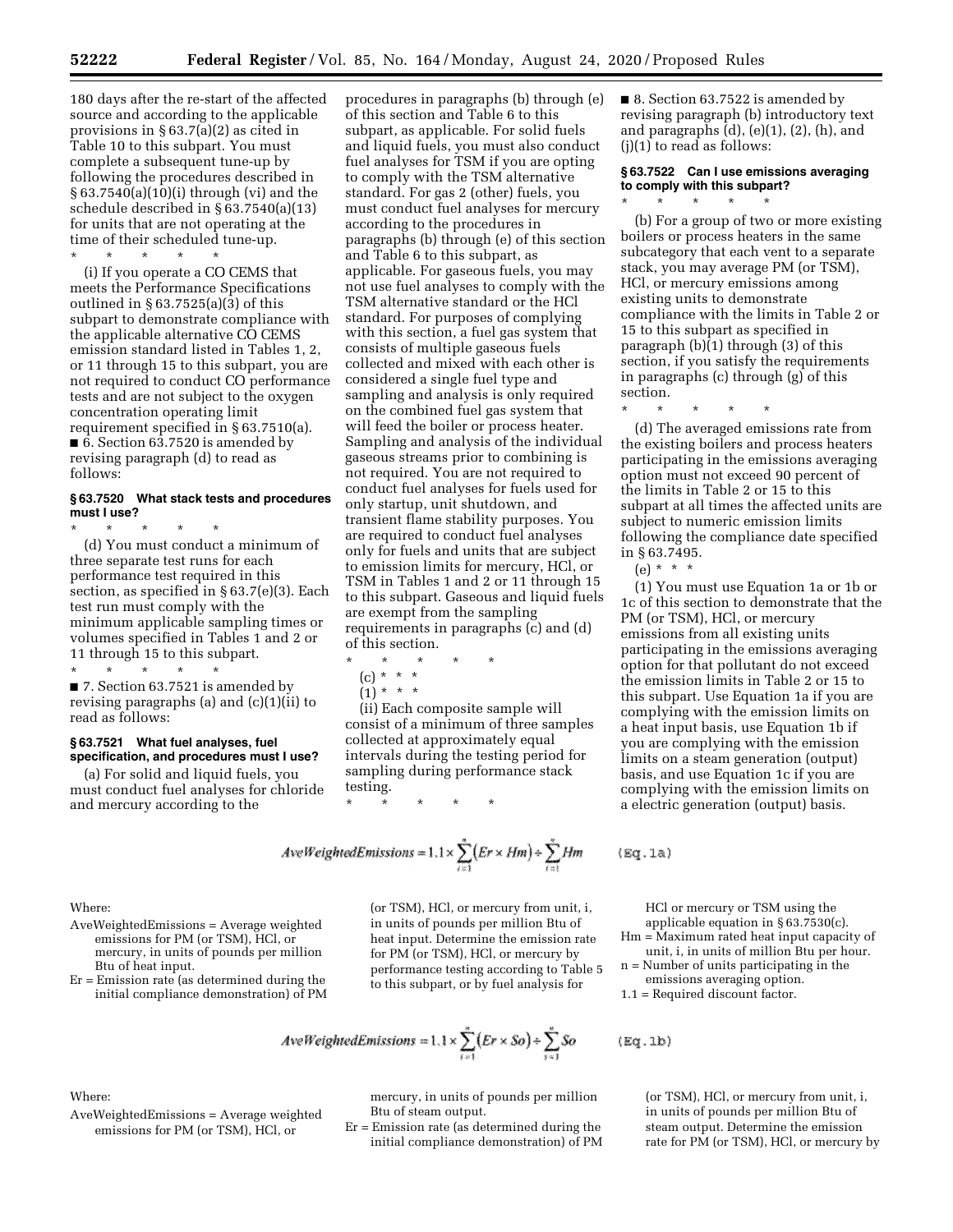180 days after the re-start of the affected source and according to the applicable provisions in § 63.7(a)(2) as cited in Table 10 to this subpart. You must complete a subsequent tune-up by following the procedures described in § 63.7540(a)(10)(i) through (vi) and the schedule described in § 63.7540(a)(13) for units that are not operating at the time of their scheduled tune-up.

\* \* \* \* \*

(i) If you operate a CO CEMS that meets the Performance Specifications outlined in § 63.7525(a)(3) of this subpart to demonstrate compliance with the applicable alternative CO CEMS emission standard listed in Tables 1, 2, or 11 through 15 to this subpart, you are not required to conduct CO performance tests and are not subject to the oxygen concentration operating limit requirement specified in § 63.7510(a).

■ 6. Section 63.7520 is amended by revising paragraph (d) to read as follows:

#### § 63.7520 What stack tests and procedures must I use?

\* \* \* \* \*

(d) You must conduct a minimum of three separate test runs for each performance test required in this section, as specified in § 63.7(e)(3). Each test run must comply with the minimum applicable sampling times or volumes specified in Tables 1 and 2 or 11 through 15 to this subpart.

\* \* \* \* \*

■ 7. Section 63.7521 is amended by revising paragraphs (a) and (c)(1)(ii) to read as follows:

#### § 63.7521 What fuel analyses, fuel specification, and procedures must I use?

(a) For solid and liquid fuels, you must conduct fuel analyses for chloride and mercury according to the procedures in paragraphs (b) through (e) of this section and Table 6 to this subpart, as applicable. For solid fuels and liquid fuels, you must also conduct fuel analyses for TSM if you are opting to comply with the TSM alternative standard. For gas 2 (other) fuels, you must conduct fuel analyses for mercury according to the procedures in paragraphs (b) through (e) of this section and Table 6 to this subpart, as applicable. For gaseous fuels, you may not use fuel analyses to comply with the TSM alternative standard or the HCl standard. For purposes of complying with this section, a fuel gas system that consists of multiple gaseous fuels collected and mixed with each other is considered a single fuel type and sampling and analysis is only required on the combined fuel gas system that will feed the boiler or process heater. Sampling and analysis of the individual gaseous streams prior to combining is not required. You are not required to conduct fuel analyses for fuels used for only startup, unit shutdown, and transient flame stability purposes. You are required to conduct fuel analyses only for fuels and units that are subject to emission limits for mercury, HCl, or TSM in Tables 1 and 2 or 11 through 15 to this subpart. Gaseous and liquid fuels are exempt from the sampling requirements in paragraphs (c) and (d) of this section.

\* \* \* \* \*

(c) \* \* \*

(1) \* \* \*

(ii) Each composite sample will consist of a minimum of three samples collected at approximately equal intervals during the testing period for sampling during performance stack testing.

\* \* \* \* \*

■ 8. Section 63.7522 is amended by revising paragraph (b) introductory text and paragraphs (d), (e)(1), (2), (h), and (j)(1) to read as follows:

#### § 63.7522 Can I use emissions averaging to comply with this subpart?

\* \* \* \* \*

(b) For a group of two or more existing boilers or process heaters in the same subcategory that each vent to a separate stack, you may average PM (or TSM), HCl, or mercury emissions among existing units to demonstrate compliance with the limits in Table 2 or 15 to this subpart as specified in paragraph (b)(1) through (3) of this section, if you satisfy the requirements in paragraphs (c) through (g) of this section.

\* \* \* \* \*

(d) The averaged emissions rate from the existing boilers and process heaters participating in the emissions averaging option must not exceed 90 percent of the limits in Table 2 or 15 to this subpart at all times the affected units are subject to numeric emission limits following the compliance date specified in § 63.7495.

(e) \* \* \*

(1) You must use Equation 1a or 1b or 1c of this section to demonstrate that the PM (or TSM), HCl, or mercury emissions from all existing units participating in the emissions averaging option for that pollutant do not exceed the emission limits in Table 2 or 15 to this subpart. Use Equation 1a if you are complying with the emission limits on a heat input basis, use Equation 1b if you are complying with the emission limits on a steam generation (output) basis, and use Equation 1c if you are complying with the emission limits on a electric generation (output) basis.

$$AveWeightedEmissions = 1.1 \times \sum_{i=1}^{n}(Er \times Hm) \div \sum_{i=1}^{n} Hm \qquad \text{(Eq. 1a)}$$

Where:

AveWeightedEmissions = Average weighted emissions for PM (or TSM), HCl, or mercury, in units of pounds per million Btu of heat input.

Er = Emission rate (as determined during the initial compliance demonstration) of PM (or TSM), HCl, or mercury from unit, i, in units of pounds per million Btu of heat input. Determine the emission rate for PM (or TSM), HCl, or mercury by performance testing according to Table 5 to this subpart, or by fuel analysis for HCl or mercury or TSM using the applicable equation in § 63.7530(c).

Hm = Maximum rated heat input capacity of unit, i, in units of million Btu per hour.

n = Number of units participating in the emissions averaging option.

1.1 = Required discount factor.

$$AveWeightedEmissions = 1.1 \times \sum_{i=1}^{n}(Er \times So) \div \sum_{i=1}^{n} So \qquad \text{(Eq. 1b)}$$

Where:

AveWeightedEmissions = Average weighted emissions for PM (or TSM), HCl, or mercury, in units of pounds per million Btu of steam output.

Er = Emission rate (as determined during the initial compliance demonstration) of PM (or TSM), HCl, or mercury from unit, i, in units of pounds per million Btu of steam output. Determine the emission rate for PM (or TSM), HCl, or mercury by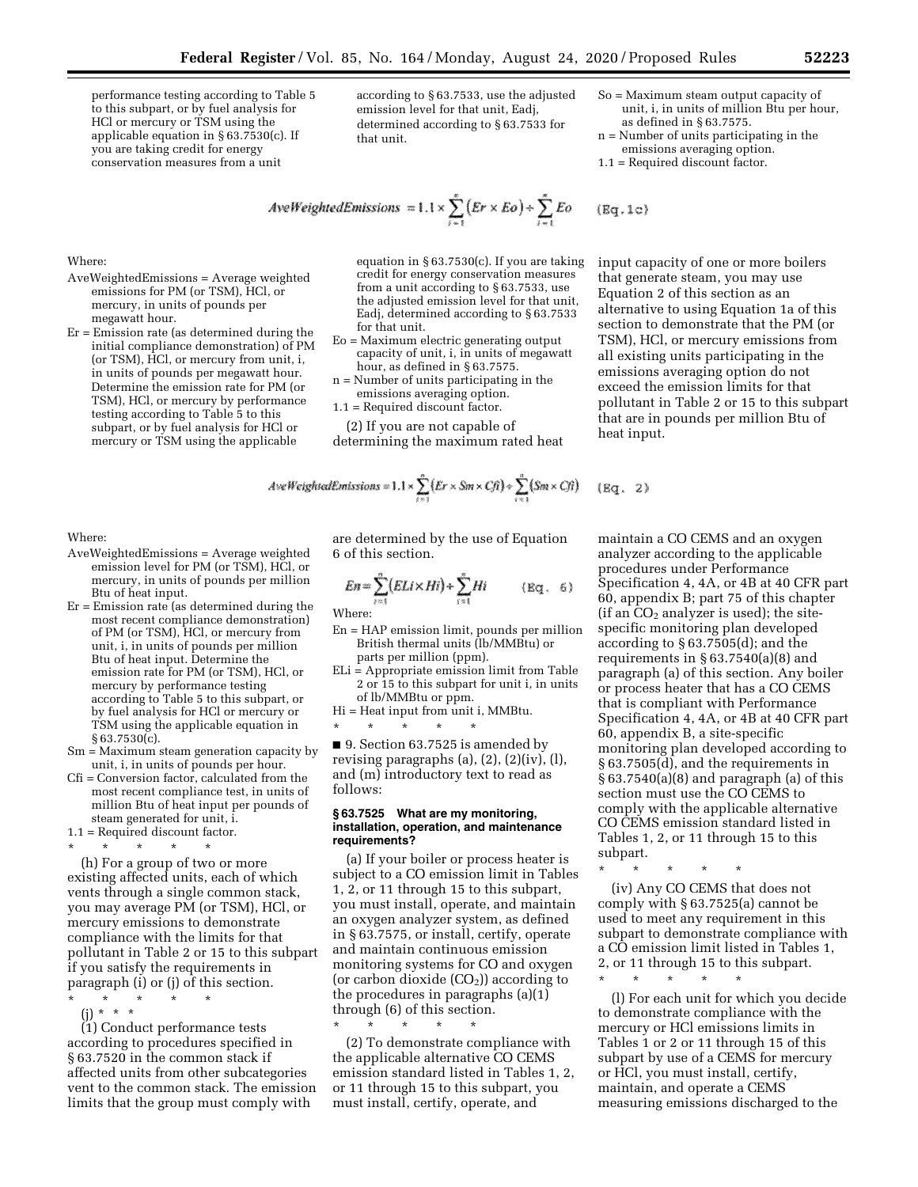performance testing according to Table 5 to this subpart, or by fuel analysis for HCl or mercury or TSM using the applicable equation in § 63.7530(c). If you are taking credit for energy conservation measures from a unit according to § 63.7533, use the adjusted emission level for that unit, Eadj, determined according to § 63.7533 for that unit.

So = Maximum steam output capacity of unit, i, in units of million Btu per hour, as defined in § 63.7575.

n = Number of units participating in the emissions averaging option.

1.1 = Required discount factor.

$$AveWeightedEmissions = 1.1 \times \sum_{i=1}^{n} (Er \times Eo) \div \sum_{i=1}^{n} Eo \qquad \text{(Eq. 1c)}$$

Where:

AveWeightedEmissions = Average weighted emissions for PM (or TSM), HCl, or mercury, in units of pounds per megawatt hour.

Er = Emission rate (as determined during the initial compliance demonstration) of PM (or TSM), HCl, or mercury from unit, i, in units of pounds per megawatt hour. Determine the emission rate for PM (or TSM), HCl, or mercury by performance testing according to Table 5 to this subpart, or by fuel analysis for HCl or mercury or TSM using the applicable equation in § 63.7530(c). If you are taking credit for energy conservation measures from a unit according to § 63.7533, use the adjusted emission level for that unit, Eadj, determined according to § 63.7533 for that unit.

Eo = Maximum electric generating output capacity of unit, i, in units of megawatt hour, as defined in § 63.7575.

n = Number of units participating in the emissions averaging option.

1.1 = Required discount factor.

(2) If you are not capable of determining the maximum rated heat input capacity of one or more boilers that generate steam, you may use Equation 2 of this section as an alternative to using Equation 1a of this section to demonstrate that the PM (or TSM), HCl, or mercury emissions from all existing units participating in the emissions averaging option do not exceed the emission limits for that pollutant in Table 2 or 15 to this subpart that are in pounds per million Btu of heat input.

$$AveWeightedEmissions = 1.1 \times \sum_{i=1}^{n} (Er \times Sm \times Cfi) \div \sum_{i=1}^{n} (Sm \times Cfi) \qquad \text{(Eq. 2)}$$

Where:

AveWeightedEmissions = Average weighted emission level for PM (or TSM), HCl, or mercury, in units of pounds per million Btu of heat input.

Er = Emission rate (as determined during the most recent compliance demonstration) of PM (or TSM), HCl, or mercury from unit, i, in units of pounds per million Btu of heat input. Determine the emission rate for PM (or TSM), HCl, or mercury by performance testing according to Table 5 to this subpart, or by fuel analysis for HCl or mercury or TSM using the applicable equation in § 63.7530(c).

Sm = Maximum steam generation capacity by unit, i, in units of pounds per hour.

Cfi = Conversion factor, calculated from the most recent compliance test, in units of million Btu of heat input per pounds of steam generated for unit, i.

1.1 = Required discount factor.

\* \* \* \* \*

(h) For a group of two or more existing affected units, each of which vents through a single common stack, you may average PM (or TSM), HCl, or mercury emissions to demonstrate compliance with the limits for that pollutant in Table 2 or 15 to this subpart if you satisfy the requirements in paragraph (i) or (j) of this section.

\* \* \* \* \*

(j) \* \* \*

(1) Conduct performance tests according to procedures specified in § 63.7520 in the common stack if affected units from other subcategories vent to the common stack. The emission limits that the group must comply with are determined by the use of Equation 6 of this section.

$$En = \sum_{i=1}^{n} (ELi \times Hi) \div \sum_{i=1}^{n} Hi \qquad \text{(Eq. 6)}$$

Where:

En = HAP emission limit, pounds per million British thermal units (lb/MMBtu) or parts per million (ppm).

ELi = Appropriate emission limit from Table 2 or 15 to this subpart for unit i, in units of lb/MMBtu or ppm.

Hi = Heat input from unit i, MMBtu.

\* \* \* \* \*

■ 9. Section 63.7525 is amended by revising paragraphs (a), (2), (2)(iv), (l), and (m) introductory text to read as follows:

**§ 63.7525 What are my monitoring, installation, operation, and maintenance requirements?**

(a) If your boiler or process heater is subject to a CO emission limit in Tables 1, 2, or 11 through 15 to this subpart, you must install, operate, and maintain an oxygen analyzer system, as defined in § 63.7575, or install, certify, operate and maintain continuous emission monitoring systems for CO and oxygen (or carbon dioxide ($CO_2$)) according to the procedures in paragraphs (a)(1) through (6) of this section.

\* \* \* \* \*

(2) To demonstrate compliance with the applicable alternative CO CEMS emission standard listed in Tables 1, 2, or 11 through 15 to this subpart, you must install, certify, operate, and maintain a CO CEMS and an oxygen analyzer according to the applicable procedures under Performance Specification 4, 4A, or 4B at 40 CFR part 60, appendix B; part 75 of this chapter (if an $CO_2$ analyzer is used); the site-specific monitoring plan developed according to § 63.7505(d); and the requirements in § 63.7540(a)(8) and paragraph (a) of this section. Any boiler or process heater that has a CO CEMS that is compliant with Performance Specification 4, 4A, or 4B at 40 CFR part 60, appendix B, a site-specific monitoring plan developed according to § 63.7505(d), and the requirements in § 63.7540(a)(8) and paragraph (a) of this section must use the CO CEMS to comply with the applicable alternative CO CEMS emission standard listed in Tables 1, 2, or 11 through 15 to this subpart.

\* \* \* \* \*

(iv) Any CO CEMS that does not comply with § 63.7525(a) cannot be used to meet any requirement in this subpart to demonstrate compliance with a CO emission limit listed in Tables 1, 2, or 11 through 15 to this subpart.

\* \* \* \* \*

(l) For each unit for which you decide to demonstrate compliance with the mercury or HCl emissions limits in Tables 1 or 2 or 11 through 15 of this subpart by use of a CEMS for mercury or HCl, you must install, certify, maintain, and operate a CEMS measuring emissions discharged to the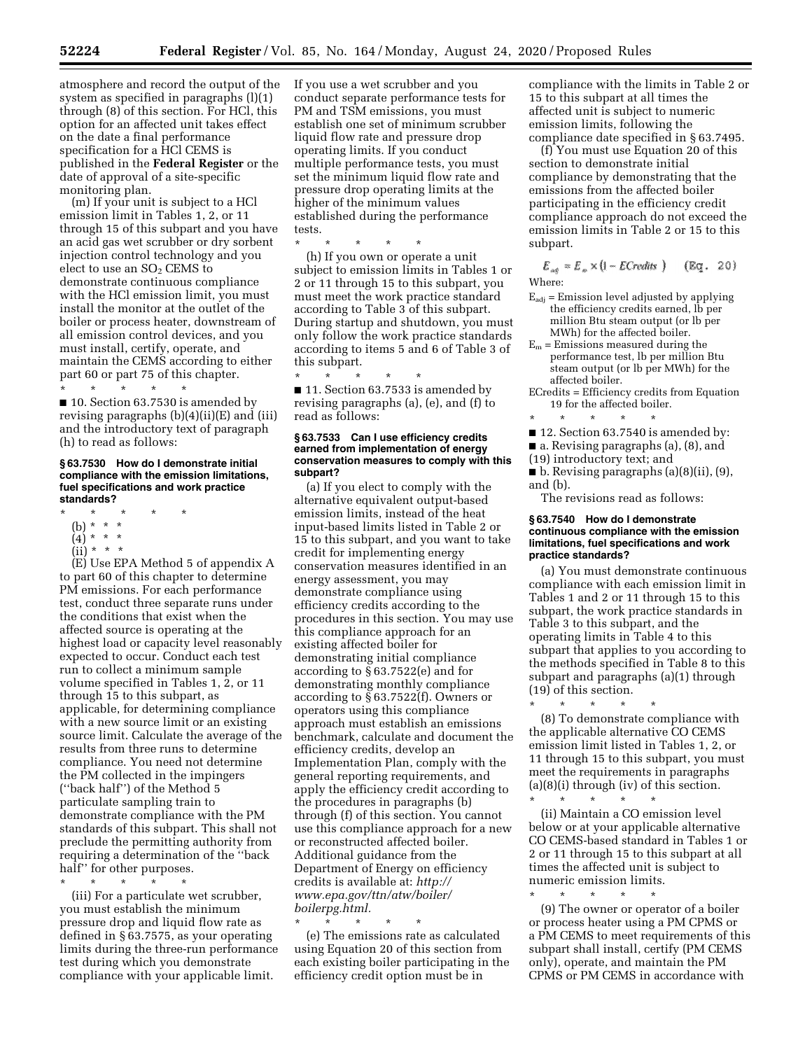atmosphere and record the output of the system as specified in paragraphs (l)(1) through (8) of this section. For HCl, this option for an affected unit takes effect on the date a final performance specification for a HCl CEMS is published in the **Federal Register** or the date of approval of a site-specific monitoring plan.

(m) If your unit is subject to a HCl emission limit in Tables 1, 2, or 11 through 15 of this subpart and you have an acid gas wet scrubber or dry sorbent injection control technology and you elect to use an $SO_2$ CEMS to demonstrate continuous compliance with the HCl emission limit, you must install the monitor at the outlet of the boiler or process heater, downstream of all emission control devices, and you must install, certify, operate, and maintain the CEMS according to either part 60 or part 75 of this chapter.

\* \* \* \* \*

■ 10. Section 63.7530 is amended by revising paragraphs (b)(4)(ii)(E) and (iii) and the introductory text of paragraph (h) to read as follows:

### § 63.7530 How do I demonstrate initial compliance with the emission limitations, fuel specifications and work practice standards?

\* \* \* \* \*

(b) \* \* \*

(4) \* \* \*

(ii) \* \* \*

(E) Use EPA Method 5 of appendix A to part 60 of this chapter to determine PM emissions. For each performance test, conduct three separate runs under the conditions that exist when the affected source is operating at the highest load or capacity level reasonably expected to occur. Conduct each test run to collect a minimum sample volume specified in Tables 1, 2, or 11 through 15 to this subpart, as applicable, for determining compliance with a new source limit or an existing source limit. Calculate the average of the results from three runs to determine compliance. You need not determine the PM collected in the impingers (''back half'') of the Method 5 particulate sampling train to demonstrate compliance with the PM standards of this subpart. This shall not preclude the permitting authority from requiring a determination of the ''back half'' for other purposes.

\* \* \* \* \*

(iii) For a particulate wet scrubber, you must establish the minimum pressure drop and liquid flow rate as defined in § 63.7575, as your operating limits during the three-run performance test during which you demonstrate compliance with your applicable limit. If you use a wet scrubber and you conduct separate performance tests for PM and TSM emissions, you must establish one set of minimum scrubber liquid flow rate and pressure drop operating limits. If you conduct multiple performance tests, you must set the minimum liquid flow rate and pressure drop operating limits at the higher of the minimum values established during the performance tests.

\* \* \* \* \*

(h) If you own or operate a unit subject to emission limits in Tables 1 or 2 or 11 through 15 to this subpart, you must meet the work practice standard according to Table 3 of this subpart. During startup and shutdown, you must only follow the work practice standards according to items 5 and 6 of Table 3 of this subpart.

\* \* \* \* \*

■ 11. Section 63.7533 is amended by revising paragraphs (a), (e), and (f) to read as follows:

### § 63.7533 Can I use efficiency credits earned from implementation of energy conservation measures to comply with this subpart?

(a) If you elect to comply with the alternative equivalent output-based emission limits, instead of the heat input-based limits listed in Table 2 or 15 to this subpart, and you want to take credit for implementing energy conservation measures identified in an energy assessment, you may demonstrate compliance using efficiency credits according to the procedures in this section. You may use this compliance approach for an existing affected boiler for demonstrating initial compliance according to § 63.7522(e) and for demonstrating monthly compliance according to § 63.7522(f). Owners or operators using this compliance approach must establish an emissions benchmark, calculate and document the efficiency credits, develop an Implementation Plan, comply with the general reporting requirements, and apply the efficiency credit according to the procedures in paragraphs (b) through (f) of this section. You cannot use this compliance approach for a new or reconstructed affected boiler. Additional guidance from the Department of Energy on efficiency credits is available at: *http://www.epa.gov/ttn/atw/boiler/boilerpg.html.*

\* \* \* \* \*

(e) The emissions rate as calculated using Equation 20 of this section from each existing boiler participating in the efficiency credit option must be in compliance with the limits in Table 2 or 15 to this subpart at all times the affected unit is subject to numeric emission limits, following the compliance date specified in § 63.7495.

(f) You must use Equation 20 of this section to demonstrate initial compliance by demonstrating that the emissions from the affected boiler participating in the efficiency credit compliance approach do not exceed the emission limits in Table 2 or 15 to this subpart.

$$E_{adj} = E_m \times (1 - ECredits) \quad \text{(Eq. 20)}$$

Where:

$E_{adj}$ = Emission level adjusted by applying the efficiency credits earned, lb per million Btu steam output (or lb per MWh) for the affected boiler.

$E_m$ = Emissions measured during the performance test, lb per million Btu steam output (or lb per MWh) for the affected boiler.

ECredits = Efficiency credits from Equation 19 for the affected boiler.

\* \* \* \* \*

■ 12. Section 63.7540 is amended by:

■ a. Revising paragraphs (a), (8), and (19) introductory text; and

■ b. Revising paragraphs (a)(8)(ii), (9), and (b).

The revisions read as follows:

### § 63.7540 How do I demonstrate continuous compliance with the emission limitations, fuel specifications and work practice standards?

(a) You must demonstrate continuous compliance with each emission limit in Tables 1 and 2 or 11 through 15 to this subpart, the work practice standards in Table 3 to this subpart, and the operating limits in Table 4 to this subpart that applies to you according to the methods specified in Table 8 to this subpart and paragraphs (a)(1) through (19) of this section.

\* \* \* \* \*

(8) To demonstrate compliance with the applicable alternative CO CEMS emission limit listed in Tables 1, 2, or 11 through 15 to this subpart, you must meet the requirements in paragraphs (a)(8)(i) through (iv) of this section.

\* \* \* \* \*

(ii) Maintain a CO emission level below or at your applicable alternative CO CEMS-based standard in Tables 1 or 2 or 11 through 15 to this subpart at all times the affected unit is subject to numeric emission limits.

\* \* \* \* \*

(9) The owner or operator of a boiler or process heater using a PM CPMS or a PM CEMS to meet requirements of this subpart shall install, certify (PM CEMS only), operate, and maintain the PM CPMS or PM CEMS in accordance with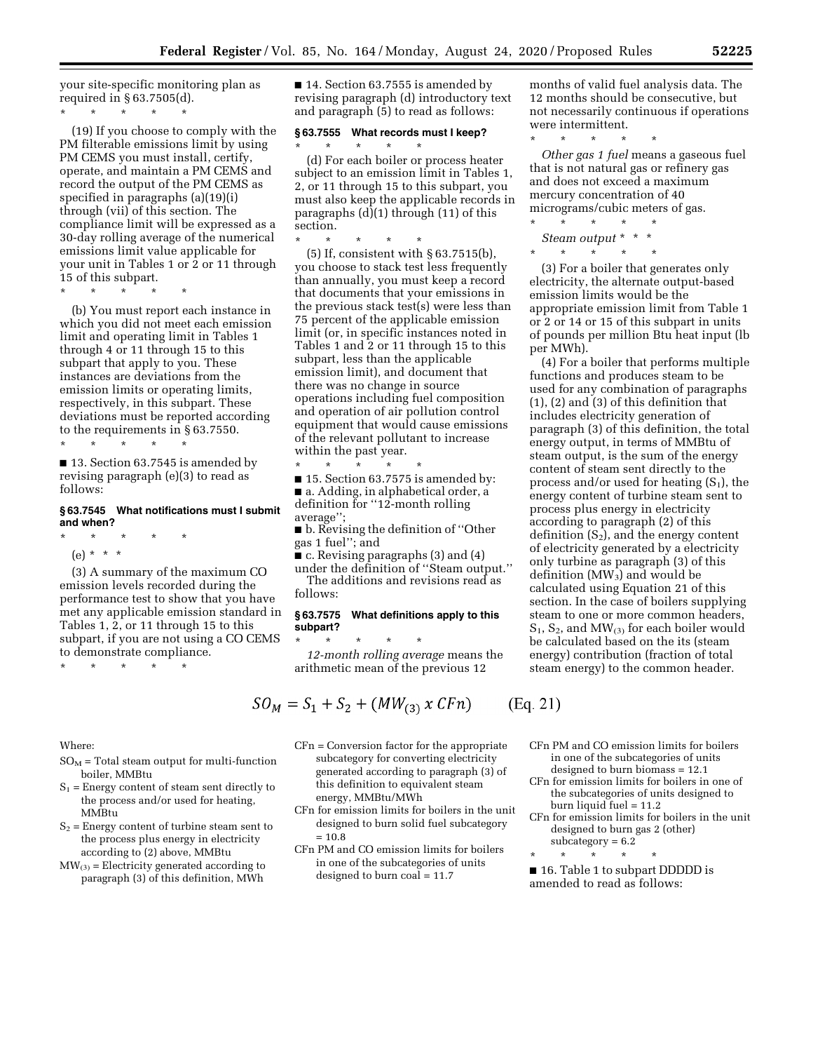your site-specific monitoring plan as required in § 63.7505(d).

\* \* \* \* \*

(19) If you choose to comply with the PM filterable emissions limit by using PM CEMS you must install, certify, operate, and maintain a PM CEMS and record the output of the PM CEMS as specified in paragraphs (a)(19)(i) through (vii) of this section. The compliance limit will be expressed as a 30-day rolling average of the numerical emissions limit value applicable for your unit in Tables 1 or 2 or 11 through 15 of this subpart.

\* \* \* \* \*

(b) You must report each instance in which you did not meet each emission limit and operating limit in Tables 1 through 4 or 11 through 15 to this subpart that apply to you. These instances are deviations from the emission limits or operating limits, respectively, in this subpart. These deviations must be reported according to the requirements in § 63.7550.

\* \* \* \* \*

■ 13. Section 63.7545 is amended by revising paragraph (e)(3) to read as follows:

### § 63.7545 What notifications must I submit and when?

\* \* \* \* \*

(e) \* \* \*

(3) A summary of the maximum CO emission levels recorded during the performance test to show that you have met any applicable emission standard in Tables 1, 2, or 11 through 15 to this subpart, if you are not using a CO CEMS to demonstrate compliance.

\* \* \* \* \*

■ 14. Section 63.7555 is amended by revising paragraph (d) introductory text and paragraph (5) to read as follows:

### § 63.7555 What records must I keep?

\* \* \* \* \*

(d) For each boiler or process heater subject to an emission limit in Tables 1, 2, or 11 through 15 to this subpart, you must also keep the applicable records in paragraphs (d)(1) through (11) of this section.

\* \* \* \* \*

(5) If, consistent with § 63.7515(b), you choose to stack test less frequently than annually, you must keep a record that documents that your emissions in the previous stack test(s) were less than 75 percent of the applicable emission limit (or, in specific instances noted in Tables 1 and 2 or 11 through 15 to this subpart, less than the applicable emission limit), and document that there was no change in source operations including fuel composition and operation of air pollution control equipment that would cause emissions of the relevant pollutant to increase within the past year.

\* \* \* \* \*

■ 15. Section 63.7575 is amended by:

■ a. Adding, in alphabetical order, a definition for ''12-month rolling average'';

■ b. Revising the definition of ''Other gas 1 fuel''; and

■ c. Revising paragraphs (3) and (4) under the definition of ''Steam output.''

The additions and revisions read as follows:

### § 63.7575 What definitions apply to this subpart?

\* \* \* \* \*

*12-month rolling average* means the arithmetic mean of the previous 12 months of valid fuel analysis data. The 12 months should be consecutive, but not necessarily continuous if operations were intermittent.

\* \* \* \* \*

*Other gas 1 fuel* means a gaseous fuel that is not natural gas or refinery gas and does not exceed a maximum mercury concentration of 40 micrograms/cubic meters of gas.

\* \* \* \* \*

*Steam output* \* \* \*

\* \* \* \* \*

(3) For a boiler that generates only electricity, the alternate output-based emission limits would be the appropriate emission limit from Table 1 or 2 or 14 or 15 of this subpart in units of pounds per million Btu heat input (lb per MWh).

(4) For a boiler that performs multiple functions and produces steam to be used for any combination of paragraphs (1), (2) and (3) of this definition that includes electricity generation of paragraph (3) of this definition, the total energy output, in terms of MMBtu of steam output, is the sum of the energy content of steam sent directly to the process and/or used for heating ($S_1$), the energy content of turbine steam sent to process plus energy in electricity according to paragraph (2) of this definition ($S_2$), and the energy content of electricity generated by a electricity only turbine as paragraph (3) of this definition ($MW_3$) and would be calculated using Equation 21 of this section. In the case of boilers supplying steam to one or more common headers, $S_1$, $S_2$, and $MW_{(3)}$ for each boiler would be calculated based on the its (steam energy) contribution (fraction of total steam energy) to the common header.

$$SO_M = S_1 + S_2 + (MW_{(3)} \ x \ CFn) \qquad \text{(Eq. 21)}$$

Where:

$SO_M$ = Total steam output for multi-function boiler, MMBtu

$S_1$ = Energy content of steam sent directly to the process and/or used for heating, MMBtu

$S_2$ = Energy content of turbine steam sent to the process plus energy in electricity according to (2) above, MMBtu

$MW_{(3)}$ = Electricity generated according to paragraph (3) of this definition, MWh

CFn = Conversion factor for the appropriate subcategory for converting electricity generated according to paragraph (3) of this definition to equivalent steam energy, MMBtu/MWh

CFn for emission limits for boilers in the unit designed to burn solid fuel subcategory = 10.8

CFn PM and CO emission limits for boilers in one of the subcategories of units designed to burn coal = 11.7

CFn PM and CO emission limits for boilers in one of the subcategories of units designed to burn biomass = 12.1

CFn for emission limits for boilers in one of the subcategories of units designed to burn liquid fuel = 11.2

CFn for emission limits for boilers in the unit designed to burn gas 2 (other) subcategory = 6.2

\* \* \* \* \*

■ 16. Table 1 to subpart DDDDD is amended to read as follows: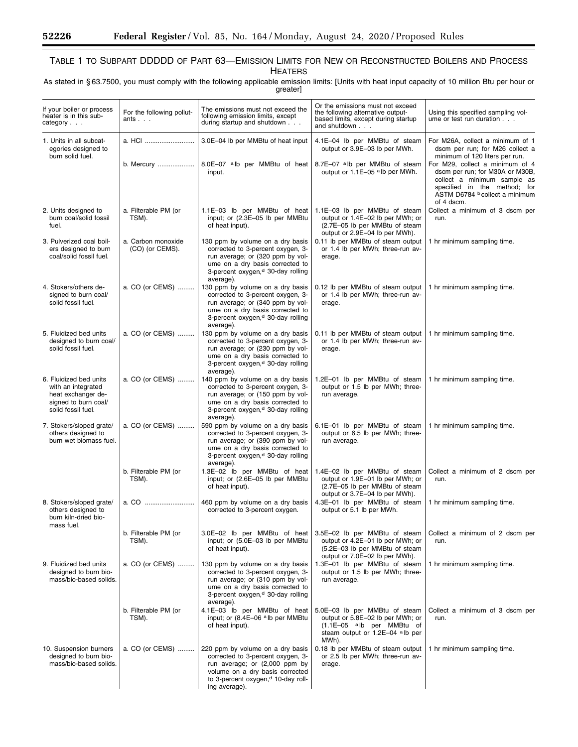# TABLE 1 TO SUBPART DDDDD OF PART 63—EMISSION LIMITS FOR NEW OR RECONSTRUCTED BOILERS AND PROCESS HEATERS

As stated in § 63.7500, you must comply with the following applicable emission limits: [Units with heat input capacity of 10 million Btu per hour or greater]

| If your boiler or process heater is in this subcategory . . . | For the following pollutants . . . | The emissions must not exceed the following emission limits, except during startup and shutdown . . . | Or the emissions must not exceed the following alternative output-based limits, except during startup and shutdown . . . | Using this specified sampling volume or test run duration . . . |
|---|---|---|---|---|
| 1. Units in all subcategories designed to burn solid fuel. | a. HCl | 3.0E–04 lb per MMBtu of heat input | 4.1E–04 lb per MMBtu of steam output or 3.9E–03 lb per MWh. | For M26A, collect a minimum of 1 dscm per run; for M26 collect a minimum of 120 liters per run. |
| | b. Mercury | 8.0E–07 [a] lb per MMBtu of heat input. | 8.7E–07 [a] lb per MMBtu of steam output or 1.1E–05 [a] lb per MWh. | For M29, collect a minimum of 4 dscm per run; for M30A or M30B, collect a minimum sample as specified in the method; for ASTM D6784 [b] collect a minimum of 4 dscm. |
| 2. Units designed to burn coal/solid fossil fuel. | a. Filterable PM (or TSM). | 1.1E–03 lb per MMBtu of heat input; or (2.3E–05 lb per MMBtu of heat input). | 1.1E–03 lb per MMBtu of steam output or 1.4E–02 lb per MWh; or (2.7E–05 lb per MMBtu of steam output or 2.9E–04 lb per MWh). | Collect a minimum of 3 dscm per run. |
| 3. Pulverized coal boilers designed to burn coal/solid fossil fuel. | a. Carbon monoxide (CO) (or CEMS). | 130 ppm by volume on a dry basis corrected to 3-percent oxygen, 3-run average; or (320 ppm by volume on a dry basis corrected to 3-percent oxygen,[d] 30-day rolling average). | 0.11 lb per MMBtu of steam output or 1.4 lb per MWh; three-run average. | 1 hr minimum sampling time. |
| 4. Stokers/others designed to burn coal/solid fossil fuel. | a. CO (or CEMS) | 130 ppm by volume on a dry basis corrected to 3-percent oxygen, 3-run average; or (340 ppm by volume on a dry basis corrected to 3-percent oxygen,[d] 30-day rolling average). | 0.12 lb per MMBtu of steam output or 1.4 lb per MWh; three-run average. | 1 hr minimum sampling time. |
| 5. Fluidized bed units designed to burn coal/solid fossil fuel. | a. CO (or CEMS) | 130 ppm by volume on a dry basis corrected to 3-percent oxygen, 3-run average; or (230 ppm by volume on a dry basis corrected to 3-percent oxygen,[d] 30-day rolling average). | 0.11 lb per MMBtu of steam output or 1.4 lb per MWh; three-run average. | 1 hr minimum sampling time. |
| 6. Fluidized bed units with an integrated heat exchanger designed to burn coal/solid fossil fuel. | a. CO (or CEMS) | 140 ppm by volume on a dry basis corrected to 3-percent oxygen, 3-run average; or (150 ppm by volume on a dry basis corrected to 3-percent oxygen,[d] 30-day rolling average). | 1.2E–01 lb per MMBtu of steam output or 1.5 lb per MWh; three-run average. | 1 hr minimum sampling time. |
| 7. Stokers/sloped grate/others designed to burn wet biomass fuel. | a. CO (or CEMS) | 590 ppm by volume on a dry basis corrected to 3-percent oxygen, 3-run average; or (390 ppm by volume on a dry basis corrected to 3-percent oxygen,[d] 30-day rolling average). | 6.1E–01 lb per MMBtu of steam output or 6.5 lb per MWh; three-run average. | 1 hr minimum sampling time. |
| | b. Filterable PM (or TSM). | 1.3E–02 lb per MMBtu of heat input; or (2.6E–05 lb per MMBtu of heat input). | 1.4E–02 lb per MMBtu of steam output or 1.9E–01 lb per MWh; or (2.7E–05 lb per MMBtu of steam output or 3.7E–04 lb per MWh). | Collect a minimum of 2 dscm per run. |
| 8. Stokers/sloped grate/others designed to burn kiln-dried biomass fuel. | a. CO | 460 ppm by volume on a dry basis corrected to 3-percent oxygen. | 4.3E–01 lb per MMBtu of steam output or 5.1 lb per MWh. | 1 hr minimum sampling time. |
| | b. Filterable PM (or TSM). | 3.0E–02 lb per MMBtu of heat input; or (5.0E–03 lb per MMBtu of heat input). | 3.5E–02 lb per MMBtu of steam output or 4.2E–01 lb per MWh; or (5.2E–03 lb per MMBtu of steam output or 7.0E–02 lb per MWh). | Collect a minimum of 2 dscm per run. |
| 9. Fluidized bed units designed to burn biomass/bio-based solids. | a. CO (or CEMS) | 130 ppm by volume on a dry basis corrected to 3-percent oxygen, 3-run average; or (310 ppm by volume on a dry basis corrected to 3-percent oxygen,[d] 30-day rolling average). | 1.3E–01 lb per MMBtu of steam output or 1.5 lb per MWh; three-run average. | 1 hr minimum sampling time. |
| | b. Filterable PM (or TSM). | 4.1E–03 lb per MMBtu of heat input; or (8.4E–06 [a] lb per MMBtu of heat input). | 5.0E–03 lb per MMBtu of steam output or 5.8E–02 lb per MWh; or (1.1E–05 [a] lb per MMBtu of steam output or 1.2E–04 [a] lb per MWh). | Collect a minimum of 3 dscm per run. |
| 10. Suspension burners designed to burn biomass/bio-based solids. | a. CO (or CEMS) | 220 ppm by volume on a dry basis corrected to 3-percent oxygen, 3-run average; or (2,000 ppm by volume on a dry basis corrected to 3-percent oxygen,[d] 10-day rolling average). | 0.18 lb per MMBtu of steam output or 2.5 lb per MWh; three-run average. | 1 hr minimum sampling time. |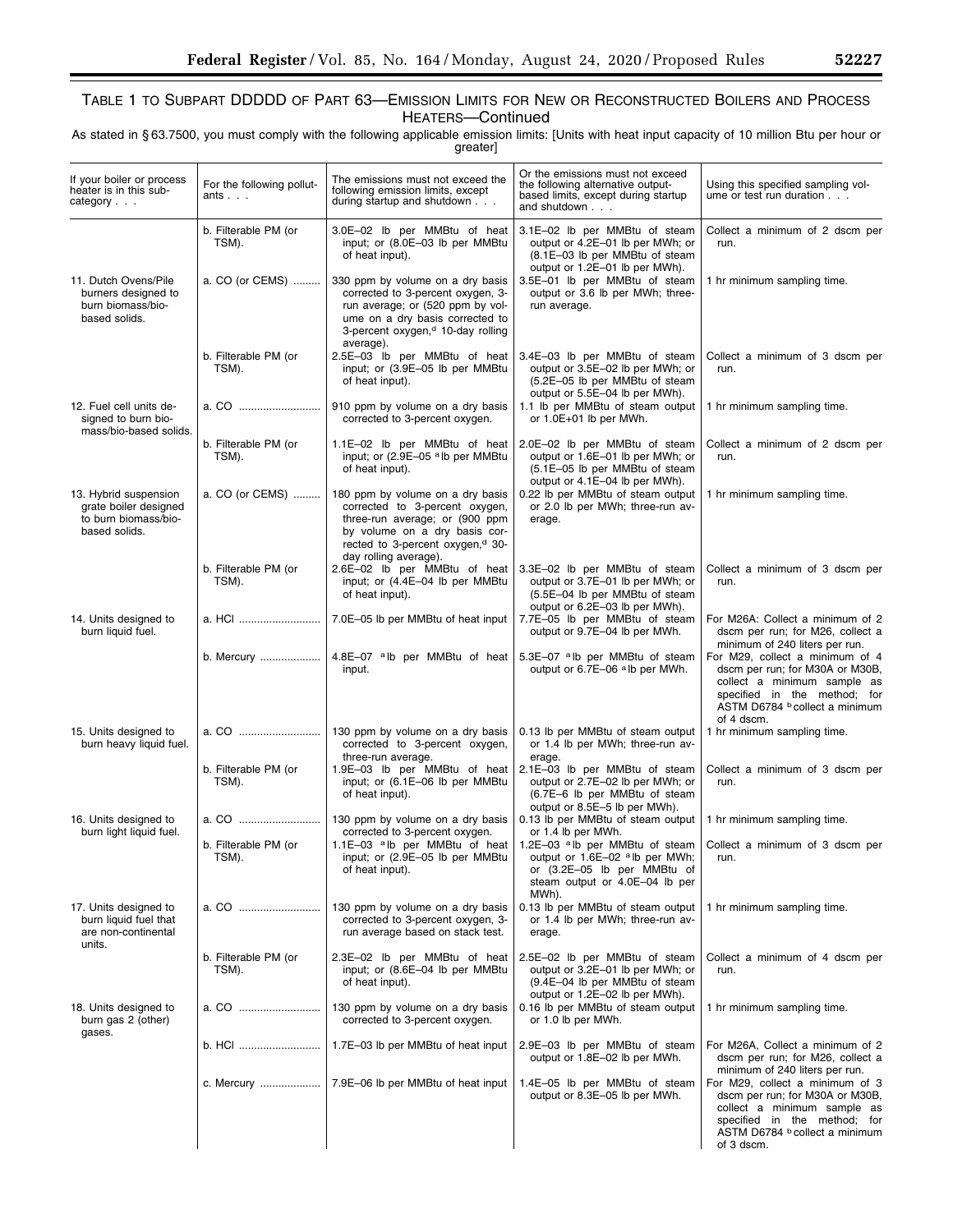## TABLE 1 TO SUBPART DDDDD OF PART 63—EMISSION LIMITS FOR NEW OR RECONSTRUCTED BOILERS AND PROCESS HEATERS—Continued

As stated in § 63.7500, you must comply with the following applicable emission limits: [Units with heat input capacity of 10 million Btu per hour or greater]

| If your boiler or process heater is in this subcategory . . . | For the following pollutants . . . | The emissions must not exceed the following emission limits, except during startup and shutdown . . . | Or the emissions must not exceed the following alternative output-based limits, except during startup and shutdown . . . | Using this specified sampling volume or test run duration . . . |
|---|---|---|---|---|
| | b. Filterable PM (or TSM). | 3.0E–02 lb per MMBtu of heat input; or (8.0E–03 lb per MMBtu of heat input). | 3.1E–02 lb per MMBtu of steam output or 4.2E–01 lb per MWh; or (8.1E–03 lb per MMBtu of steam output or 1.2E–01 lb per MWh). | Collect a minimum of 2 dscm per run. |
| 11. Dutch Ovens/Pile burners designed to burn biomass/bio-based solids. | a. CO (or CEMS) | 330 ppm by volume on a dry basis corrected to 3-percent oxygen, 3-run average; or (520 ppm by volume on a dry basis corrected to 3-percent oxygen,[d] 10-day rolling average). | 3.5E–01 lb per MMBtu of steam output or 3.6 lb per MWh; three-run average. | 1 hr minimum sampling time. |
| | b. Filterable PM (or TSM). | 2.5E–03 lb per MMBtu of heat input; or (3.9E–05 lb per MMBtu of heat input). | 3.4E–03 lb per MMBtu of steam output or 3.5E–02 lb per MWh; or (5.2E–05 lb per MMBtu of steam output or 5.5E–04 lb per MWh). | Collect a minimum of 3 dscm per run. |
| 12. Fuel cell units designed to burn biomass/bio-based solids. | a. CO | 910 ppm by volume on a dry basis corrected to 3-percent oxygen. | 1.1 lb per MMBtu of steam output or 1.0E+01 lb per MWh. | 1 hr minimum sampling time. |
| | b. Filterable PM (or TSM). | 1.1E–02 lb per MMBtu of heat input; or (2.9E–05 [a] lb per MMBtu of heat input). | 2.0E–02 lb per MMBtu of steam output or 1.6E–01 lb per MWh; or (5.1E–05 lb per MMBtu of steam output or 4.1E–04 lb per MWh). | Collect a minimum of 2 dscm per run. |
| 13. Hybrid suspension grate boiler designed to burn biomass/bio-based solids. | a. CO (or CEMS) | 180 ppm by volume on a dry basis corrected to 3-percent oxygen, three-run average; or (900 ppm by volume on a dry basis corrected to 3-percent oxygen,[d] 30-day rolling average). | 0.22 lb per MMBtu of steam output or 2.0 lb per MWh; three-run average. | 1 hr minimum sampling time. |
| | b. Filterable PM (or TSM). | 2.6E–02 lb per MMBtu of heat input; or (4.4E–04 lb per MMBtu of heat input). | 3.3E–02 lb per MMBtu of steam output or 3.7E–01 lb per MWh; or (5.5E–04 lb per MMBtu of steam output or 6.2E–03 lb per MWh). | Collect a minimum of 3 dscm per run. |
| 14. Units designed to burn liquid fuel. | a. HCl | 7.0E–05 lb per MMBtu of heat input | 7.7E–05 lb per MMBtu of steam output or 9.7E–04 lb per MWh. | For M26A: Collect a minimum of 2 dscm per run; for M26, collect a minimum of 240 liters per run. |
| | b. Mercury | 4.8E–07 [a] lb per MMBtu of heat input. | 5.3E–07 [a] lb per MMBtu of steam output or 6.7E–06 [a] lb per MWh. | For M29, collect a minimum of 4 dscm per run; for M30A or M30B, collect a minimum sample as specified in the method; for ASTM D6784 [b] collect a minimum of 4 dscm. |
| 15. Units designed to burn heavy liquid fuel. | a. CO | 130 ppm by volume on a dry basis corrected to 3-percent oxygen, three-run average. | 0.13 lb per MMBtu of steam output or 1.4 lb per MWh; three-run average. | 1 hr minimum sampling time. |
| | b. Filterable PM (or TSM). | 1.9E–03 lb per MMBtu of heat input; or (6.1E–06 lb per MMBtu of heat input). | 2.1E–03 lb per MMBtu of steam output or 2.7E–02 lb per MWh; or (6.7E–6 lb per MMBtu of steam output or 8.5E–5 lb per MWh). | Collect a minimum of 3 dscm per run. |
| 16. Units designed to burn light liquid fuel. | a. CO | 130 ppm by volume on a dry basis corrected to 3-percent oxygen. | 0.13 lb per MMBtu of steam output or 1.4 lb per MWh. | 1 hr minimum sampling time. |
| | b. Filterable PM (or TSM). | 1.1E–03 [a] lb per MMBtu of heat input; or (2.9E–05 lb per MMBtu of heat input). | 1.2E–03 [a] lb per MMBtu of steam output or 1.6E–02 [a] lb per MWh; or (3.2E–05 lb per MMBtu of steam output or 4.0E–04 lb per MWh). | Collect a minimum of 3 dscm per run. |
| 17. Units designed to burn liquid fuel that are non-continental units. | a. CO | 130 ppm by volume on a dry basis corrected to 3-percent oxygen, 3-run average based on stack test. | 0.13 lb per MMBtu of steam output or 1.4 lb per MWh; three-run average. | 1 hr minimum sampling time. |
| | b. Filterable PM (or TSM). | 2.3E–02 lb per MMBtu of heat input; or (8.6E–04 lb per MMBtu of heat input). | 2.5E–02 lb per MMBtu of steam output or 3.2E–01 lb per MWh; or (9.4E–04 lb per MMBtu of steam output or 1.2E–02 lb per MWh). | Collect a minimum of 4 dscm per run. |
| 18. Units designed to burn gas 2 (other) gases. | a. CO | 130 ppm by volume on a dry basis corrected to 3-percent oxygen. | 0.16 lb per MMBtu of steam output or 1.0 lb per MWh. | 1 hr minimum sampling time. |
| | b. HCl | 1.7E–03 lb per MMBtu of heat input | 2.9E–03 lb per MMBtu of steam output or 1.8E–02 lb per MWh. | For M26A, Collect a minimum of 2 dscm per run; for M26, collect a minimum of 240 liters per run. |
| | c. Mercury | 7.9E–06 lb per MMBtu of heat input | 1.4E–05 lb per MMBtu of steam output or 8.3E–05 lb per MWh. | For M29, collect a minimum of 3 dscm per run; for M30A or M30B, collect a minimum sample as specified in the method; for ASTM D6784 [b] collect a minimum of 3 dscm. |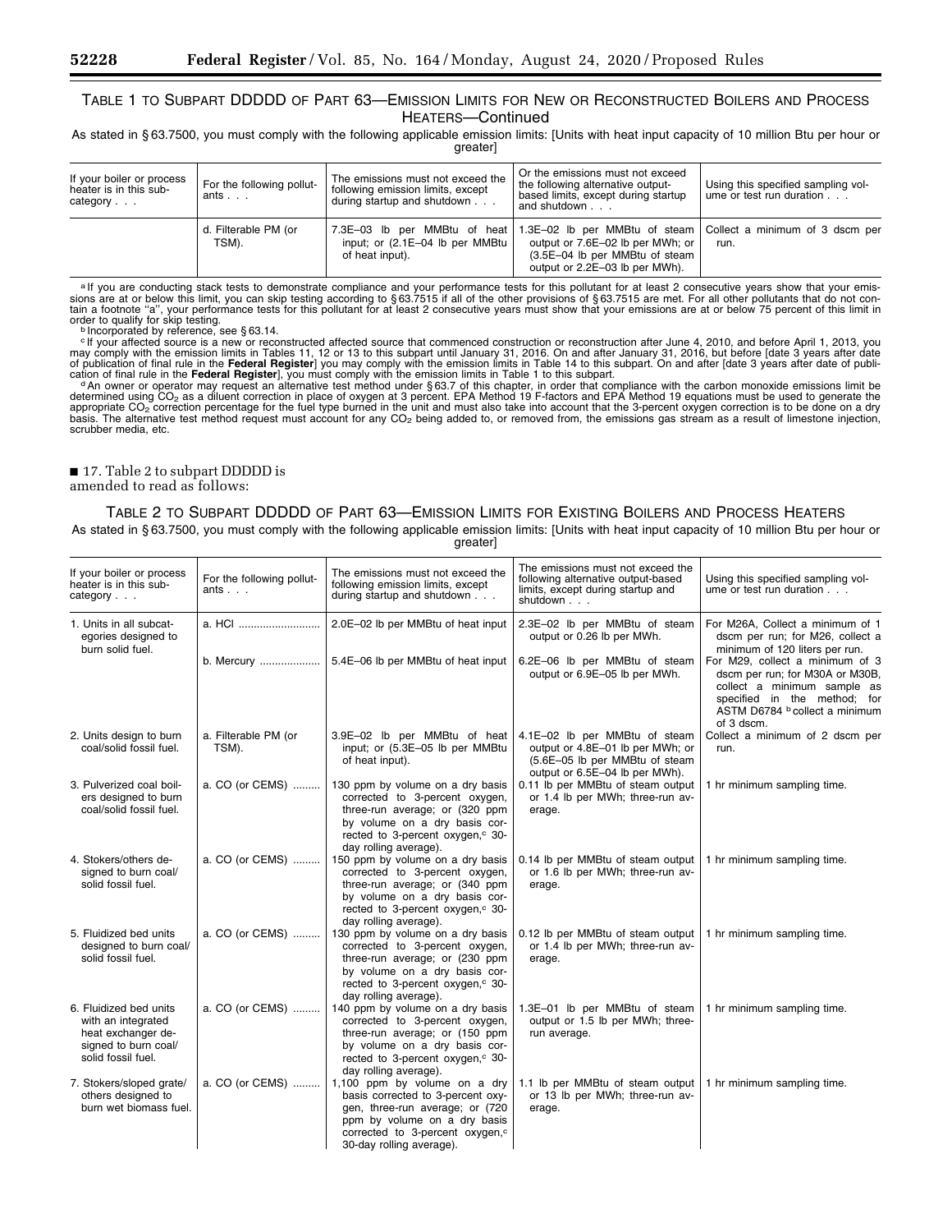TABLE 1 TO SUBPART DDDDD OF PART 63—EMISSION LIMITS FOR NEW OR RECONSTRUCTED BOILERS AND PROCESS HEATERS—Continued

As stated in § 63.7500, you must comply with the following applicable emission limits: [Units with heat input capacity of 10 million Btu per hour or greater]

| If your boiler or process heater is in this subcategory . . . | For the following pollutants . . . | The emissions must not exceed the following emission limits, except during startup and shutdown . . . | Or the emissions must not exceed the following alternative output-based limits, except during startup and shutdown . . . | Using this specified sampling volume or test run duration . . . |
|---|---|---|---|---|
| | d. Filterable PM (or TSM). | 7.3E–03 lb per MMBtu of heat input; or (2.1E–04 lb per MMBtu of heat input). | 1.3E–02 lb per MMBtu of steam output or 7.6E–02 lb per MWh; or (3.5E–04 lb per MMBtu of steam output or 2.2E–03 lb per MWh). | Collect a minimum of 3 dscm per run. |

[a] If you are conducting stack tests to demonstrate compliance and your performance tests for this pollutant for at least 2 consecutive years show that your emissions are at or below this limit, you can skip testing according to § 63.7515 if all of the other provisions of § 63.7515 are met. For all other pollutants that do not contain a footnote "a", your performance tests for this pollutant for at least 2 consecutive years must show that your emissions are at or below 75 percent of this limit in order to qualify for skip testing.

[b] Incorporated by reference, see § 63.14.

[c] If your affected source is a new or reconstructed affected source that commenced construction or reconstruction after June 4, 2010, and before April 1, 2013, you may comply with the emission limits in Tables 11, 12 or 13 to this subpart until January 31, 2016. On and after January 31, 2016, but before [date 3 years after date of publication of final rule in the **Federal Register**] you may comply with the emission limits in Table 14 to this subpart. On and after [date 3 years after date of publication of final rule in the **Federal Register**], you must comply with the emission limits in Table 1 to this subpart.

[d] An owner or operator may request an alternative test method under § 63.7 of this chapter, in order that compliance with the carbon monoxide emissions limit be determined using $CO_2$ as a diluent correction in place of oxygen at 3 percent. EPA Method 19 F-factors and EPA Method 19 equations must be used to generate the appropriate $CO_2$ correction percentage for the fuel type burned in the unit and must also take into account that the 3-percent oxygen correction is to be done on a dry basis. The alternative test method request must account for any $CO_2$ being added to, or removed from, the emissions gas stream as a result of limestone injection, scrubber media, etc.

■ 17. Table 2 to subpart DDDDD is amended to read as follows:

TABLE 2 TO SUBPART DDDDD OF PART 63—EMISSION LIMITS FOR EXISTING BOILERS AND PROCESS HEATERS

As stated in § 63.7500, you must comply with the following applicable emission limits: [Units with heat input capacity of 10 million Btu per hour or greater]

| If your boiler or process heater is in this subcategory . . . | For the following pollutants . . . | The emissions must not exceed the following emission limits, except during startup and shutdown . . . | The emissions must not exceed the following alternative output-based limits, except during startup and shutdown . . . | Using this specified sampling volume or test run duration . . . |
|---|---|---|---|---|
| 1. Units in all subcategories designed to burn solid fuel. | a. HCl | 2.0E–02 lb per MMBtu of heat input | 2.3E–02 lb per MMBtu of steam output or 0.26 lb per MWh. | For M26A, Collect a minimum of 1 dscm per run; for M26, collect a minimum of 120 liters per run. |
| | b. Mercury | 5.4E–06 lb per MMBtu of heat input | 6.2E–06 lb per MMBtu of steam output or 6.9E–05 lb per MWh. | For M29, collect a minimum of 3 dscm per run; for M30A or M30B, collect a minimum sample as specified in the method; for ASTM D6784 [b] collect a minimum of 3 dscm. |
| 2. Units design to burn coal/solid fossil fuel. | a. Filterable PM (or TSM). | 3.9E–02 lb per MMBtu of heat input; or (5.3E–05 lb per MMBtu of heat input). | 4.1E–02 lb per MMBtu of steam output or 4.8E–01 lb per MWh; or (5.6E–05 lb per MMBtu of steam output or 6.5E–04 lb per MWh). | Collect a minimum of 2 dscm per run. |
| 3. Pulverized coal boilers designed to burn coal/solid fossil fuel. | a. CO (or CEMS) | 130 ppm by volume on a dry basis corrected to 3-percent oxygen, three-run average; or (320 ppm by volume on a dry basis corrected to 3-percent oxygen,[c] 30-day rolling average). | 0.11 lb per MMBtu of steam output or 1.4 lb per MWh; three-run average. | 1 hr minimum sampling time. |
| 4. Stokers/others designed to burn coal/solid fossil fuel. | a. CO (or CEMS) | 150 ppm by volume on a dry basis corrected to 3-percent oxygen, three-run average; or (340 ppm by volume on a dry basis corrected to 3-percent oxygen,[c] 30-day rolling average). | 0.14 lb per MMBtu of steam output or 1.6 lb per MWh; three-run average. | 1 hr minimum sampling time. |
| 5. Fluidized bed units designed to burn coal/solid fossil fuel. | a. CO (or CEMS) | 130 ppm by volume on a dry basis corrected to 3-percent oxygen, three-run average; or (230 ppm by volume on a dry basis corrected to 3-percent oxygen,[c] 30-day rolling average). | 0.12 lb per MMBtu of steam output or 1.4 lb per MWh; three-run average. | 1 hr minimum sampling time. |
| 6. Fluidized bed units with an integrated heat exchanger designed to burn coal/solid fossil fuel. | a. CO (or CEMS) | 140 ppm by volume on a dry basis corrected to 3-percent oxygen, three-run average; or (150 ppm by volume on a dry basis corrected to 3-percent oxygen,[c] 30-day rolling average). | 1.3E–01 lb per MMBtu of steam output or 1.5 lb per MWh; three-run average. | 1 hr minimum sampling time. |
| 7. Stokers/sloped grate/others designed to burn wet biomass fuel. | a. CO (or CEMS) | 1,100 ppm by volume on a dry basis corrected to 3-percent oxygen, three-run average; or (720 ppm by volume on a dry basis corrected to 3-percent oxygen,[c] 30-day rolling average). | 1.1 lb per MMBtu of steam output or 13 lb per MWh; three-run average. | 1 hr minimum sampling time. |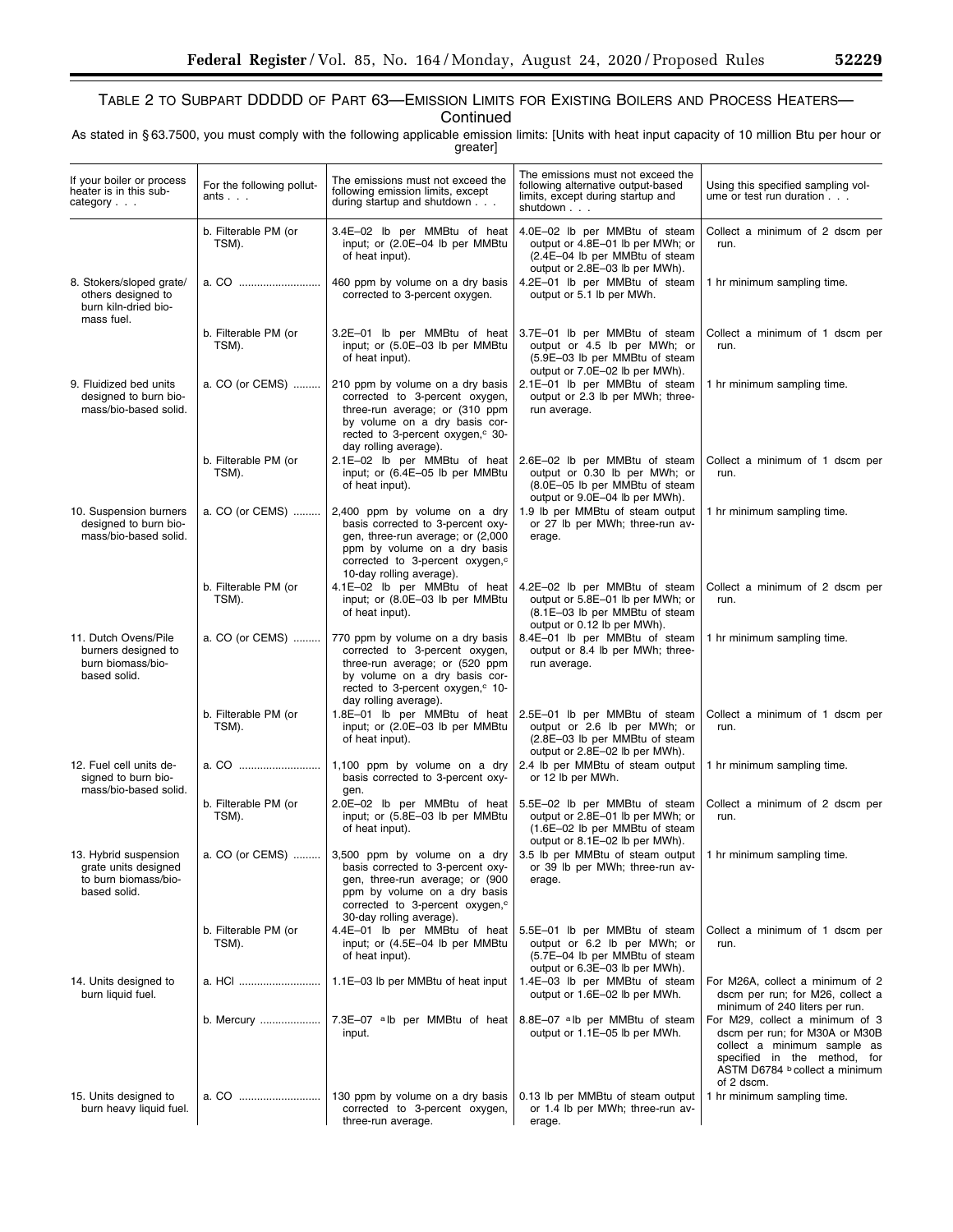## TABLE 2 TO SUBPART DDDDD OF PART 63—EMISSION LIMITS FOR EXISTING BOILERS AND PROCESS HEATERS—Continued

As stated in § 63.7500, you must comply with the following applicable emission limits: [Units with heat input capacity of 10 million Btu per hour or greater]

| If your boiler or process heater is in this subcategory . . . | For the following pollutants . . . | The emissions must not exceed the following emission limits, except during startup and shutdown . . . | The emissions must not exceed the following alternative output-based limits, except during startup and shutdown . . . | Using this specified sampling volume or test run duration . . . |
|---|---|---|---|---|
| | b. Filterable PM (or TSM). | 3.4E–02 lb per MMBtu of heat input; or (2.0E–04 lb per MMBtu of heat input). | 4.0E–02 lb per MMBtu of steam output or 4.8E–01 lb per MWh; or (2.4E–04 lb per MMBtu of steam output or 2.8E–03 lb per MWh). | Collect a minimum of 2 dscm per run. |
| 8. Stokers/sloped grate/others designed to burn kiln-dried biomass fuel. | a. CO | 460 ppm by volume on a dry basis corrected to 3-percent oxygen. | 4.2E–01 lb per MMBtu of steam output or 5.1 lb per MWh. | 1 hr minimum sampling time. |
| | b. Filterable PM (or TSM). | 3.2E–01 lb per MMBtu of heat input; or (5.0E–03 lb per MMBtu of heat input). | 3.7E–01 lb per MMBtu of steam output or 4.5 lb per MWh; or (5.9E–03 lb per MMBtu of steam output or 7.0E–02 lb per MWh). | Collect a minimum of 1 dscm per run. |
| 9. Fluidized bed units designed to burn biomass/bio-based solid. | a. CO (or CEMS) | 210 ppm by volume on a dry basis corrected to 3-percent oxygen, three-run average; or (310 ppm by volume on a dry basis corrected to 3-percent oxygen,[c] 30-day rolling average). | 2.1E–01 lb per MMBtu of steam output or 2.3 lb per MWh; three-run average. | 1 hr minimum sampling time. |
| | b. Filterable PM (or TSM). | 2.1E–02 lb per MMBtu of heat input; or (6.4E–05 lb per MMBtu of heat input). | 2.6E–02 lb per MMBtu of steam output or 0.30 lb per MWh; or (8.0E–05 lb per MMBtu of steam output or 9.0E–04 lb per MWh). | Collect a minimum of 1 dscm per run. |
| 10. Suspension burners designed to burn biomass/bio-based solid. | a. CO (or CEMS) | 2,400 ppm by volume on a dry basis corrected to 3-percent oxygen, three-run average; or (2,000 ppm by volume on a dry basis corrected to 3-percent oxygen,[c] 10-day rolling average). | 1.9 lb per MMBtu of steam output or 27 lb per MWh; three-run average. | 1 hr minimum sampling time. |
| | b. Filterable PM (or TSM). | 4.1E–02 lb per MMBtu of heat input; or (8.0E–03 lb per MMBtu of heat input). | 4.2E–02 lb per MMBtu of steam output or 5.8E–01 lb per MWh; or (8.1E–03 lb per MMBtu of steam output or 0.12 lb per MWh). | Collect a minimum of 2 dscm per run. |
| 11. Dutch Ovens/Pile burners designed to burn biomass/bio-based solid. | a. CO (or CEMS) | 770 ppm by volume on a dry basis corrected to 3-percent oxygen, three-run average; or (520 ppm by volume on a dry basis corrected to 3-percent oxygen,[c] 10-day rolling average). | 8.4E–01 lb per MMBtu of steam output or 8.4 lb per MWh; three-run average. | 1 hr minimum sampling time. |
| | b. Filterable PM (or TSM). | 1.8E–01 lb per MMBtu of heat input; or (2.0E–03 lb per MMBtu of heat input). | 2.5E–01 lb per MMBtu of steam output or 2.6 lb per MWh; or (2.8E–03 lb per MMBtu of steam output or 2.8E–02 lb per MWh). | Collect a minimum of 1 dscm per run. |
| 12. Fuel cell units designed to burn biomass/bio-based solid. | a. CO | 1,100 ppm by volume on a dry basis corrected to 3-percent oxygen. | 2.4 lb per MMBtu of steam output or 12 lb per MWh. | 1 hr minimum sampling time. |
| | b. Filterable PM (or TSM). | 2.0E–02 lb per MMBtu of heat input; or (5.8E–03 lb per MMBtu of heat input). | 5.5E–02 lb per MMBtu of steam output or 2.8E–01 lb per MWh; or (1.6E–02 lb per MMBtu of steam output or 8.1E–02 lb per MWh). | Collect a minimum of 2 dscm per run. |
| 13. Hybrid suspension grate units designed to burn biomass/bio-based solid. | a. CO (or CEMS) | 3,500 ppm by volume on a dry basis corrected to 3-percent oxygen, three-run average; or (900 ppm by volume on a dry basis corrected to 3-percent oxygen,[c] 30-day rolling average). | 3.5 lb per MMBtu of steam output or 39 lb per MWh; three-run average. | 1 hr minimum sampling time. |
| | b. Filterable PM (or TSM). | 4.4E–01 lb per MMBtu of heat input; or (4.5E–04 lb per MMBtu of heat input). | 5.5E–01 lb per MMBtu of steam output or 6.2 lb per MWh; or (5.7E–04 lb per MMBtu of steam output or 6.3E–03 lb per MWh). | Collect a minimum of 1 dscm per run. |
| 14. Units designed to burn liquid fuel. | a. HCl | 1.1E–03 lb per MMBtu of heat input | 1.4E–03 lb per MMBtu of steam output or 1.6E–02 lb per MWh. | For M26A, collect a minimum of 2 dscm per run; for M26, collect a minimum of 240 liters per run. |
| | b. Mercury | 7.3E–07 [a] lb per MMBtu of heat input. | 8.8E–07 [a] lb per MMBtu of steam output or 1.1E–05 lb per MWh. | For M29, collect a minimum of 3 dscm per run; for M30A or M30B collect a minimum sample as specified in the method, for ASTM D6784 [b] collect a minimum of 2 dscm. |
| 15. Units designed to burn heavy liquid fuel. | a. CO | 130 ppm by volume on a dry basis corrected to 3-percent oxygen, three-run average. | 0.13 lb per MMBtu of steam output or 1.4 lb per MWh; three-run average. | 1 hr minimum sampling time. |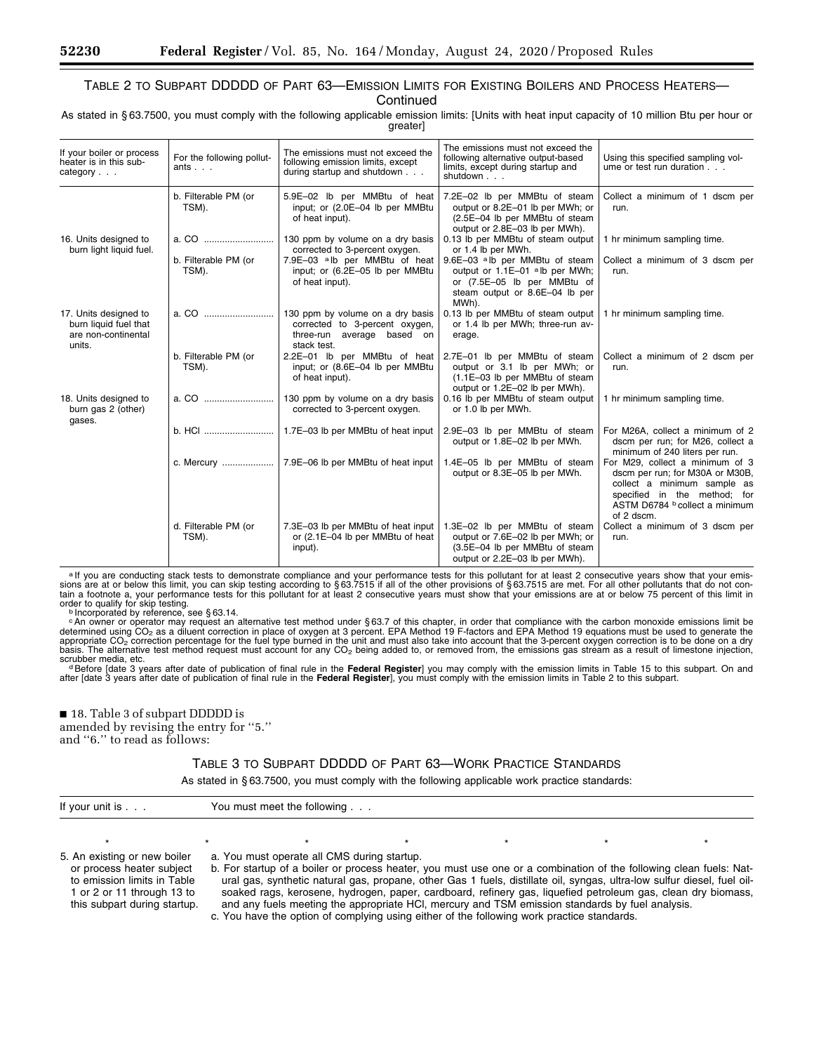TABLE 2 TO SUBPART DDDDD OF PART 63—EMISSION LIMITS FOR EXISTING BOILERS AND PROCESS HEATERS—Continued

As stated in § 63.7500, you must comply with the following applicable emission limits: [Units with heat input capacity of 10 million Btu per hour or greater]

| If your boiler or process heater is in this subcategory . . . | For the following pollutants . . . | The emissions must not exceed the following emission limits, except during startup and shutdown . . . | The emissions must not exceed the following alternative output-based limits, except during startup and shutdown . . . | Using this specified sampling volume or test run duration . . . |
|---|---|---|---|---|
| | b. Filterable PM (or TSM). | 5.9E–02 lb per MMBtu of heat input; or (2.0E–04 lb per MMBtu of heat input). | 7.2E–02 lb per MMBtu of steam output or 8.2E–01 lb per MWh; or (2.5E–04 lb per MMBtu of steam output or 2.8E–03 lb per MWh). | Collect a minimum of 1 dscm per run. |
| 16. Units designed to burn light liquid fuel. | a. CO | 130 ppm by volume on a dry basis corrected to 3-percent oxygen. | 0.13 lb per MMBtu of steam output or 1.4 lb per MWh. | 1 hr minimum sampling time. |
| | b. Filterable PM (or TSM). | 7.9E–03 [a] lb per MMBtu of heat input; or (6.2E–05 lb per MMBtu of heat input). | 9.6E–03 [a] lb per MMBtu of steam output or 1.1E–01 [a] lb per MWh; or (7.5E–05 lb per MMBtu of steam output or 8.6E–04 lb per MWh). | Collect a minimum of 3 dscm per run. |
| 17. Units designed to burn liquid fuel that are non-continental units. | a. CO | 130 ppm by volume on a dry basis corrected to 3-percent oxygen, three-run average based on stack test. | 0.13 lb per MMBtu of steam output or 1.4 lb per MWh; three-run average. | 1 hr minimum sampling time. |
| | b. Filterable PM (or TSM). | 2.2E–01 lb per MMBtu of heat input; or (8.6E–04 lb per MMBtu of heat input). | 2.7E–01 lb per MMBtu of steam output or 3.1 lb per MWh; or (1.1E–03 lb per MMBtu of steam output or 1.2E–02 lb per MWh). | Collect a minimum of 2 dscm per run. |
| 18. Units designed to burn gas 2 (other) gases. | a. CO | 130 ppm by volume on a dry basis corrected to 3-percent oxygen. | 0.16 lb per MMBtu of steam output or 1.0 lb per MWh. | 1 hr minimum sampling time. |
| | b. HCl | 1.7E–03 lb per MMBtu of heat input | 2.9E–03 lb per MMBtu of steam output or 1.8E–02 lb per MWh. | For M26A, collect a minimum of 2 dscm per run; for M26, collect a minimum of 240 liters per run. |
| | c. Mercury | 7.9E–06 lb per MMBtu of heat input | 1.4E–05 lb per MMBtu of steam output or 8.3E–05 lb per MWh. | For M29, collect a minimum of 3 dscm per run; for M30A or M30B, collect a minimum sample as specified in the method; for ASTM D6784 [b] collect a minimum of 2 dscm. |
| | d. Filterable PM (or TSM). | 7.3E–03 lb per MMBtu of heat input or (2.1E–04 lb per MMBtu of heat input). | 1.3E–02 lb per MMBtu of steam output or 7.6E–02 lb per MWh; or (3.5E–04 lb per MMBtu of steam output or 2.2E–03 lb per MWh). | Collect a minimum of 3 dscm per run. |

[a] If you are conducting stack tests to demonstrate compliance and your performance tests for this pollutant for at least 2 consecutive years show that your emissions are at or below this limit, you can skip testing according to § 63.7515 if all of the other provisions of § 63.7515 are met. For all other pollutants that do not contain a footnote a, your performance tests for this pollutant for at least 2 consecutive years must show that your emissions are at or below 75 percent of this limit in order to qualify for skip testing.

[b] Incorporated by reference, see § 63.14.

[c] An owner or operator may request an alternative test method under § 63.7 of this chapter, in order that compliance with the carbon monoxide emissions limit be determined using $CO_2$ as a diluent correction in place of oxygen at 3 percent. EPA Method 19 F-factors and EPA Method 19 equations must be used to generate the appropriate $CO_2$ correction percentage for the fuel type burned in the unit and must also take into account that the 3-percent oxygen correction is to be done on a dry basis. The alternative test method request must account for any $CO_2$ being added to, or removed from, the emissions gas stream as a result of limestone injection, scrubber media, etc.

[d] Before [date 3 years after date of publication of final rule in the **Federal Register**] you may comply with the emission limits in Table 15 to this subpart. On and after [date 3 years after date of publication of final rule in the **Federal Register**], you must comply with the emission limits in Table 2 to this subpart.

■ 18. Table 3 of subpart DDDDD is amended by revising the entry for "5." and "6." to read as follows:

TABLE 3 TO SUBPART DDDDD OF PART 63—WORK PRACTICE STANDARDS

As stated in § 63.7500, you must comply with the following applicable work practice standards:

| If your unit is . . . | You must meet the following . . . |
|---|---|
| * * * | * * * * |
| 5. An existing or new boiler or process heater subject to emission limits in Table 1 or 2 or 11 through 13 to this subpart during startup. | a. You must operate all CMS during startup.<br>b. For startup of a boiler or process heater, you must use one or a combination of the following clean fuels: Natural gas, synthetic natural gas, propane, other Gas 1 fuels, distillate oil, syngas, ultra-low sulfur diesel, fuel oil-soaked rags, kerosene, hydrogen, paper, cardboard, refinery gas, liquefied petroleum gas, clean dry biomass, and any fuels meeting the appropriate HCl, mercury and TSM emission standards by fuel analysis.<br>c. You have the option of complying using either of the following work practice standards. |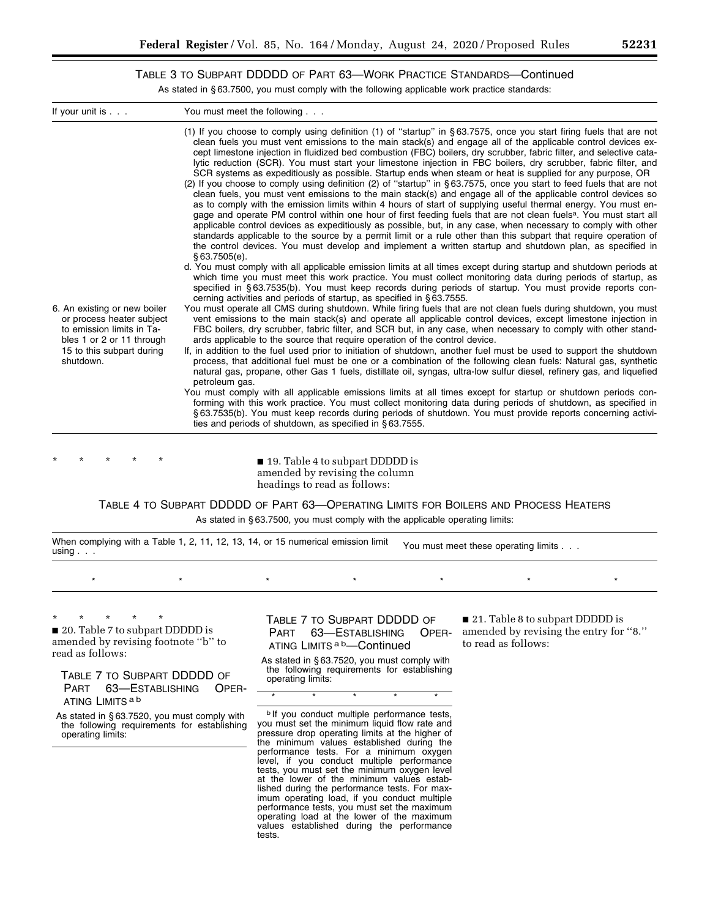TABLE 3 TO SUBPART DDDDD OF PART 63—WORK PRACTICE STANDARDS—Continued

As stated in § 63.7500, you must comply with the following applicable work practice standards:

| If your unit is . . . | You must meet the following . . . |
|---|---|
| | (1) If you choose to comply using definition (1) of ''startup'' in § 63.7575, once you start firing fuels that are not clean fuels you must vent emissions to the main stack(s) and engage all of the applicable control devices except limestone injection in fluidized bed combustion (FBC) boilers, dry scrubber, fabric filter, and selective catalytic reduction (SCR). You must start your limestone injection in FBC boilers, dry scrubber, fabric filter, and SCR systems as expeditiously as possible. Startup ends when steam or heat is supplied for any purpose, OR<br>(2) If you choose to comply using definition (2) of ''startup'' in § 63.7575, once you start to feed fuels that are not clean fuels, you must vent emissions to the main stack(s) and engage all of the applicable control devices so as to comply with the emission limits within 4 hours of start of supplying useful thermal energy. You must engage and operate PM control within one hour of first feeding fuels that are not clean fuels[a]. You must start all applicable control devices as expeditiously as possible, but, in any case, when necessary to comply with other standards applicable to the source by a permit limit or a rule other than this subpart that require operation of the control devices. You must develop and implement a written startup and shutdown plan, as specified in § 63.7505(e).<br>d. You must comply with all applicable emission limits at all times except during startup and shutdown periods at which time you must meet this work practice. You must collect monitoring data during periods of startup, as specified in § 63.7535(b). You must keep records during periods of startup. You must provide reports concerning activities and periods of startup, as specified in § 63.7555. |
| 6. An existing or new boiler or process heater subject to emission limits in Tables 1 or 2 or 11 through 15 to this subpart during shutdown. | You must operate all CMS during shutdown. While firing fuels that are not clean fuels during shutdown, you must vent emissions to the main stack(s) and operate all applicable control devices, except limestone injection in FBC boilers, dry scrubber, fabric filter, and SCR but, in any case, when necessary to comply with other standards applicable to the source that require operation of the control device.<br>If, in addition to the fuel used prior to initiation of shutdown, another fuel must be used to support the shutdown process, that additional fuel must be one or a combination of the following clean fuels: Natural gas, synthetic natural gas, propane, other Gas 1 fuels, distillate oil, syngas, ultra-low sulfur diesel, refinery gas, and liquefied petroleum gas.<br>You must comply with all applicable emissions limits at all times except for startup or shutdown periods conforming with this work practice. You must collect monitoring data during periods of shutdown, as specified in § 63.7535(b). You must keep records during periods of shutdown. You must provide reports concerning activities and periods of shutdown, as specified in § 63.7555. |

\* \* \* \* \*

■ 19. Table 4 to subpart DDDDD is amended by revising the column headings to read as follows:

TABLE 4 TO SUBPART DDDDD OF PART 63—OPERATING LIMITS FOR BOILERS AND PROCESS HEATERS

As stated in § 63.7500, you must comply with the applicable operating limits:

| When complying with a Table 1, 2, 11, 12, 13, 14, or 15 numerical emission limit using . . . | You must meet these operating limits . . . |
|---|---|
| \* \* \* | \* \* \* \* |

\* \* \* \* \*

■ 20. Table 7 to subpart DDDDD is amended by revising footnote ''b'' to read as follows:

TABLE 7 TO SUBPART DDDDD OF PART 63—ESTABLISHING OPERATING LIMITS [a] [b]

As stated in § 63.7520, you must comply with the following requirements for establishing operating limits:

TABLE 7 TO SUBPART DDDDD OF PART 63—ESTABLISHING OPERATING LIMITS [a] [b]—Continued

As stated in § 63.7520, you must comply with the following requirements for establishing operating limits:

\* \* \* \* \*

[b] If you conduct multiple performance tests, you must set the minimum liquid flow rate and pressure drop operating limits at the higher of the minimum values established during the performance tests. For a minimum oxygen level, if you conduct multiple performance tests, you must set the minimum oxygen level at the lower of the minimum values established during the performance tests. For maximum operating load, if you conduct multiple performance tests, you must set the maximum operating load at the lower of the maximum values established during the performance tests.

■ 21. Table 8 to subpart DDDDD is amended by revising the entry for ''8.'' to read as follows: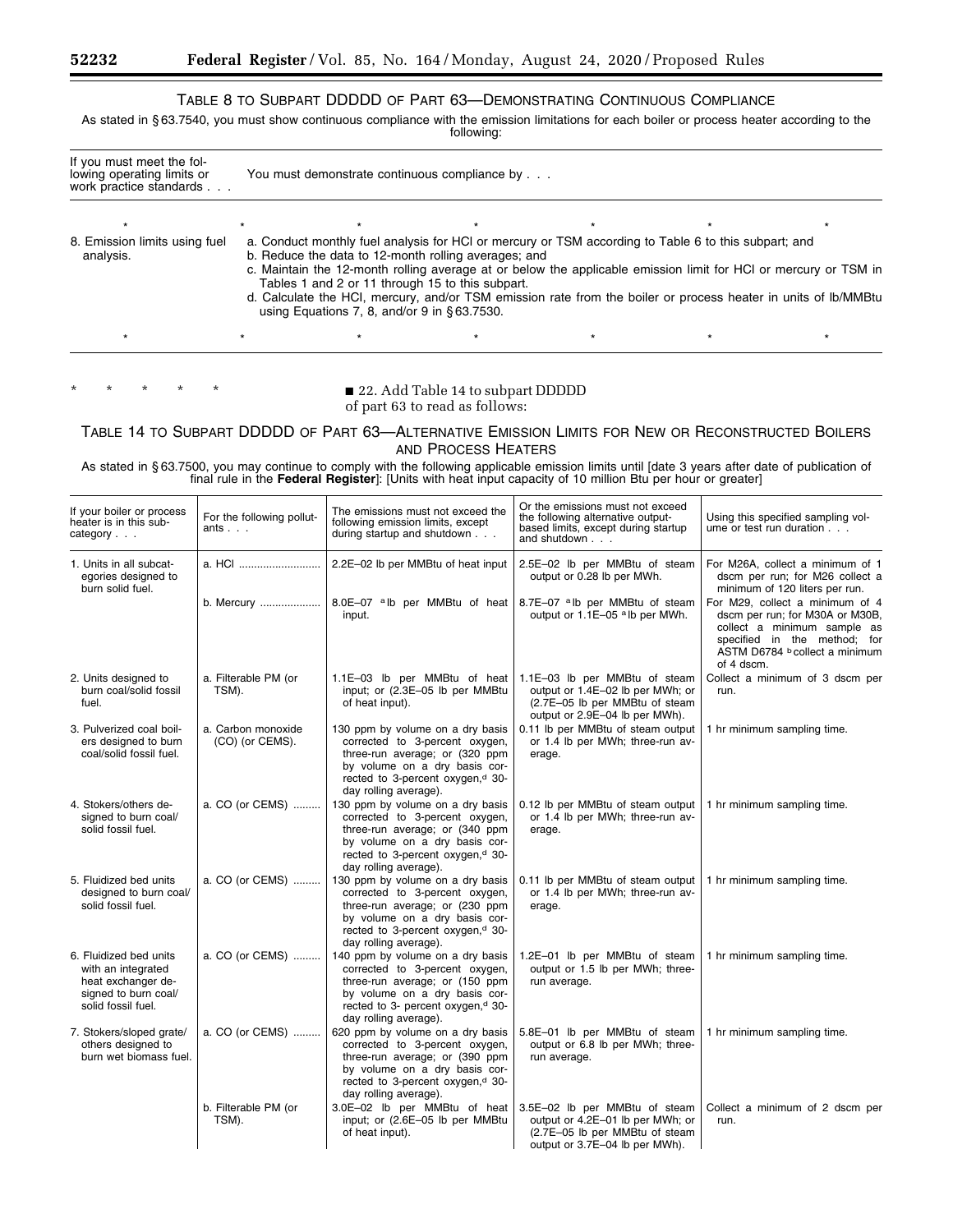### TABLE 8 TO SUBPART DDDDD OF PART 63—DEMONSTRATING CONTINUOUS COMPLIANCE

As stated in § 63.7540, you must show continuous compliance with the emission limitations for each boiler or process heater according to the following:

| If you must meet the following operating limits or work practice standards . . . | You must demonstrate continuous compliance by . . . |
|---|---|
| * * * * * * * | |
| 8. Emission limits using fuel analysis. | a. Conduct monthly fuel analysis for HCl or mercury or TSM according to Table 6 to this subpart; and<br>b. Reduce the data to 12-month rolling averages; and<br>c. Maintain the 12-month rolling average at or below the applicable emission limit for HCl or mercury or TSM in Tables 1 and 2 or 11 through 15 to this subpart.<br>d. Calculate the HCl, mercury, and/or TSM emission rate from the boiler or process heater in units of lb/MMBtu using Equations 7, 8, and/or 9 in § 63.7530. |
| * * * * * * * | |

\* \* \* \* \*

■ 22. Add Table 14 to subpart DDDDD of part 63 to read as follows:

### TABLE 14 TO SUBPART DDDDD OF PART 63—ALTERNATIVE EMISSION LIMITS FOR NEW OR RECONSTRUCTED BOILERS AND PROCESS HEATERS

As stated in § 63.7500, you may continue to comply with the following applicable emission limits until [date 3 years after date of publication of final rule in the **Federal Register**]: [Units with heat input capacity of 10 million Btu per hour or greater]

| If your boiler or process heater is in this subcategory . . . | For the following pollutants . . . | The emissions must not exceed the following emission limits, except during startup and shutdown . . . | Or the emissions must not exceed the following alternative output-based limits, except during startup and shutdown . . . | Using this specified sampling volume or test run duration . . . |
|---|---|---|---|---|
| 1. Units in all subcategories designed to burn solid fuel. | a. HCl | 2.2E–02 lb per MMBtu of heat input | 2.5E–02 lb per MMBtu of steam output or 0.28 lb per MWh. | For M26A, collect a minimum of 1 dscm per run; for M26 collect a minimum of 120 liters per run. |
| | b. Mercury | 8.0E–07 [a] lb per MMBtu of heat input. | 8.7E–07 [a] lb per MMBtu of steam output or 1.1E–05 [a] lb per MWh. | For M29, collect a minimum of 4 dscm per run; for M30A or M30B, collect a minimum sample as specified in the method; for ASTM D6784 [b] collect a minimum of 4 dscm. |
| 2. Units designed to burn coal/solid fossil fuel. | a. Filterable PM (or TSM). | 1.1E–03 lb per MMBtu of heat input; or (2.3E–05 lb per MMBtu of heat input). | 1.1E–03 lb per MMBtu of steam output or 1.4E–02 lb per MWh; or (2.7E–05 lb per MMBtu of steam output or 2.9E–04 lb per MWh). | Collect a minimum of 3 dscm per run. |
| 3. Pulverized coal boilers designed to burn coal/solid fossil fuel. | a. Carbon monoxide (CO) (or CEMS). | 130 ppm by volume on a dry basis corrected to 3-percent oxygen, three-run average; or (320 ppm by volume on a dry basis corrected to 3-percent oxygen,[d] 30-day rolling average). | 0.11 lb per MMBtu of steam output or 1.4 lb per MWh; three-run average. | 1 hr minimum sampling time. |
| 4. Stokers/others designed to burn coal/solid fossil fuel. | a. CO (or CEMS) | 130 ppm by volume on a dry basis corrected to 3-percent oxygen, three-run average; or (340 ppm by volume on a dry basis corrected to 3-percent oxygen,[d] 30-day rolling average). | 0.12 lb per MMBtu of steam output or 1.4 lb per MWh; three-run average. | 1 hr minimum sampling time. |
| 5. Fluidized bed units designed to burn coal/solid fossil fuel. | a. CO (or CEMS) | 130 ppm by volume on a dry basis corrected to 3-percent oxygen, three-run average; or (230 ppm by volume on a dry basis corrected to 3-percent oxygen,[d] 30-day rolling average). | 0.11 lb per MMBtu of steam output or 1.4 lb per MWh; three-run average. | 1 hr minimum sampling time. |
| 6. Fluidized bed units with an integrated heat exchanger designed to burn coal/solid fossil fuel. | a. CO (or CEMS) | 140 ppm by volume on a dry basis corrected to 3-percent oxygen, three-run average; or (150 ppm by volume on a dry basis corrected to 3- percent oxygen,[d] 30-day rolling average). | 1.2E–01 lb per MMBtu of steam output or 1.5 lb per MWh; three-run average. | 1 hr minimum sampling time. |
| 7. Stokers/sloped grate/others designed to burn wet biomass fuel. | a. CO (or CEMS) | 620 ppm by volume on a dry basis corrected to 3-percent oxygen, three-run average; or (390 ppm by volume on a dry basis corrected to 3-percent oxygen,[d] 30-day rolling average). | 5.8E–01 lb per MMBtu of steam output or 6.8 lb per MWh; three-run average. | 1 hr minimum sampling time. |
| | b. Filterable PM (or TSM). | 3.0E–02 lb per MMBtu of heat input; or (2.6E–05 lb per MMBtu of heat input). | 3.5E–02 lb per MMBtu of steam output or 4.2E–01 lb per MWh; or (2.7E–05 lb per MMBtu of steam output or 3.7E–04 lb per MWh). | Collect a minimum of 2 dscm per run. |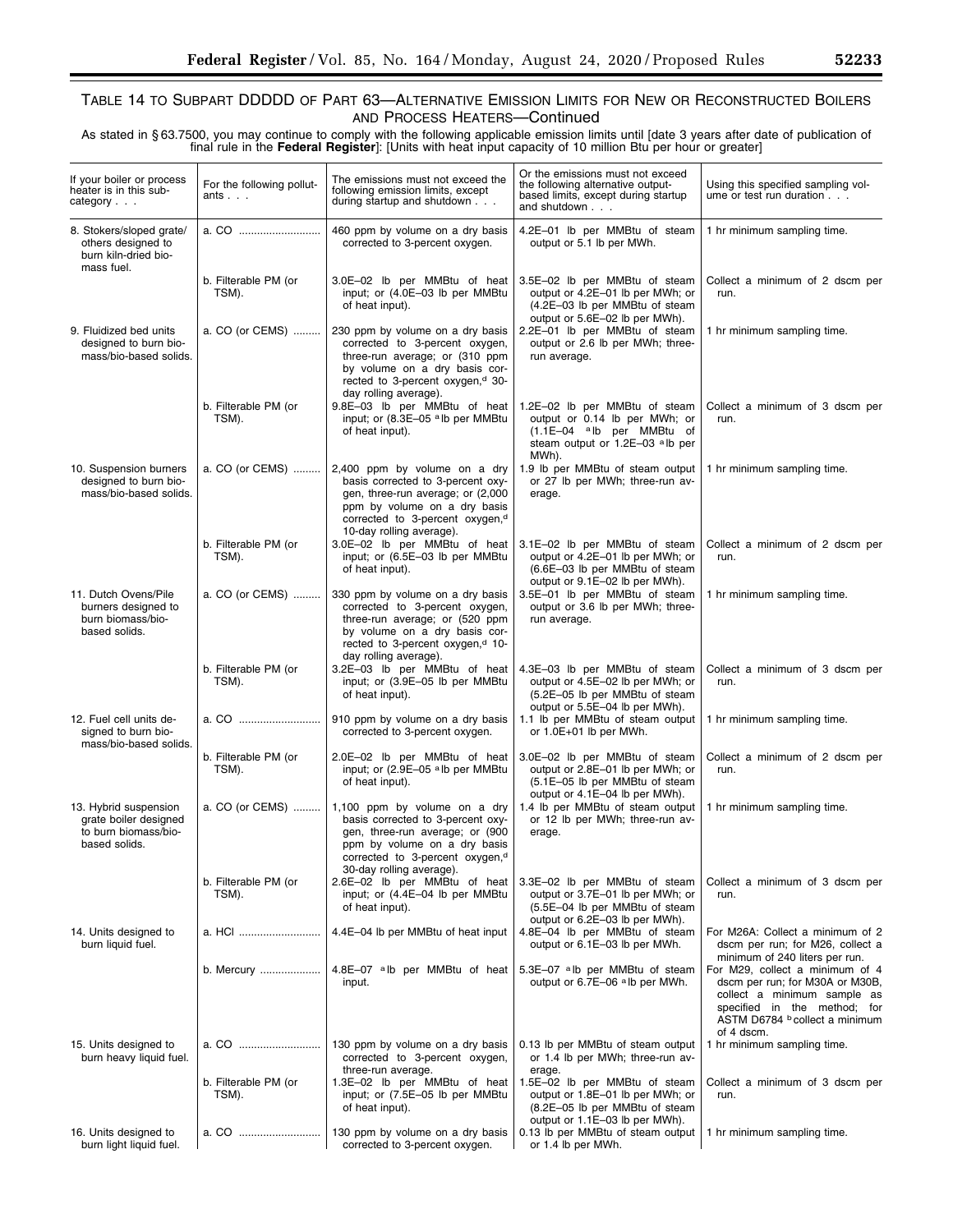# TABLE 14 TO SUBPART DDDDD OF PART 63—ALTERNATIVE EMISSION LIMITS FOR NEW OR RECONSTRUCTED BOILERS AND PROCESS HEATERS—Continued

As stated in § 63.7500, you may continue to comply with the following applicable emission limits until [date 3 years after date of publication of final rule in the **Federal Register**]: [Units with heat input capacity of 10 million Btu per hour or greater]

| If your boiler or process heater is in this subcategory . . . | For the following pollutants . . . | The emissions must not exceed the following emission limits, except during startup and shutdown . . . | Or the emissions must not exceed the following alternative output-based limits, except during startup and shutdown . . . | Using this specified sampling volume or test run duration . . . |
|---|---|---|---|---|
| 8. Stokers/sloped grate/others designed to burn kiln-dried biomass fuel. | a. CO | 460 ppm by volume on a dry basis corrected to 3-percent oxygen. | 4.2E–01 lb per MMBtu of steam output or 5.1 lb per MWh. | 1 hr minimum sampling time. |
| | b. Filterable PM (or TSM). | 3.0E–02 lb per MMBtu of heat input; or (4.0E–03 lb per MMBtu of heat input). | 3.5E–02 lb per MMBtu of steam output or 4.2E–01 lb per MWh; or (4.2E–03 lb per MMBtu of steam output or 5.6E–02 lb per MWh). | Collect a minimum of 2 dscm per run. |
| 9. Fluidized bed units designed to burn biomass/bio-based solids. | a. CO (or CEMS) | 230 ppm by volume on a dry basis corrected to 3-percent oxygen, three-run average; or (310 ppm by volume on a dry basis corrected to 3-percent oxygen,[d] 30-day rolling average). | 2.2E–01 lb per MMBtu of steam output or 2.6 lb per MWh; three-run average. | 1 hr minimum sampling time. |
| | b. Filterable PM (or TSM). | 9.8E–03 lb per MMBtu of heat input; or (8.3E–05 [a] lb per MMBtu of heat input). | 1.2E–02 lb per MMBtu of steam output or 0.14 lb per MWh; or (1.1E–04 [a] lb per MMBtu of steam output or 1.2E–03 [a] lb per MWh). | Collect a minimum of 3 dscm per run. |
| 10. Suspension burners designed to burn biomass/bio-based solids. | a. CO (or CEMS) | 2,400 ppm by volume on a dry basis corrected to 3-percent oxygen, three-run average; or (2,000 ppm by volume on a dry basis corrected to 3-percent oxygen,[d] 10-day rolling average). | 1.9 lb per MMBtu of steam output or 27 lb per MWh; three-run average. | 1 hr minimum sampling time. |
| | b. Filterable PM (or TSM). | 3.0E–02 lb per MMBtu of heat input; or (6.5E–03 lb per MMBtu of heat input). | 3.1E–02 lb per MMBtu of steam output or 4.2E–01 lb per MWh; or (6.6E–03 lb per MMBtu of steam output or 9.1E–02 lb per MWh). | Collect a minimum of 2 dscm per run. |
| 11. Dutch Ovens/Pile burners designed to burn biomass/bio-based solids. | a. CO (or CEMS) | 330 ppm by volume on a dry basis corrected to 3-percent oxygen, three-run average; or (520 ppm by volume on a dry basis corrected to 3-percent oxygen,[d] 10-day rolling average). | 3.5E–01 lb per MMBtu of steam output or 3.6 lb per MWh; three-run average. | 1 hr minimum sampling time. |
| | b. Filterable PM (or TSM). | 3.2E–03 lb per MMBtu of heat input; or (3.9E–05 lb per MMBtu of heat input). | 4.3E–03 lb per MMBtu of steam output or 4.5E–02 lb per MWh; or (5.2E–05 lb per MMBtu of steam output or 5.5E–04 lb per MWh). | Collect a minimum of 3 dscm per run. |
| 12. Fuel cell units designed to burn biomass/bio-based solids. | a. CO | 910 ppm by volume on a dry basis corrected to 3-percent oxygen. | 1.1 lb per MMBtu of steam output or 1.0E+01 lb per MWh. | 1 hr minimum sampling time. |
| | b. Filterable PM (or TSM). | 2.0E–02 lb per MMBtu of heat input; or (2.9E–05 [a] lb per MMBtu of heat input). | 3.0E–02 lb per MMBtu of steam output or 2.8E–01 lb per MWh; or (5.1E–05 lb per MMBtu of steam output or 4.1E–04 lb per MWh). | Collect a minimum of 2 dscm per run. |
| 13. Hybrid suspension grate boiler designed to burn biomass/bio-based solids. | a. CO (or CEMS) | 1,100 ppm by volume on a dry basis corrected to 3-percent oxygen, three-run average; or (900 ppm by volume on a dry basis corrected to 3-percent oxygen,[d] 30-day rolling average). | 1.4 lb per MMBtu of steam output or 12 lb per MWh; three-run average. | 1 hr minimum sampling time. |
| | b. Filterable PM (or TSM). | 2.6E–02 lb per MMBtu of heat input; or (4.4E–04 lb per MMBtu of heat input). | 3.3E–02 lb per MMBtu of steam output or 3.7E–01 lb per MWh; or (5.5E–04 lb per MMBtu of steam output or 6.2E–03 lb per MWh). | Collect a minimum of 3 dscm per run. |
| 14. Units designed to burn liquid fuel. | a. HCl | 4.4E–04 lb per MMBtu of heat input | 4.8E–04 lb per MMBtu of steam output or 6.1E–03 lb per MWh. | For M26A: Collect a minimum of 2 dscm per run; for M26, collect a minimum of 240 liters per run. |
| | b. Mercury | 4.8E–07 [a] lb per MMBtu of heat input. | 5.3E–07 [a] lb per MMBtu of steam output or 6.7E–06 [a] lb per MWh. | For M29, collect a minimum of 4 dscm per run; for M30A or M30B, collect a minimum sample as specified in the method; for ASTM D6784 [b] collect a minimum of 4 dscm. |
| 15. Units designed to burn heavy liquid fuel. | a. CO | 130 ppm by volume on a dry basis corrected to 3-percent oxygen, three-run average. | 0.13 lb per MMBtu of steam output or 1.4 lb per MWh; three-run average. | 1 hr minimum sampling time. |
| | b. Filterable PM (or TSM). | 1.3E–02 lb per MMBtu of heat input; or (7.5E–05 lb per MMBtu of heat input). | 1.5E–02 lb per MMBtu of steam output or 1.8E–01 lb per MWh; or (8.2E–05 lb per MMBtu of steam output or 1.1E–03 lb per MWh). | Collect a minimum of 3 dscm per run. |
| 16. Units designed to burn light liquid fuel. | a. CO | 130 ppm by volume on a dry basis corrected to 3-percent oxygen. | 0.13 lb per MMBtu of steam output or 1.4 lb per MWh. | 1 hr minimum sampling time. |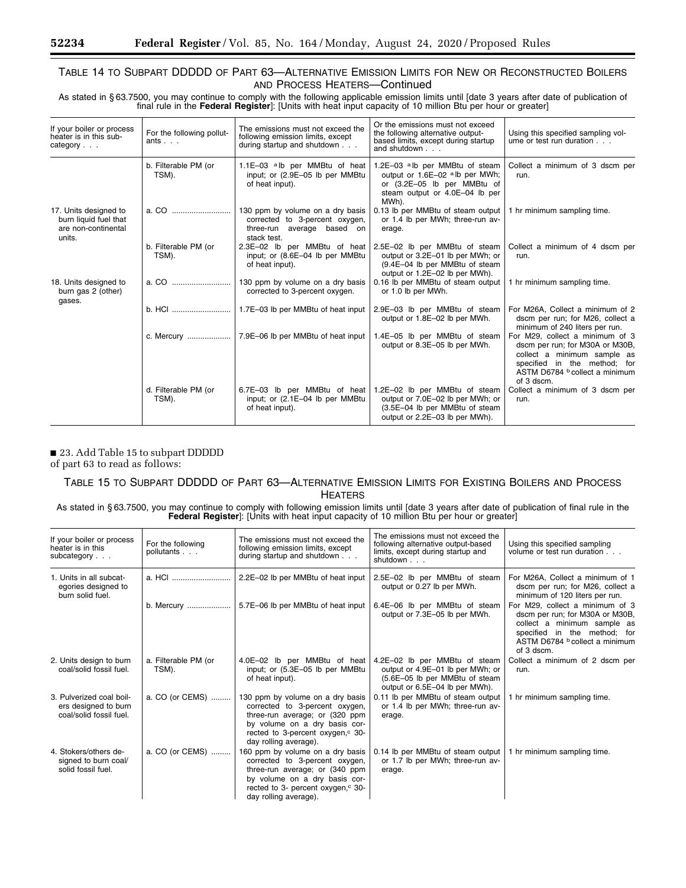### TABLE 14 TO SUBPART DDDDD OF PART 63—ALTERNATIVE EMISSION LIMITS FOR NEW OR RECONSTRUCTED BOILERS AND PROCESS HEATERS—Continued

As stated in § 63.7500, you may continue to comply with the following applicable emission limits until [date 3 years after date of publication of final rule in the **Federal Register**]: [Units with heat input capacity of 10 million Btu per hour or greater]

| If your boiler or process heater is in this subcategory . . . | For the following pollutants . . . | The emissions must not exceed the following emission limits, except during startup and shutdown . . . | Or the emissions must not exceed the following alternative output-based limits, except during startup and shutdown . . . | Using this specified sampling volume or test run duration . . . |
|---|---|---|---|---|
| | b. Filterable PM (or TSM). | 1.1E–03 [a] lb per MMBtu of heat input; or (2.9E–05 lb per MMBtu of heat input). | 1.2E–03 [a] lb per MMBtu of steam output or 1.6E–02 [a] lb per MWh; or (3.2E–05 lb per MMBtu of steam output or 4.0E–04 lb per MWh). | Collect a minimum of 3 dscm per run. |
| 17. Units designed to burn liquid fuel that are non-continental units. | a. CO | 130 ppm by volume on a dry basis corrected to 3-percent oxygen, three-run average based on stack test. | 0.13 lb per MMBtu of steam output or 1.4 lb per MWh; three-run average. | 1 hr minimum sampling time. |
| | b. Filterable PM (or TSM). | 2.3E–02 lb per MMBtu of heat input; or (8.6E–04 lb per MMBtu of heat input). | 2.5E–02 lb per MMBtu of steam output or 3.2E–01 lb per MWh; or (9.4E–04 lb per MMBtu of steam output or 1.2E–02 lb per MWh). | Collect a minimum of 4 dscm per run. |
| 18. Units designed to burn gas 2 (other) gases. | a. CO | 130 ppm by volume on a dry basis corrected to 3-percent oxygen. | 0.16 lb per MMBtu of steam output or 1.0 lb per MWh. | 1 hr minimum sampling time. |
| | b. HCl | 1.7E–03 lb per MMBtu of heat input | 2.9E–03 lb per MMBtu of steam output or 1.8E–02 lb per MWh. | For M26A, Collect a minimum of 2 dscm per run; for M26, collect a minimum of 240 liters per run. |
| | c. Mercury | 7.9E–06 lb per MMBtu of heat input | 1.4E–05 lb per MMBtu of steam output or 8.3E–05 lb per MWh. | For M29, collect a minimum of 3 dscm per run; for M30A or M30B, collect a minimum sample as specified in the method; for ASTM D6784 [b] collect a minimum of 3 dscm. |
| | d. Filterable PM (or TSM). | 6.7E–03 lb per MMBtu of heat input; or (2.1E–04 lb per MMBtu of heat input). | 1.2E–02 lb per MMBtu of steam output or 7.0E–02 lb per MWh; or (3.5E–04 lb per MMBtu of steam output or 2.2E–03 lb per MWh). | Collect a minimum of 3 dscm per run. |

■ 23. Add Table 15 to subpart DDDDD of part 63 to read as follows:

### TABLE 15 TO SUBPART DDDDD OF PART 63—ALTERNATIVE EMISSION LIMITS FOR EXISTING BOILERS AND PROCESS HEATERS

As stated in § 63.7500, you may continue to comply with following emission limits until [date 3 years after date of publication of final rule in the **Federal Register**]: [Units with heat input capacity of 10 million Btu per hour or greater]

| If your boiler or process heater is in this subcategory . . . | For the following pollutants . . . | The emissions must not exceed the following emission limits, except during startup and shutdown . . . | The emissions must not exceed the following alternative output-based limits, except during startup and shutdown . . . | Using this specified sampling volume or test run duration . . . |
|---|---|---|---|---|
| 1. Units in all subcategories designed to burn solid fuel. | a. HCl | 2.2E–02 lb per MMBtu of heat input | 2.5E–02 lb per MMBtu of steam output or 0.27 lb per MWh. | For M26A, Collect a minimum of 1 dscm per run; for M26, collect a minimum of 120 liters per run. |
| | b. Mercury | 5.7E–06 lb per MMBtu of heat input | 6.4E–06 lb per MMBtu of steam output or 7.3E–05 lb per MWh. | For M29, collect a minimum of 3 dscm per run; for M30A or M30B, collect a minimum sample as specified in the method; for ASTM D6784 [b] collect a minimum of 3 dscm. |
| 2. Units design to burn coal/solid fossil fuel. | a. Filterable PM (or TSM). | 4.0E–02 lb per MMBtu of heat input; or (5.3E–05 lb per MMBtu of heat input). | 4.2E–02 lb per MMBtu of steam output or 4.9E–01 lb per MWh; or (5.6E–05 lb per MMBtu of steam output or 6.5E–04 lb per MWh). | Collect a minimum of 2 dscm per run. |
| 3. Pulverized coal boilers designed to burn coal/solid fossil fuel. | a. CO (or CEMS) | 130 ppm by volume on a dry basis corrected to 3-percent oxygen, three-run average; or (320 ppm by volume on a dry basis corrected to 3-percent oxygen,[c] 30-day rolling average). | 0.11 lb per MMBtu of steam output or 1.4 lb per MWh; three-run average. | 1 hr minimum sampling time. |
| 4. Stokers/others designed to burn coal/solid fossil fuel. | a. CO (or CEMS) | 160 ppm by volume on a dry basis corrected to 3-percent oxygen, three-run average; or (340 ppm by volume on a dry basis corrected to 3- percent oxygen,[c] 30-day rolling average). | 0.14 lb per MMBtu of steam output or 1.7 lb per MWh; three-run average. | 1 hr minimum sampling time. |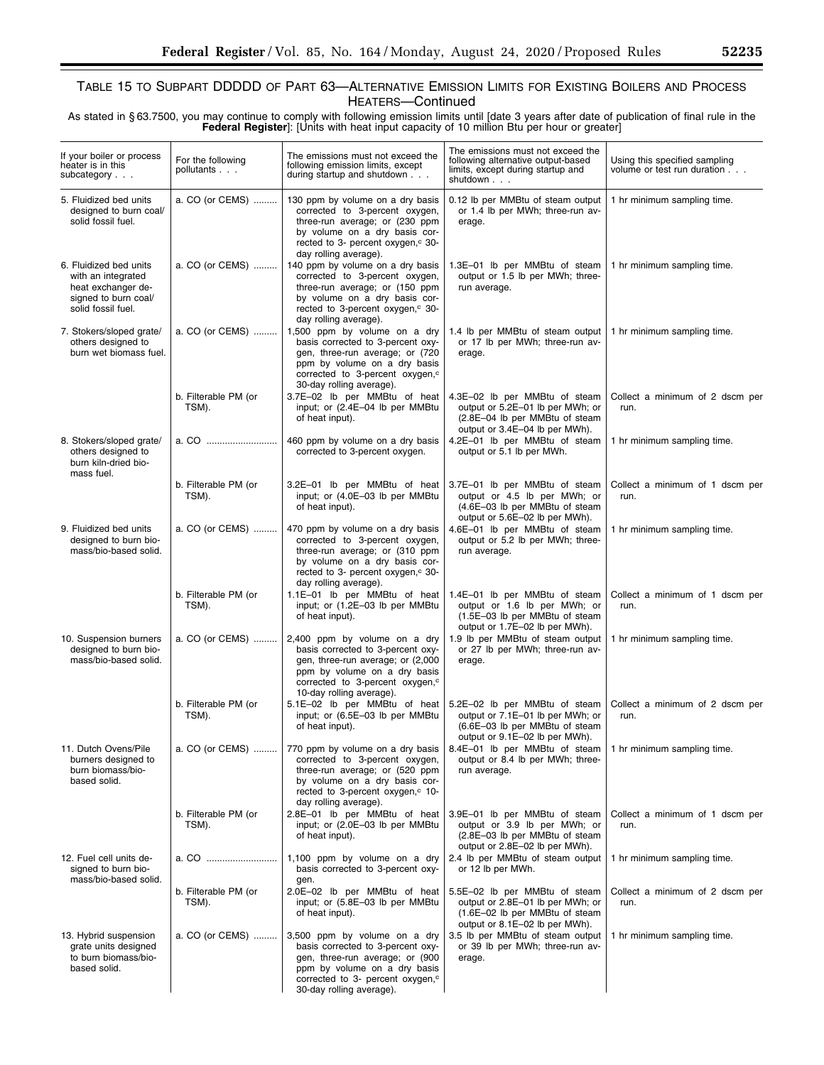### TABLE 15 TO SUBPART DDDDD OF PART 63—ALTERNATIVE EMISSION LIMITS FOR EXISTING BOILERS AND PROCESS HEATERS—Continued

As stated in § 63.7500, you may continue to comply with following emission limits until [date 3 years after date of publication of final rule in the **Federal Register**]: [Units with heat input capacity of 10 million Btu per hour or greater]

| If your boiler or process heater is in this subcategory . . . | For the following pollutants . . . | The emissions must not exceed the following emission limits, except during startup and shutdown . . . | The emissions must not exceed the following alternative output-based limits, except during startup and shutdown . . . | Using this specified sampling volume or test run duration . . . |
|---|---|---|---|---|
| 5. Fluidized bed units designed to burn coal/solid fossil fuel. | a. CO (or CEMS) | 130 ppm by volume on a dry basis corrected to 3-percent oxygen, three-run average; or (230 ppm by volume on a dry basis corrected to 3- percent oxygen,[c] 30-day rolling average). | 0.12 lb per MMBtu of steam output or 1.4 lb per MWh; three-run average. | 1 hr minimum sampling time. |
| 6. Fluidized bed units with an integrated heat exchanger designed to burn coal/solid fossil fuel. | a. CO (or CEMS) | 140 ppm by volume on a dry basis corrected to 3-percent oxygen, three-run average; or (150 ppm by volume on a dry basis corrected to 3-percent oxygen,[c] 30-day rolling average). | 1.3E–01 lb per MMBtu of steam output or 1.5 lb per MWh; three-run average. | 1 hr minimum sampling time. |
| 7. Stokers/sloped grate/others designed to burn wet biomass fuel. | a. CO (or CEMS) | 1,500 ppm by volume on a dry basis corrected to 3-percent oxygen, three-run average; or (720 ppm by volume on a dry basis corrected to 3-percent oxygen,[c] 30-day rolling average). | 1.4 lb per MMBtu of steam output or 17 lb per MWh; three-run average. | 1 hr minimum sampling time. |
| | b. Filterable PM (or TSM). | 3.7E–02 lb per MMBtu of heat input; or (2.4E–04 lb per MMBtu of heat input). | 4.3E–02 lb per MMBtu of steam output or 5.2E–01 lb per MWh; or (2.8E–04 lb per MMBtu of steam output or 3.4E–04 lb per MWh). | Collect a minimum of 2 dscm per run. |
| 8. Stokers/sloped grate/others designed to burn kiln-dried biomass fuel. | a. CO | 460 ppm by volume on a dry basis corrected to 3-percent oxygen. | 4.2E–01 lb per MMBtu of steam output or 5.1 lb per MWh. | 1 hr minimum sampling time. |
| | b. Filterable PM (or TSM). | 3.2E–01 lb per MMBtu of heat input; or (4.0E–03 lb per MMBtu of heat input). | 3.7E–01 lb per MMBtu of steam output or 4.5 lb per MWh; or (4.6E–03 lb per MMBtu of steam output or 5.6E–02 lb per MWh). | Collect a minimum of 1 dscm per run. |
| 9. Fluidized bed units designed to burn biomass/bio-based solid. | a. CO (or CEMS) | 470 ppm by volume on a dry basis corrected to 3-percent oxygen, three-run average; or (310 ppm by volume on a dry basis corrected to 3- percent oxygen,[c] 30-day rolling average). | 4.6E–01 lb per MMBtu of steam output or 5.2 lb per MWh; three-run average. | 1 hr minimum sampling time. |
| | b. Filterable PM (or TSM). | 1.1E–01 lb per MMBtu of heat input; or (1.2E–03 lb per MMBtu of heat input). | 1.4E–01 lb per MMBtu of steam output or 1.6 lb per MWh; or (1.5E–03 lb per MMBtu of steam output or 1.7E–02 lb per MWh). | Collect a minimum of 1 dscm per run. |
| 10. Suspension burners designed to burn biomass/bio-based solid. | a. CO (or CEMS) | 2,400 ppm by volume on a dry basis corrected to 3-percent oxygen, three-run average; or (2,000 ppm by volume on a dry basis corrected to 3-percent oxygen,[c] 10-day rolling average). | 1.9 lb per MMBtu of steam output or 27 lb per MWh; three-run average. | 1 hr minimum sampling time. |
| | b. Filterable PM (or TSM). | 5.1E–02 lb per MMBtu of heat input; or (6.5E–03 lb per MMBtu of heat input). | 5.2E–02 lb per MMBtu of steam output or 7.1E–01 lb per MWh; or (6.6E–03 lb per MMBtu of steam output or 9.1E–02 lb per MWh). | Collect a minimum of 2 dscm per run. |
| 11. Dutch Ovens/Pile burners designed to burn biomass/bio-based solid. | a. CO (or CEMS) | 770 ppm by volume on a dry basis corrected to 3-percent oxygen, three-run average; or (520 ppm by volume on a dry basis corrected to 3-percent oxygen,[c] 10-day rolling average). | 8.4E–01 lb per MMBtu of steam output or 8.4 lb per MWh; three-run average. | 1 hr minimum sampling time. |
| | b. Filterable PM (or TSM). | 2.8E–01 lb per MMBtu of heat input; or (2.0E–03 lb per MMBtu of heat input). | 3.9E–01 lb per MMBtu of steam output or 3.9 lb per MWh; or (2.8E–03 lb per MMBtu of steam output or 2.8E–02 lb per MWh). | Collect a minimum of 1 dscm per run. |
| 12. Fuel cell units designed to burn biomass/bio-based solid. | a. CO | 1,100 ppm by volume on a dry basis corrected to 3-percent oxygen. | 2.4 lb per MMBtu of steam output or 12 lb per MWh. | 1 hr minimum sampling time. |
| | b. Filterable PM (or TSM). | 2.0E–02 lb per MMBtu of heat input; or (5.8E–03 lb per MMBtu of heat input). | 5.5E–02 lb per MMBtu of steam output or 2.8E–01 lb per MWh; or (1.6E–02 lb per MMBtu of steam output or 8.1E–02 lb per MWh). | Collect a minimum of 2 dscm per run. |
| 13. Hybrid suspension grate units designed to burn biomass/bio-based solid. | a. CO (or CEMS) | 3,500 ppm by volume on a dry basis corrected to 3-percent oxygen, three-run average; or (900 ppm by volume on a dry basis corrected to 3- percent oxygen,[c] 30-day rolling average). | 3.5 lb per MMBtu of steam output or 39 lb per MWh; three-run average. | 1 hr minimum sampling time. |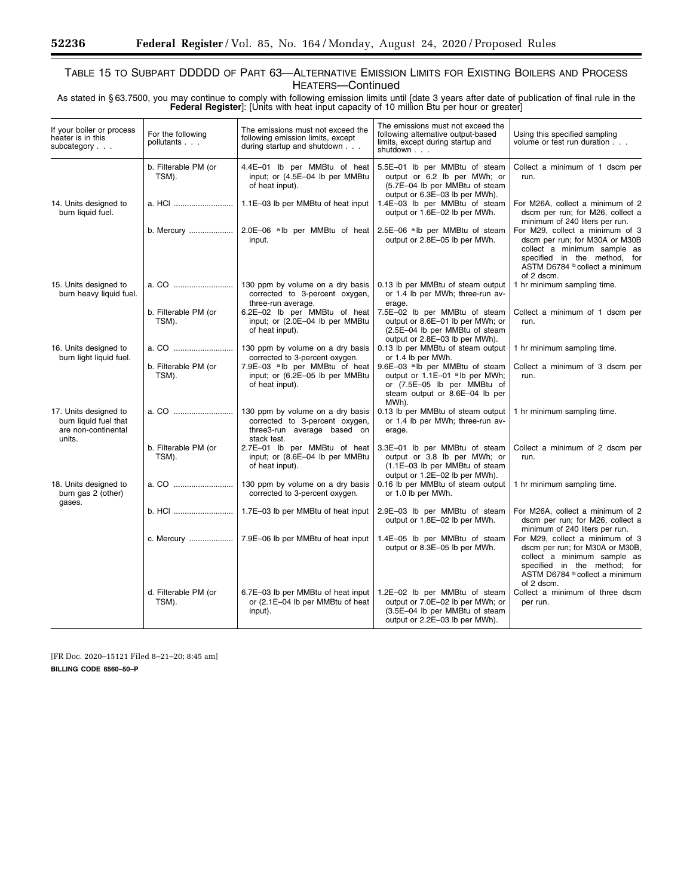## TABLE 15 TO SUBPART DDDDD OF PART 63—ALTERNATIVE EMISSION LIMITS FOR EXISTING BOILERS AND PROCESS HEATERS—Continued

As stated in § 63.7500, you may continue to comply with following emission limits until [date 3 years after date of publication of final rule in the **Federal Register**]: [Units with heat input capacity of 10 million Btu per hour or greater]

| If your boiler or process heater is in this subcategory . . . | For the following pollutants . . . | The emissions must not exceed the following emission limits, except during startup and shutdown . . . | The emissions must not exceed the following alternative output-based limits, except during startup and shutdown . . . | Using this specified sampling volume or test run duration . . . |
|---|---|---|---|---|
| | b. Filterable PM (or TSM). | 4.4E–01 lb per MMBtu of heat input; or (4.5E–04 lb per MMBtu of heat input). | 5.5E–01 lb per MMBtu of steam output or 6.2 lb per MWh; or (5.7E–04 lb per MMBtu of steam output or 6.3E–03 lb per MWh). | Collect a minimum of 1 dscm per run. |
| 14. Units designed to burn liquid fuel. | a. HCl | 1.1E–03 lb per MMBtu of heat input | 1.4E–03 lb per MMBtu of steam output or 1.6E–02 lb per MWh. | For M26A, collect a minimum of 2 dscm per run; for M26, collect a minimum of 240 liters per run. |
| | b. Mercury | 2.0E–06 [a] lb per MMBtu of heat input. | 2.5E–06 [a] lb per MMBtu of steam output or 2.8E–05 lb per MWh. | For M29, collect a minimum of 3 dscm per run; for M30A or M30B collect a minimum sample as specified in the method, for ASTM D6784 [b] collect a minimum of 2 dscm. |
| 15. Units designed to burn heavy liquid fuel. | a. CO | 130 ppm by volume on a dry basis corrected to 3-percent oxygen, three-run average. | 0.13 lb per MMBtu of steam output or 1.4 lb per MWh; three-run average. | 1 hr minimum sampling time. |
| | b. Filterable PM (or TSM). | 6.2E–02 lb per MMBtu of heat input; or (2.0E–04 lb per MMBtu of heat input). | 7.5E–02 lb per MMBtu of steam output or 8.6E–01 lb per MWh; or (2.5E–04 lb per MMBtu of steam output or 2.8E–03 lb per MWh). | Collect a minimum of 1 dscm per run. |
| 16. Units designed to burn light liquid fuel. | a. CO | 130 ppm by volume on a dry basis corrected to 3-percent oxygen. | 0.13 lb per MMBtu of steam output or 1.4 lb per MWh. | 1 hr minimum sampling time. |
| | b. Filterable PM (or TSM). | 7.9E–03 [a] lb per MMBtu of heat input; or (6.2E–05 lb per MMBtu of heat input). | 9.6E–03 [a] lb per MMBtu of steam output or 1.1E–01 [a] lb per MWh; or (7.5E–05 lb per MMBtu of steam output or 8.6E–04 lb per MWh). | Collect a minimum of 3 dscm per run. |
| 17. Units designed to burn liquid fuel that are non-continental units. | a. CO | 130 ppm by volume on a dry basis corrected to 3-percent oxygen, three3-run average based on stack test. | 0.13 lb per MMBtu of steam output or 1.4 lb per MWh; three-run average. | 1 hr minimum sampling time. |
| | b. Filterable PM (or TSM). | 2.7E–01 lb per MMBtu of heat input; or (8.6E–04 lb per MMBtu of heat input). | 3.3E–01 lb per MMBtu of steam output or 3.8 lb per MWh; or (1.1E–03 lb per MMBtu of steam output or 1.2E–02 lb per MWh). | Collect a minimum of 2 dscm per run. |
| 18. Units designed to burn gas 2 (other) gases. | a. CO | 130 ppm by volume on a dry basis corrected to 3-percent oxygen. | 0.16 lb per MMBtu of steam output or 1.0 lb per MWh. | 1 hr minimum sampling time. |
| | b. HCl | 1.7E–03 lb per MMBtu of heat input | 2.9E–03 lb per MMBtu of steam output or 1.8E–02 lb per MWh. | For M26A, collect a minimum of 2 dscm per run; for M26, collect a minimum of 240 liters per run. |
| | c. Mercury | 7.9E–06 lb per MMBtu of heat input | 1.4E–05 lb per MMBtu of steam output or 8.3E–05 lb per MWh. | For M29, collect a minimum of 3 dscm per run; for M30A or M30B, collect a minimum sample as specified in the method; for ASTM D6784 [b] collect a minimum of 2 dscm. |
| | d. Filterable PM (or TSM). | 6.7E–03 lb per MMBtu of heat input or (2.1E–04 lb per MMBtu of heat input). | 1.2E–02 lb per MMBtu of steam output or 7.0E–02 lb per MWh; or (3.5E–04 lb per MMBtu of steam output or 2.2E–03 lb per MWh). | Collect a minimum of three dscm per run. |

[FR Doc. 2020–15121 Filed 8–21–20; 8:45 am]

**BILLING CODE 6560–50–P**